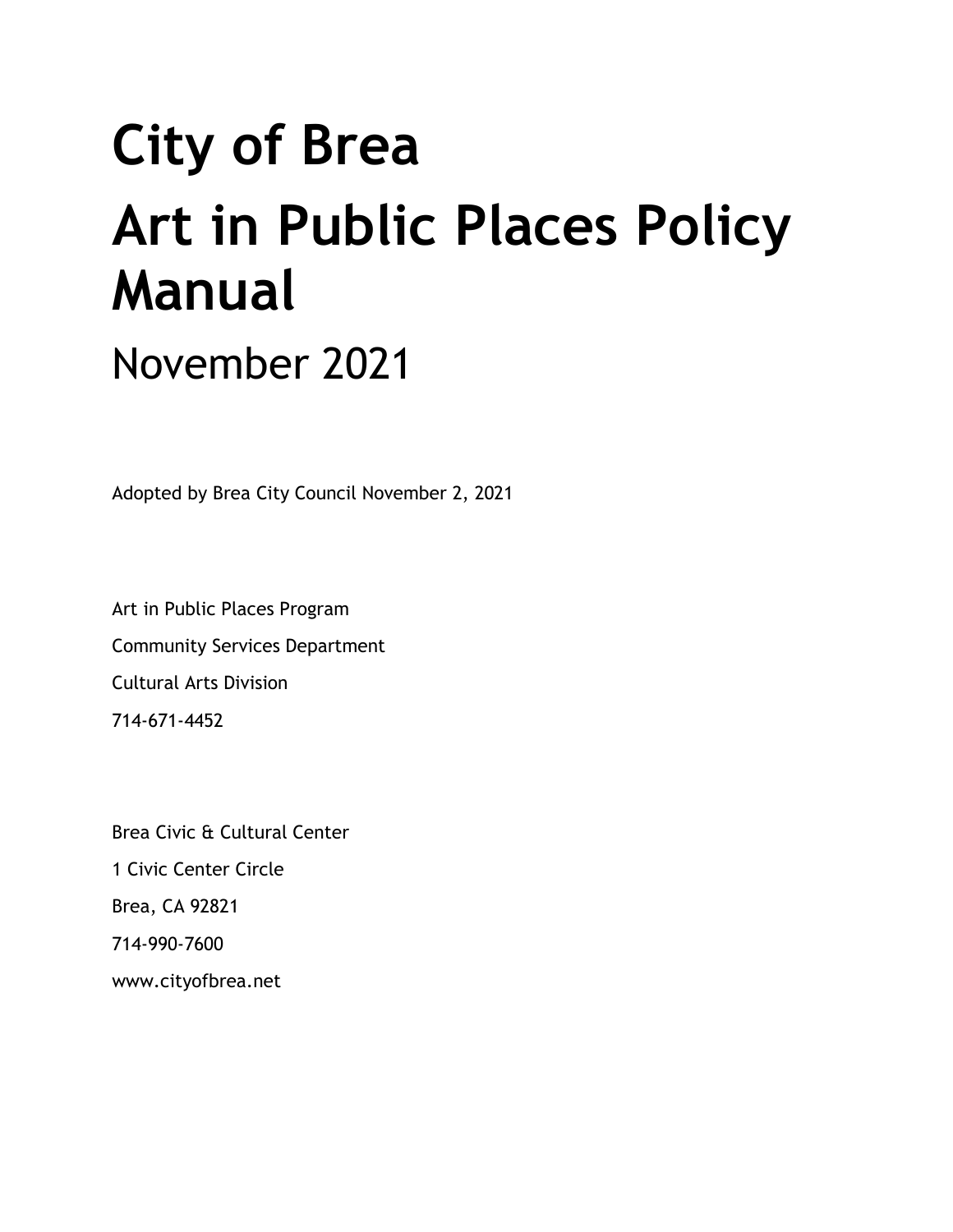# City of Brea

# Art in Public Places Policy Manual

## November 2021

Adopted by Brea City Council November 2, 2021

Art in Public Places Program

Community Services Department

Cultural Arts Division

714-671-4452

Brea Civic & Cultural Center

1 Civic Center Circle

Brea, CA 92821

714-990-7600

www.cityofbrea.net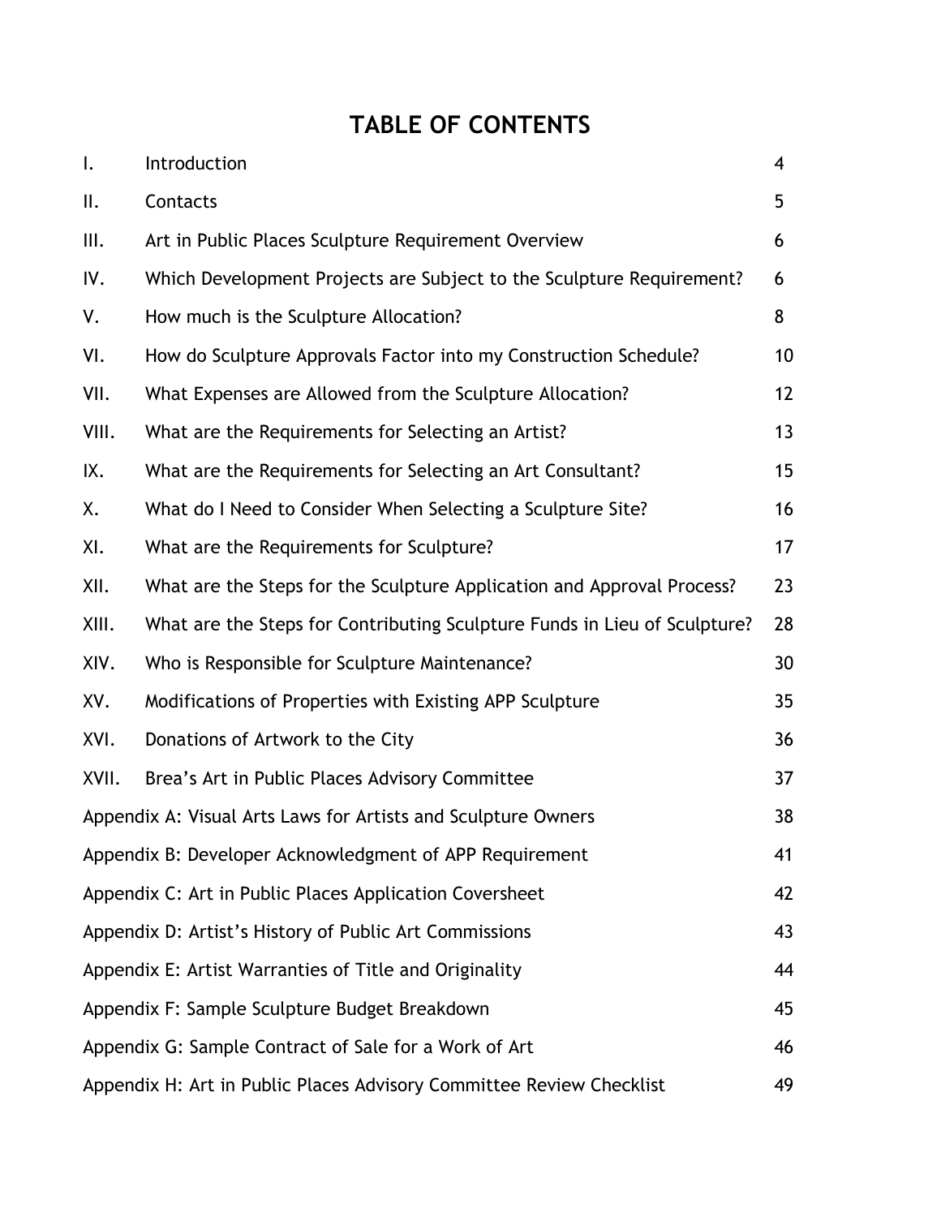# TABLE OF CONTENTS

| | | |
|---|---|---|
| I. | Introduction | 4 |
| II. | Contacts | 5 |
| III. | Art in Public Places Sculpture Requirement Overview | 6 |
| IV. | Which Development Projects are Subject to the Sculpture Requirement? | 6 |
| V. | How much is the Sculpture Allocation? | 8 |
| VI. | How do Sculpture Approvals Factor into my Construction Schedule? | 10 |
| VII. | What Expenses are Allowed from the Sculpture Allocation? | 12 |
| VIII. | What are the Requirements for Selecting an Artist? | 13 |
| IX. | What are the Requirements for Selecting an Art Consultant? | 15 |
| X. | What do I Need to Consider When Selecting a Sculpture Site? | 16 |
| XI. | What are the Requirements for Sculpture? | 17 |
| XII. | What are the Steps for the Sculpture Application and Approval Process? | 23 |
| XIII. | What are the Steps for Contributing Sculpture Funds in Lieu of Sculpture? | 28 |
| XIV. | Who is Responsible for Sculpture Maintenance? | 30 |
| XV. | Modifications of Properties with Existing APP Sculpture | 35 |
| XVI. | Donations of Artwork to the City | 36 |
| XVII. | Brea's Art in Public Places Advisory Committee | 37 |
| Appendix A: Visual Arts Laws for Artists and Sculpture Owners | | 38 |
| Appendix B: Developer Acknowledgment of APP Requirement | | 41 |
| Appendix C: Art in Public Places Application Coversheet | | 42 |
| Appendix D: Artist's History of Public Art Commissions | | 43 |
| Appendix E: Artist Warranties of Title and Originality | | 44 |
| Appendix F: Sample Sculpture Budget Breakdown | | 45 |
| Appendix G: Sample Contract of Sale for a Work of Art | | 46 |
| Appendix H: Art in Public Places Advisory Committee Review Checklist | | 49 |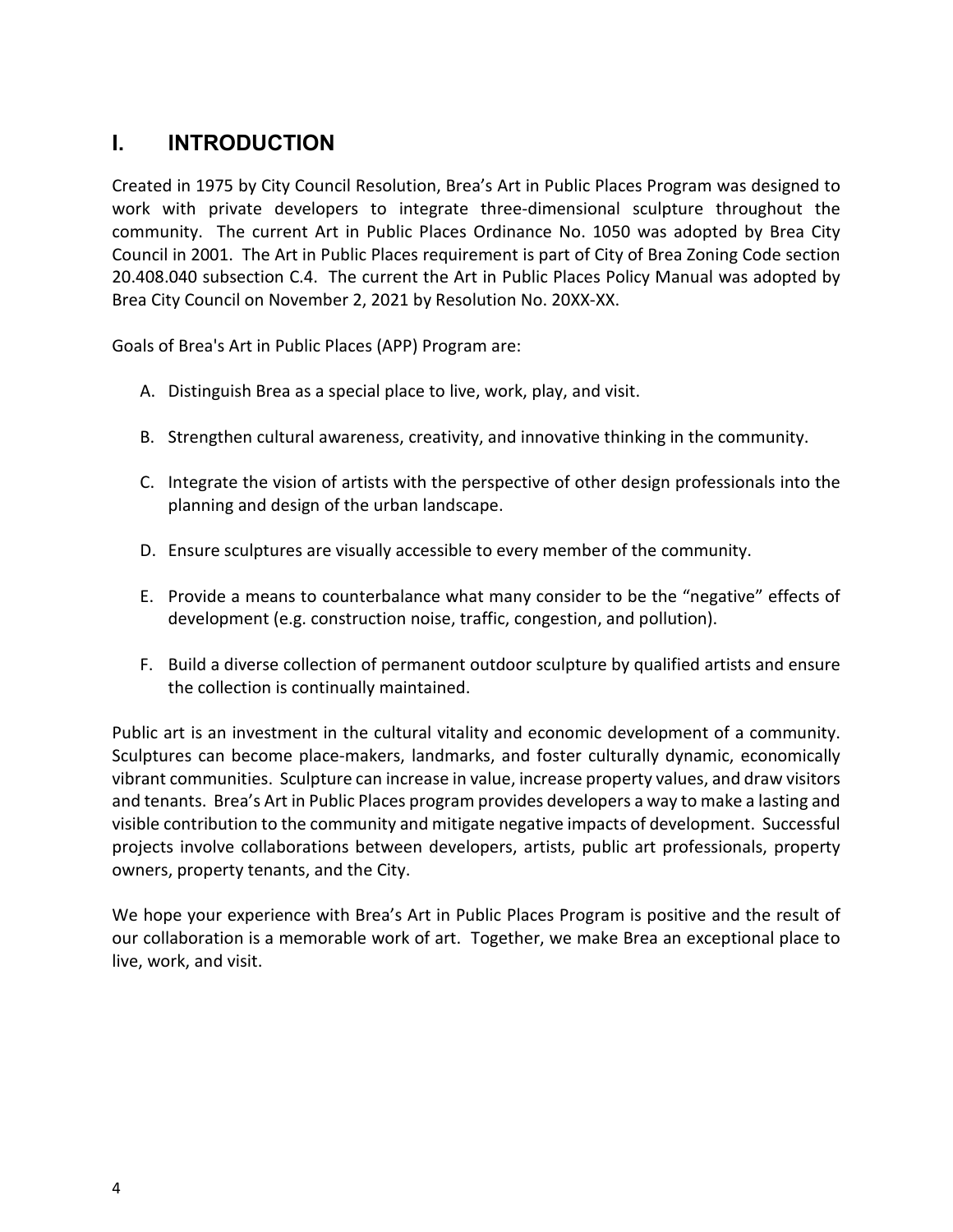# I. INTRODUCTION

Created in 1975 by City Council Resolution, Brea's Art in Public Places Program was designed to work with private developers to integrate three-dimensional sculpture throughout the community. The current Art in Public Places Ordinance No. 1050 was adopted by Brea City Council in 2001. The Art in Public Places requirement is part of City of Brea Zoning Code section 20.408.040 subsection C.4. The current the Art in Public Places Policy Manual was adopted by Brea City Council on November 2, 2021 by Resolution No. 20XX-XX.

Goals of Brea's Art in Public Places (APP) Program are:

A. Distinguish Brea as a special place to live, work, play, and visit.

B. Strengthen cultural awareness, creativity, and innovative thinking in the community.

C. Integrate the vision of artists with the perspective of other design professionals into the planning and design of the urban landscape.

D. Ensure sculptures are visually accessible to every member of the community.

E. Provide a means to counterbalance what many consider to be the "negative" effects of development (e.g. construction noise, traffic, congestion, and pollution).

F. Build a diverse collection of permanent outdoor sculpture by qualified artists and ensure the collection is continually maintained.

Public art is an investment in the cultural vitality and economic development of a community. Sculptures can become place-makers, landmarks, and foster culturally dynamic, economically vibrant communities. Sculpture can increase in value, increase property values, and draw visitors and tenants. Brea's Art in Public Places program provides developers a way to make a lasting and visible contribution to the community and mitigate negative impacts of development. Successful projects involve collaborations between developers, artists, public art professionals, property owners, property tenants, and the City.

We hope your experience with Brea's Art in Public Places Program is positive and the result of our collaboration is a memorable work of art. Together, we make Brea an exceptional place to live, work, and visit.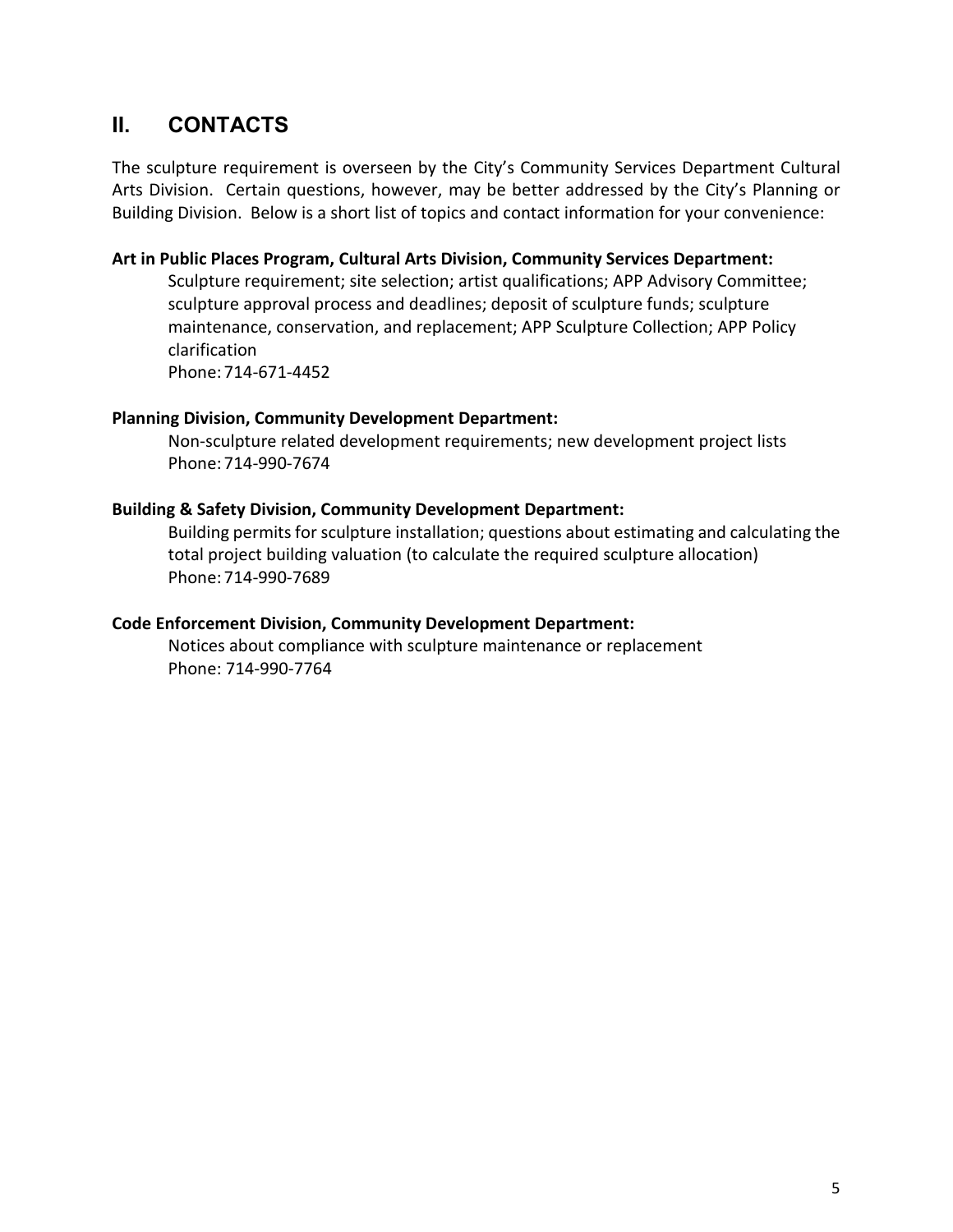## II. CONTACTS

The sculpture requirement is overseen by the City's Community Services Department Cultural Arts Division. Certain questions, however, may be better addressed by the City's Planning or Building Division. Below is a short list of topics and contact information for your convenience:

**Art in Public Places Program, Cultural Arts Division, Community Services Department:**

Sculpture requirement; site selection; artist qualifications; APP Advisory Committee; sculpture approval process and deadlines; deposit of sculpture funds; sculpture maintenance, conservation, and replacement; APP Sculpture Collection; APP Policy clarification
Phone: 714-671-4452

**Planning Division, Community Development Department:**

Non-sculpture related development requirements; new development project lists
Phone: 714-990-7674

**Building & Safety Division, Community Development Department:**

Building permits for sculpture installation; questions about estimating and calculating the total project building valuation (to calculate the required sculpture allocation)
Phone: 714-990-7689

**Code Enforcement Division, Community Development Department:**

Notices about compliance with sculpture maintenance or replacement
Phone: 714-990-7764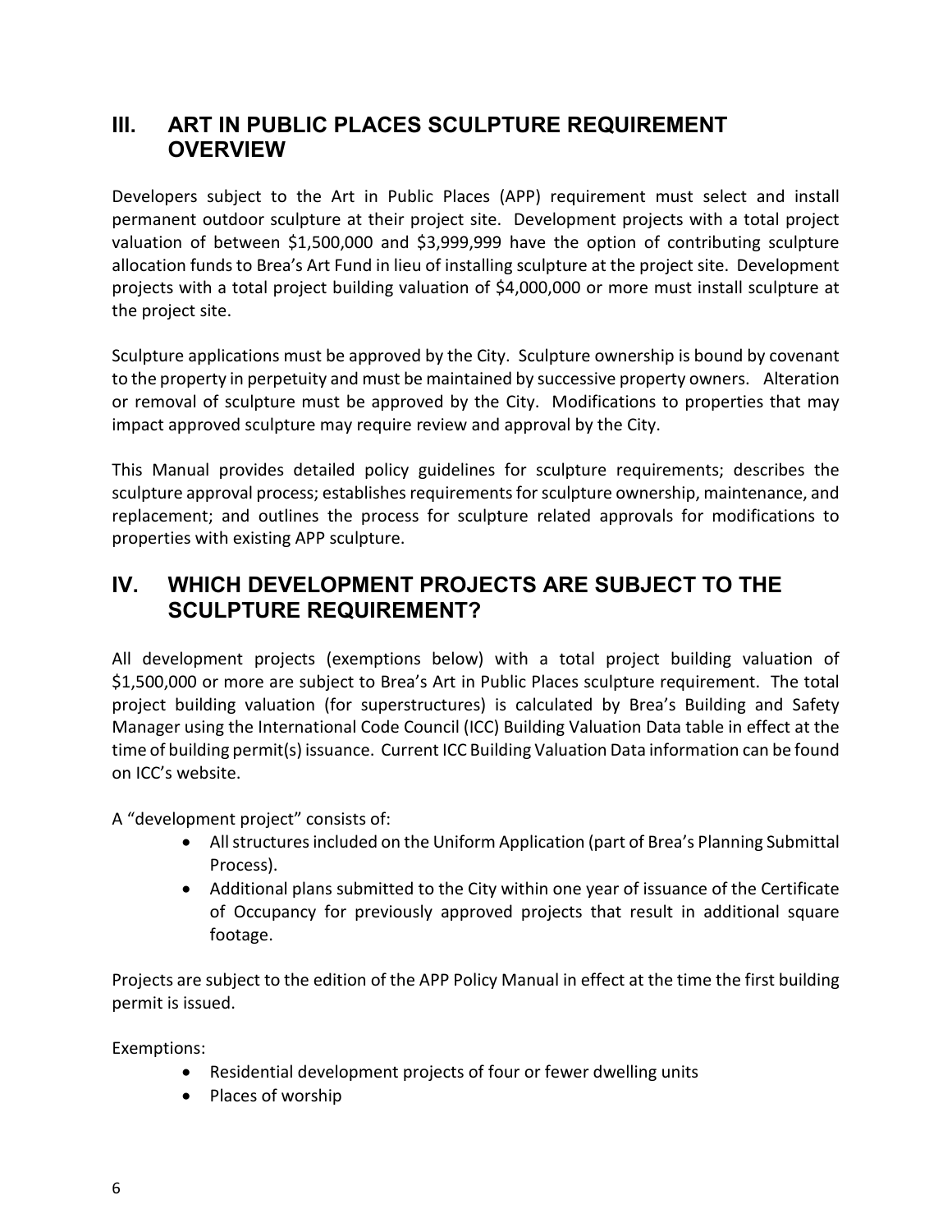## III. ART IN PUBLIC PLACES SCULPTURE REQUIREMENT OVERVIEW

Developers subject to the Art in Public Places (APP) requirement must select and install permanent outdoor sculpture at their project site. Development projects with a total project valuation of between $1,500,000 and $3,999,999 have the option of contributing sculpture allocation funds to Brea's Art Fund in lieu of installing sculpture at the project site. Development projects with a total project building valuation of $4,000,000 or more must install sculpture at the project site.

Sculpture applications must be approved by the City. Sculpture ownership is bound by covenant to the property in perpetuity and must be maintained by successive property owners. Alteration or removal of sculpture must be approved by the City. Modifications to properties that may impact approved sculpture may require review and approval by the City.

This Manual provides detailed policy guidelines for sculpture requirements; describes the sculpture approval process; establishes requirements for sculpture ownership, maintenance, and replacement; and outlines the process for sculpture related approvals for modifications to properties with existing APP sculpture.

## IV. WHICH DEVELOPMENT PROJECTS ARE SUBJECT TO THE SCULPTURE REQUIREMENT?

All development projects (exemptions below) with a total project building valuation of $1,500,000 or more are subject to Brea's Art in Public Places sculpture requirement. The total project building valuation (for superstructures) is calculated by Brea's Building and Safety Manager using the International Code Council (ICC) Building Valuation Data table in effect at the time of building permit(s) issuance. Current ICC Building Valuation Data information can be found on ICC's website.

A "development project" consists of:

- All structures included on the Uniform Application (part of Brea's Planning Submittal Process).
- Additional plans submitted to the City within one year of issuance of the Certificate of Occupancy for previously approved projects that result in additional square footage.

Projects are subject to the edition of the APP Policy Manual in effect at the time the first building permit is issued.

Exemptions:

- Residential development projects of four or fewer dwelling units
- Places of worship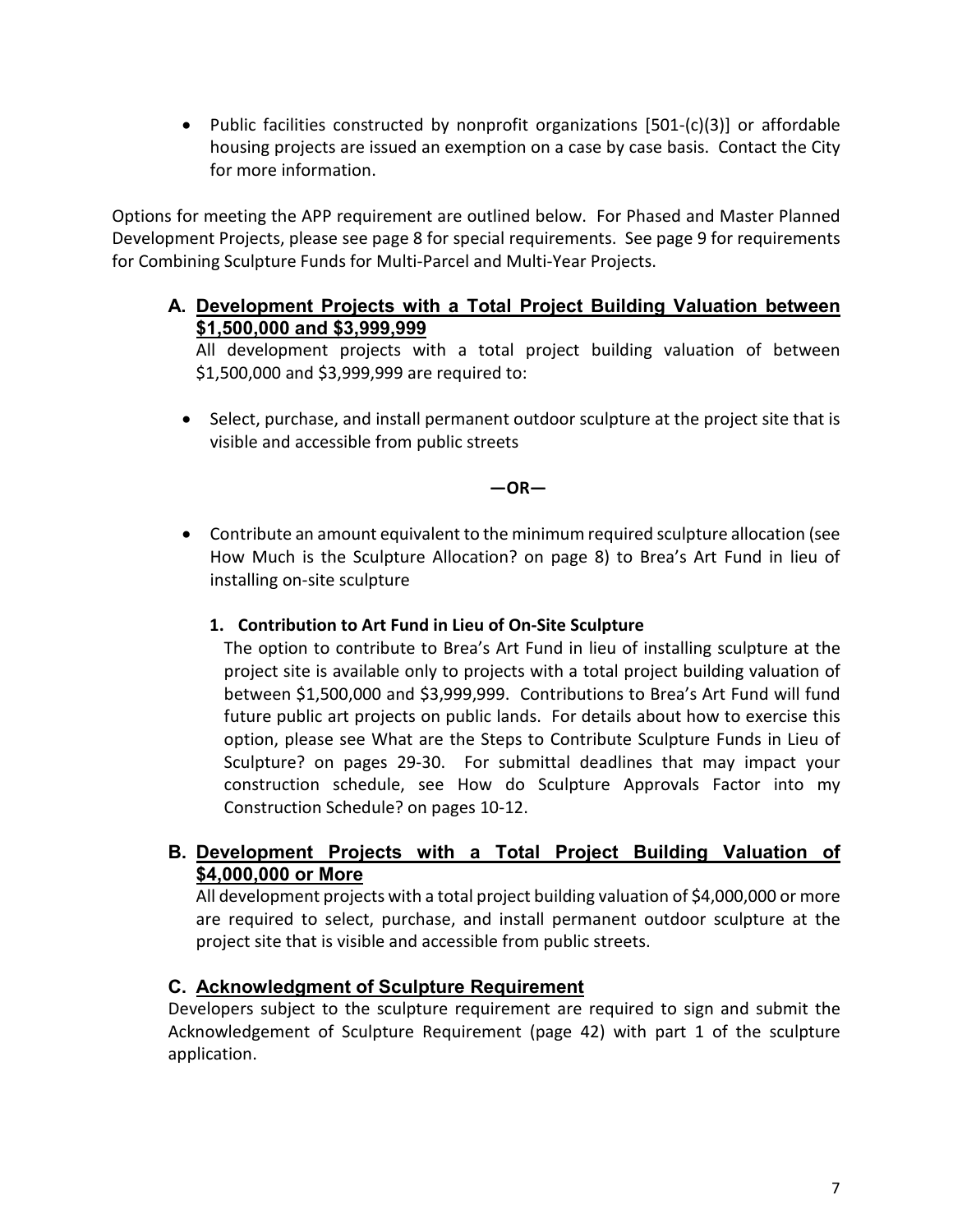- Public facilities constructed by nonprofit organizations [501-(c)(3)] or affordable housing projects are issued an exemption on a case by case basis. Contact the City for more information.

Options for meeting the APP requirement are outlined below. For Phased and Master Planned Development Projects, please see page 8 for special requirements. See page 9 for requirements for Combining Sculpture Funds for Multi-Parcel and Multi-Year Projects.

### A. <u>Development Projects with a Total Project Building Valuation between $1,500,000 and $3,999,999</u>

All development projects with a total project building valuation of between $1,500,000 and $3,999,999 are required to:

- Select, purchase, and install permanent outdoor sculpture at the project site that is visible and accessible from public streets

**—OR—**

- Contribute an amount equivalent to the minimum required sculpture allocation (see How Much is the Sculpture Allocation? on page 8) to Brea's Art Fund in lieu of installing on-site sculpture

#### 1. Contribution to Art Fund in Lieu of On-Site Sculpture

The option to contribute to Brea's Art Fund in lieu of installing sculpture at the project site is available only to projects with a total project building valuation of between $1,500,000 and $3,999,999. Contributions to Brea's Art Fund will fund future public art projects on public lands. For details about how to exercise this option, please see What are the Steps to Contribute Sculpture Funds in Lieu of Sculpture? on pages 29-30. For submittal deadlines that may impact your construction schedule, see How do Sculpture Approvals Factor into my Construction Schedule? on pages 10-12.

### B. <u>Development Projects with a Total Project Building Valuation of $4,000,000 or More</u>

All development projects with a total project building valuation of $4,000,000 or more are required to select, purchase, and install permanent outdoor sculpture at the project site that is visible and accessible from public streets.

### C. <u>Acknowledgment of Sculpture Requirement</u>

Developers subject to the sculpture requirement are required to sign and submit the Acknowledgement of Sculpture Requirement (page 42) with part 1 of the sculpture application.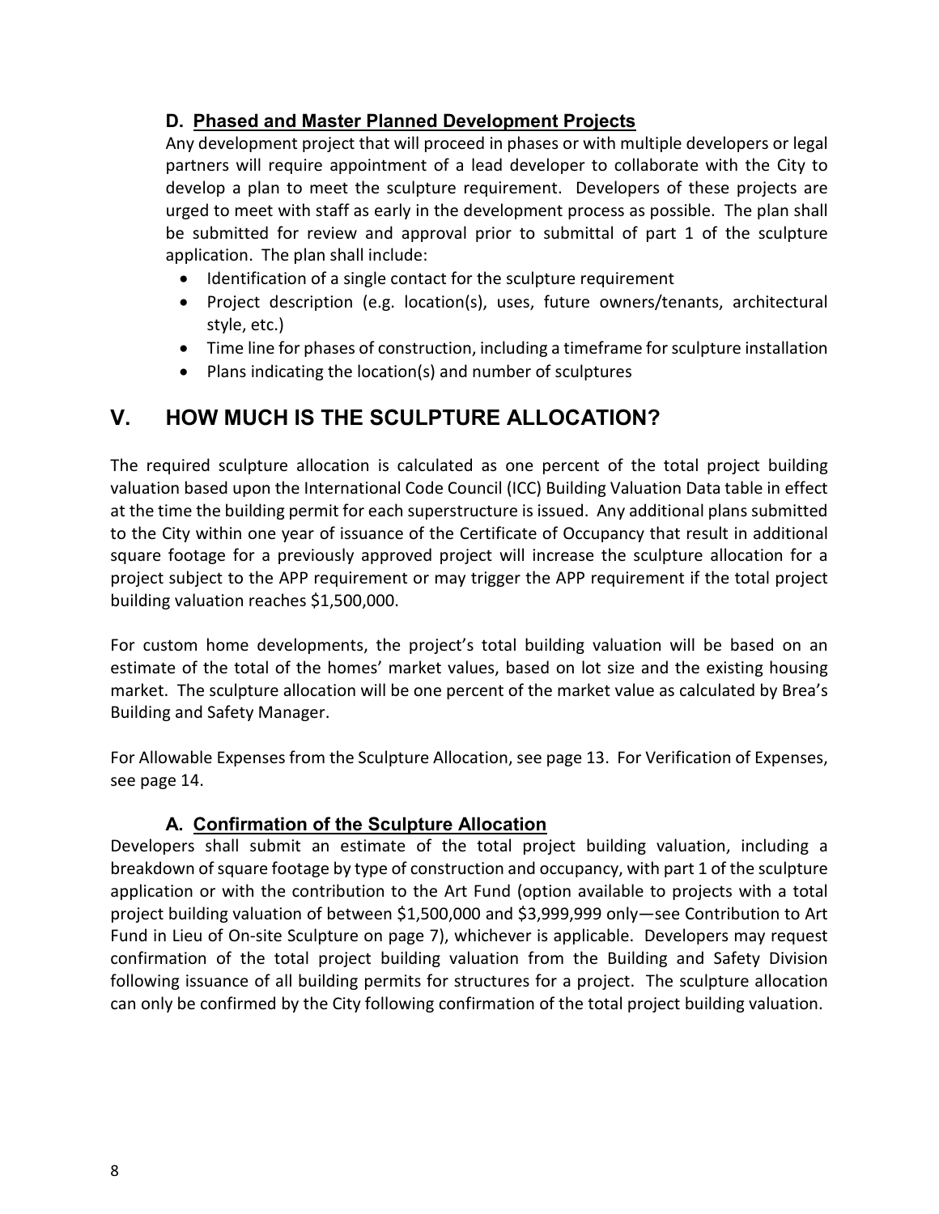### D. Phased and Master Planned Development Projects

Any development project that will proceed in phases or with multiple developers or legal partners will require appointment of a lead developer to collaborate with the City to develop a plan to meet the sculpture requirement. Developers of these projects are urged to meet with staff as early in the development process as possible. The plan shall be submitted for review and approval prior to submittal of part 1 of the sculpture application. The plan shall include:

- Identification of a single contact for the sculpture requirement
- Project description (e.g. location(s), uses, future owners/tenants, architectural style, etc.)
- Time line for phases of construction, including a timeframe for sculpture installation
- Plans indicating the location(s) and number of sculptures

## V. HOW MUCH IS THE SCULPTURE ALLOCATION?

The required sculpture allocation is calculated as one percent of the total project building valuation based upon the International Code Council (ICC) Building Valuation Data table in effect at the time the building permit for each superstructure is issued. Any additional plans submitted to the City within one year of issuance of the Certificate of Occupancy that result in additional square footage for a previously approved project will increase the sculpture allocation for a project subject to the APP requirement or may trigger the APP requirement if the total project building valuation reaches $1,500,000.

For custom home developments, the project's total building valuation will be based on an estimate of the total of the homes' market values, based on lot size and the existing housing market. The sculpture allocation will be one percent of the market value as calculated by Brea's Building and Safety Manager.

For Allowable Expenses from the Sculpture Allocation, see page 13. For Verification of Expenses, see page 14.

### A. Confirmation of the Sculpture Allocation

Developers shall submit an estimate of the total project building valuation, including a breakdown of square footage by type of construction and occupancy, with part 1 of the sculpture application or with the contribution to the Art Fund (option available to projects with a total project building valuation of between $1,500,000 and $3,999,999 only—see Contribution to Art Fund in Lieu of On-site Sculpture on page 7), whichever is applicable. Developers may request confirmation of the total project building valuation from the Building and Safety Division following issuance of all building permits for structures for a project. The sculpture allocation can only be confirmed by the City following confirmation of the total project building valuation.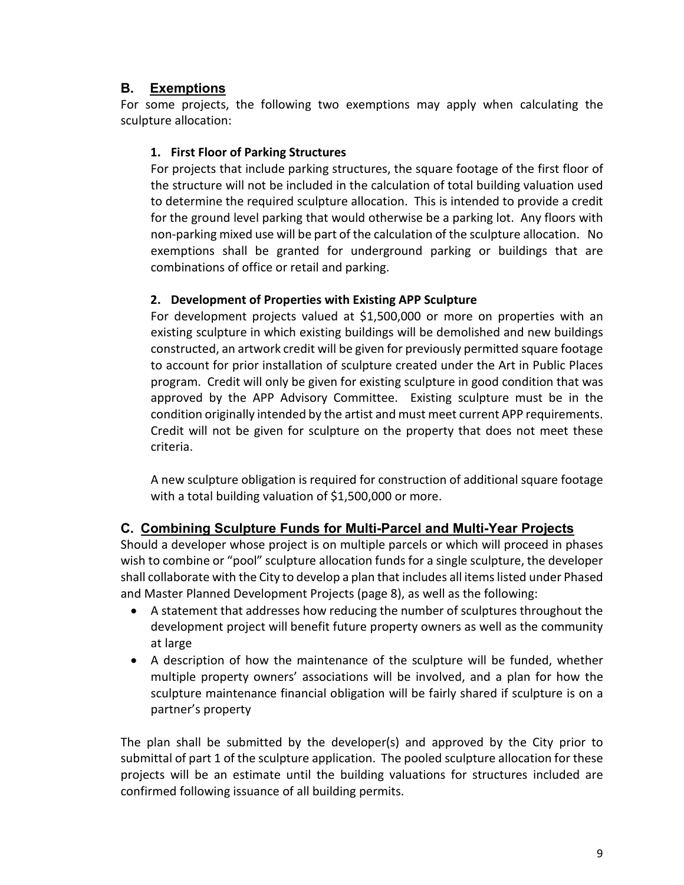## B. Exemptions

For some projects, the following two exemptions may apply when calculating the sculpture allocation:

### 1. First Floor of Parking Structures

For projects that include parking structures, the square footage of the first floor of the structure will not be included in the calculation of total building valuation used to determine the required sculpture allocation. This is intended to provide a credit for the ground level parking that would otherwise be a parking lot. Any floors with non-parking mixed use will be part of the calculation of the sculpture allocation. No exemptions shall be granted for underground parking or buildings that are combinations of office or retail and parking.

### 2. Development of Properties with Existing APP Sculpture

For development projects valued at $1,500,000 or more on properties with an existing sculpture in which existing buildings will be demolished and new buildings constructed, an artwork credit will be given for previously permitted square footage to account for prior installation of sculpture created under the Art in Public Places program. Credit will only be given for existing sculpture in good condition that was approved by the APP Advisory Committee. Existing sculpture must be in the condition originally intended by the artist and must meet current APP requirements. Credit will not be given for sculpture on the property that does not meet these criteria.

A new sculpture obligation is required for construction of additional square footage with a total building valuation of $1,500,000 or more.

## C. Combining Sculpture Funds for Multi-Parcel and Multi-Year Projects

Should a developer whose project is on multiple parcels or which will proceed in phases wish to combine or "pool" sculpture allocation funds for a single sculpture, the developer shall collaborate with the City to develop a plan that includes all items listed under Phased and Master Planned Development Projects (page 8), as well as the following:

- A statement that addresses how reducing the number of sculptures throughout the development project will benefit future property owners as well as the community at large
- A description of how the maintenance of the sculpture will be funded, whether multiple property owners' associations will be involved, and a plan for how the sculpture maintenance financial obligation will be fairly shared if sculpture is on a partner's property

The plan shall be submitted by the developer(s) and approved by the City prior to submittal of part 1 of the sculpture application. The pooled sculpture allocation for these projects will be an estimate until the building valuations for structures included are confirmed following issuance of all building permits.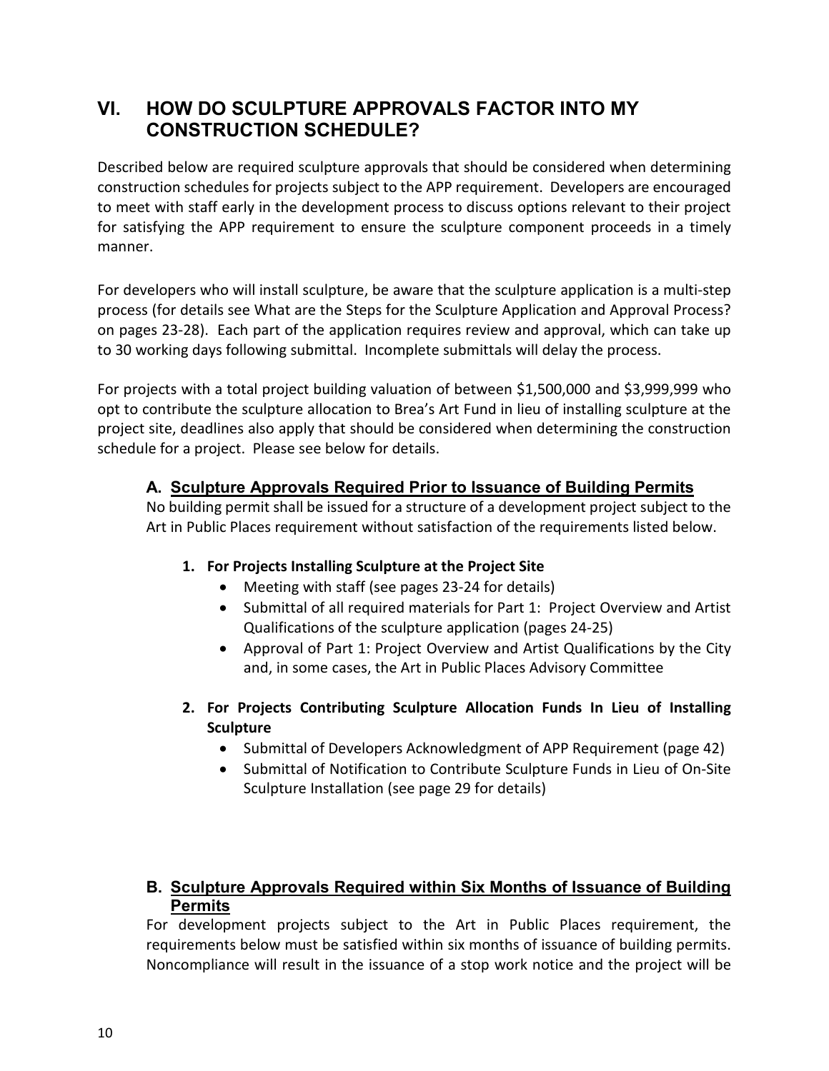## VI. HOW DO SCULPTURE APPROVALS FACTOR INTO MY CONSTRUCTION SCHEDULE?

Described below are required sculpture approvals that should be considered when determining construction schedules for projects subject to the APP requirement. Developers are encouraged to meet with staff early in the development process to discuss options relevant to their project for satisfying the APP requirement to ensure the sculpture component proceeds in a timely manner.

For developers who will install sculpture, be aware that the sculpture application is a multi-step process (for details see What are the Steps for the Sculpture Application and Approval Process? on pages 23-28). Each part of the application requires review and approval, which can take up to 30 working days following submittal. Incomplete submittals will delay the process.

For projects with a total project building valuation of between $1,500,000 and $3,999,999 who opt to contribute the sculpture allocation to Brea's Art Fund in lieu of installing sculpture at the project site, deadlines also apply that should be considered when determining the construction schedule for a project. Please see below for details.

### A. <u>Sculpture Approvals Required Prior to Issuance of Building Permits</u>

No building permit shall be issued for a structure of a development project subject to the Art in Public Places requirement without satisfaction of the requirements listed below.

**1. For Projects Installing Sculpture at the Project Site**

- Meeting with staff (see pages 23-24 for details)
- Submittal of all required materials for Part 1: Project Overview and Artist Qualifications of the sculpture application (pages 24-25)
- Approval of Part 1: Project Overview and Artist Qualifications by the City and, in some cases, the Art in Public Places Advisory Committee

**2. For Projects Contributing Sculpture Allocation Funds In Lieu of Installing Sculpture**

- Submittal of Developers Acknowledgment of APP Requirement (page 42)
- Submittal of Notification to Contribute Sculpture Funds in Lieu of On-Site Sculpture Installation (see page 29 for details)

### B. <u>Sculpture Approvals Required within Six Months of Issuance of Building Permits</u>

For development projects subject to the Art in Public Places requirement, the requirements below must be satisfied within six months of issuance of building permits. Noncompliance will result in the issuance of a stop work notice and the project will be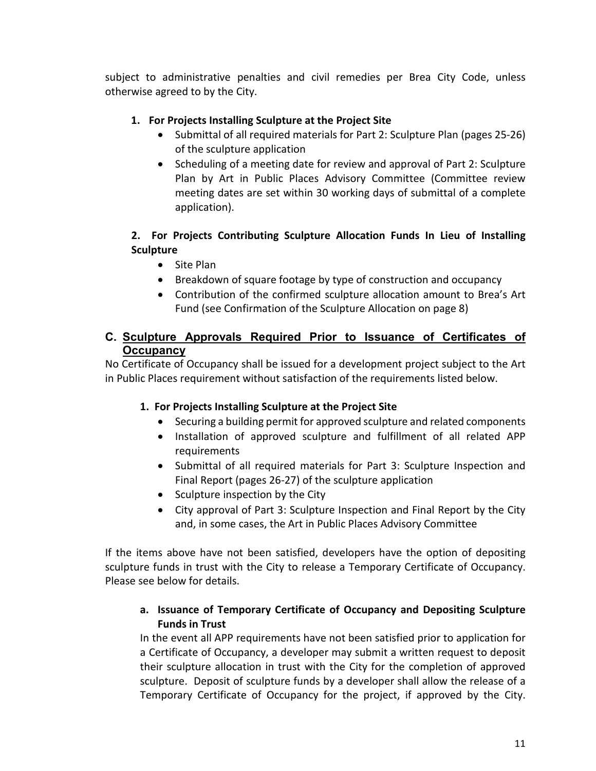subject to administrative penalties and civil remedies per Brea City Code, unless otherwise agreed to by the City.

**1. For Projects Installing Sculpture at the Project Site**

- Submittal of all required materials for Part 2: Sculpture Plan (pages 25-26) of the sculpture application
- Scheduling of a meeting date for review and approval of Part 2: Sculpture Plan by Art in Public Places Advisory Committee (Committee review meeting dates are set within 30 working days of submittal of a complete application).

**2. For Projects Contributing Sculpture Allocation Funds In Lieu of Installing Sculpture**

- Site Plan
- Breakdown of square footage by type of construction and occupancy
- Contribution of the confirmed sculpture allocation amount to Brea's Art Fund (see Confirmation of the Sculpture Allocation on page 8)

## C. Sculpture Approvals Required Prior to Issuance of Certificates of Occupancy

No Certificate of Occupancy shall be issued for a development project subject to the Art in Public Places requirement without satisfaction of the requirements listed below.

**1. For Projects Installing Sculpture at the Project Site**

- Securing a building permit for approved sculpture and related components
- Installation of approved sculpture and fulfillment of all related APP requirements
- Submittal of all required materials for Part 3: Sculpture Inspection and Final Report (pages 26-27) of the sculpture application
- Sculpture inspection by the City
- City approval of Part 3: Sculpture Inspection and Final Report by the City and, in some cases, the Art in Public Places Advisory Committee

If the items above have not been satisfied, developers have the option of depositing sculpture funds in trust with the City to release a Temporary Certificate of Occupancy. Please see below for details.

**a. Issuance of Temporary Certificate of Occupancy and Depositing Sculpture Funds in Trust**

In the event all APP requirements have not been satisfied prior to application for a Certificate of Occupancy, a developer may submit a written request to deposit their sculpture allocation in trust with the City for the completion of approved sculpture. Deposit of sculpture funds by a developer shall allow the release of a Temporary Certificate of Occupancy for the project, if approved by the City.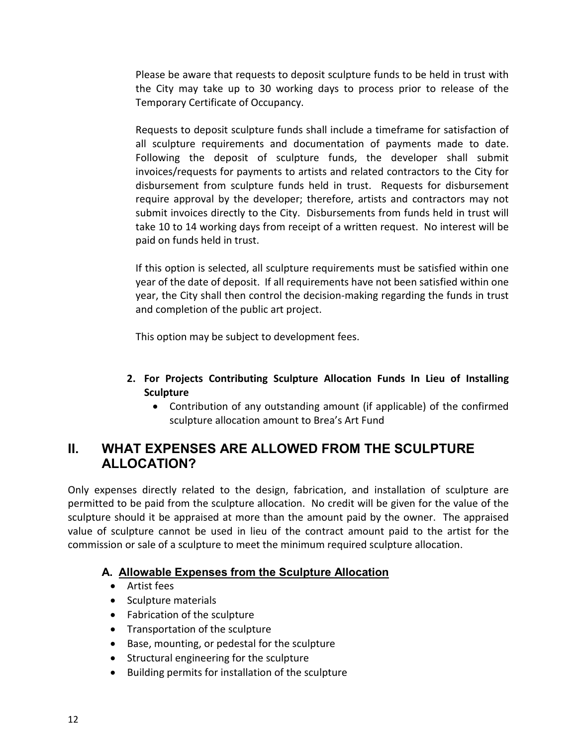Please be aware that requests to deposit sculpture funds to be held in trust with the City may take up to 30 working days to process prior to release of the Temporary Certificate of Occupancy.

Requests to deposit sculpture funds shall include a timeframe for satisfaction of all sculpture requirements and documentation of payments made to date. Following the deposit of sculpture funds, the developer shall submit invoices/requests for payments to artists and related contractors to the City for disbursement from sculpture funds held in trust. Requests for disbursement require approval by the developer; therefore, artists and contractors may not submit invoices directly to the City. Disbursements from funds held in trust will take 10 to 14 working days from receipt of a written request. No interest will be paid on funds held in trust.

If this option is selected, all sculpture requirements must be satisfied within one year of the date of deposit. If all requirements have not been satisfied within one year, the City shall then control the decision-making regarding the funds in trust and completion of the public art project.

This option may be subject to development fees.

2. **For Projects Contributing Sculpture Allocation Funds In Lieu of Installing Sculpture**
   - Contribution of any outstanding amount (if applicable) of the confirmed sculpture allocation amount to Brea's Art Fund

## II. WHAT EXPENSES ARE ALLOWED FROM THE SCULPTURE ALLOCATION?

Only expenses directly related to the design, fabrication, and installation of sculpture are permitted to be paid from the sculpture allocation. No credit will be given for the value of the sculpture should it be appraised at more than the amount paid by the owner. The appraised value of sculpture cannot be used in lieu of the contract amount paid to the artist for the commission or sale of a sculpture to meet the minimum required sculpture allocation.

### A. Allowable Expenses from the Sculpture Allocation

- Artist fees
- Sculpture materials
- Fabrication of the sculpture
- Transportation of the sculpture
- Base, mounting, or pedestal for the sculpture
- Structural engineering for the sculpture
- Building permits for installation of the sculpture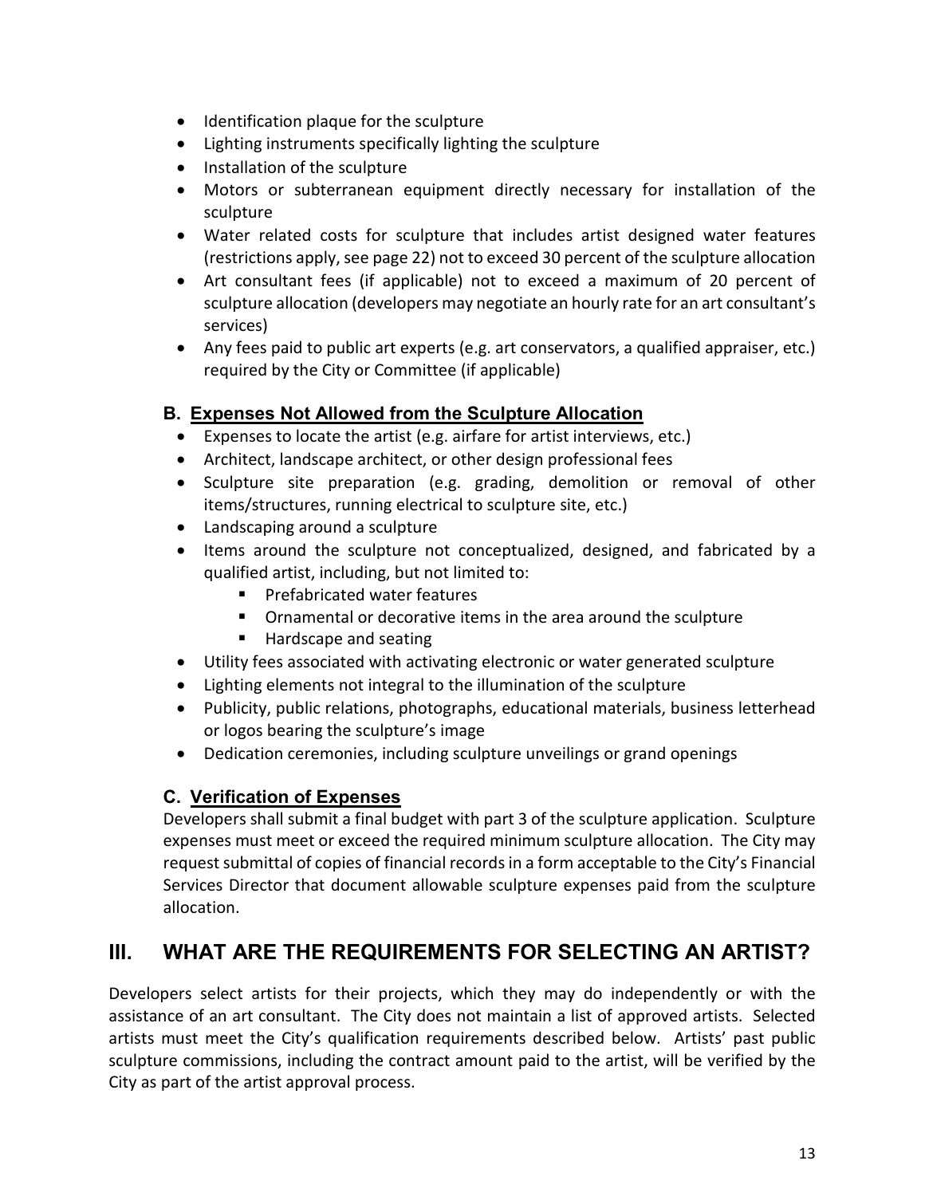- Identification plaque for the sculpture
- Lighting instruments specifically lighting the sculpture
- Installation of the sculpture
- Motors or subterranean equipment directly necessary for installation of the sculpture
- Water related costs for sculpture that includes artist designed water features (restrictions apply, see page 22) not to exceed 30 percent of the sculpture allocation
- Art consultant fees (if applicable) not to exceed a maximum of 20 percent of sculpture allocation (developers may negotiate an hourly rate for an art consultant's services)
- Any fees paid to public art experts (e.g. art conservators, a qualified appraiser, etc.) required by the City or Committee (if applicable)

### B. Expenses Not Allowed from the Sculpture Allocation

- Expenses to locate the artist (e.g. airfare for artist interviews, etc.)
- Architect, landscape architect, or other design professional fees
- Sculpture site preparation (e.g. grading, demolition or removal of other items/structures, running electrical to sculpture site, etc.)
- Landscaping around a sculpture
- Items around the sculpture not conceptualized, designed, and fabricated by a qualified artist, including, but not limited to:
  - Prefabricated water features
  - Ornamental or decorative items in the area around the sculpture
  - Hardscape and seating
- Utility fees associated with activating electronic or water generated sculpture
- Lighting elements not integral to the illumination of the sculpture
- Publicity, public relations, photographs, educational materials, business letterhead or logos bearing the sculpture's image
- Dedication ceremonies, including sculpture unveilings or grand openings

### C. Verification of Expenses

Developers shall submit a final budget with part 3 of the sculpture application. Sculpture expenses must meet or exceed the required minimum sculpture allocation. The City may request submittal of copies of financial records in a form acceptable to the City's Financial Services Director that document allowable sculpture expenses paid from the sculpture allocation.

## III. WHAT ARE THE REQUIREMENTS FOR SELECTING AN ARTIST?

Developers select artists for their projects, which they may do independently or with the assistance of an art consultant. The City does not maintain a list of approved artists. Selected artists must meet the City's qualification requirements described below. Artists' past public sculpture commissions, including the contract amount paid to the artist, will be verified by the City as part of the artist approval process.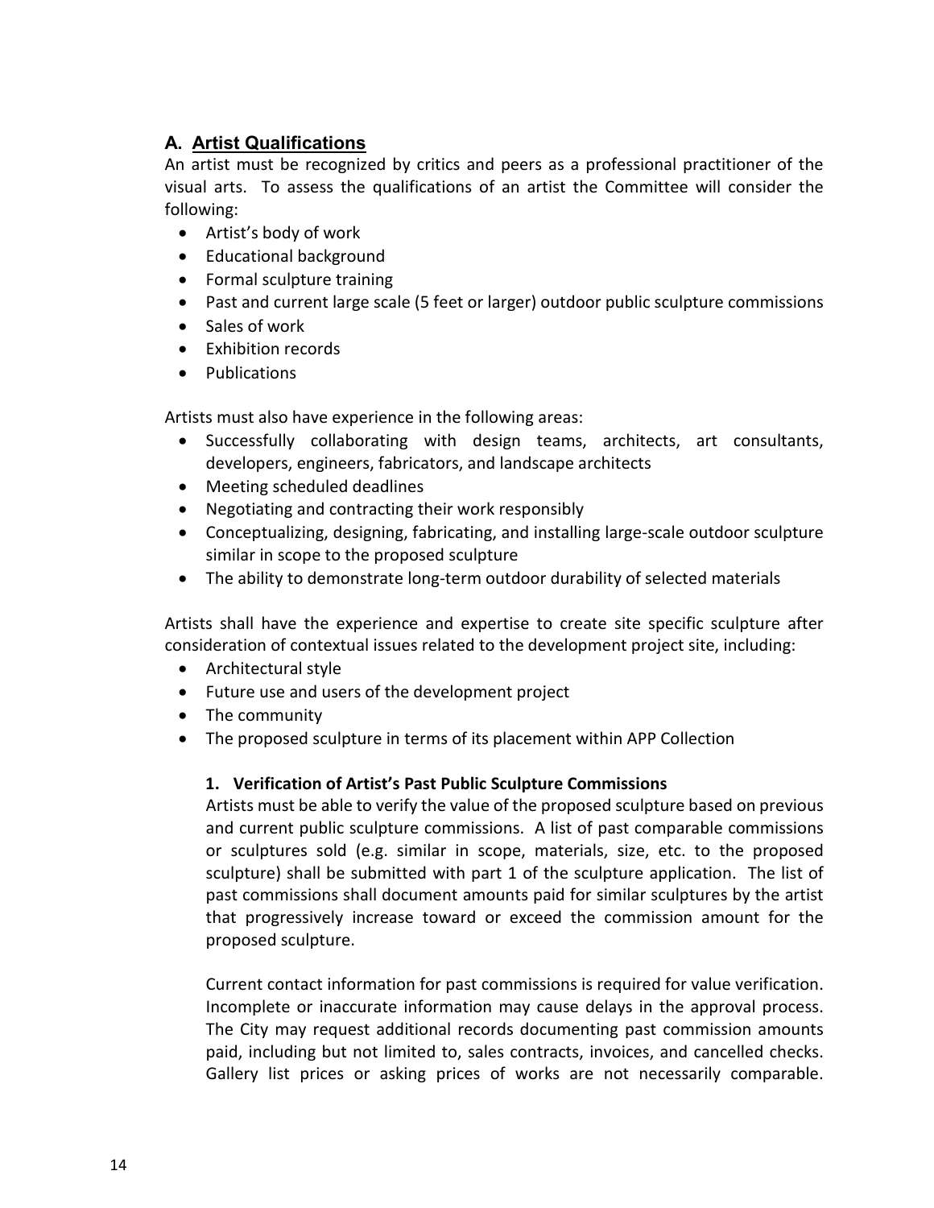## A. Artist Qualifications

An artist must be recognized by critics and peers as a professional practitioner of the visual arts. To assess the qualifications of an artist the Committee will consider the following:

- Artist's body of work
- Educational background
- Formal sculpture training
- Past and current large scale (5 feet or larger) outdoor public sculpture commissions
- Sales of work
- Exhibition records
- Publications

Artists must also have experience in the following areas:

- Successfully collaborating with design teams, architects, art consultants, developers, engineers, fabricators, and landscape architects
- Meeting scheduled deadlines
- Negotiating and contracting their work responsibly
- Conceptualizing, designing, fabricating, and installing large-scale outdoor sculpture similar in scope to the proposed sculpture
- The ability to demonstrate long-term outdoor durability of selected materials

Artists shall have the experience and expertise to create site specific sculpture after consideration of contextual issues related to the development project site, including:

- Architectural style
- Future use and users of the development project
- The community
- The proposed sculpture in terms of its placement within APP Collection

### 1. Verification of Artist's Past Public Sculpture Commissions

Artists must be able to verify the value of the proposed sculpture based on previous and current public sculpture commissions. A list of past comparable commissions or sculptures sold (e.g. similar in scope, materials, size, etc. to the proposed sculpture) shall be submitted with part 1 of the sculpture application. The list of past commissions shall document amounts paid for similar sculptures by the artist that progressively increase toward or exceed the commission amount for the proposed sculpture.

Current contact information for past commissions is required for value verification. Incomplete or inaccurate information may cause delays in the approval process. The City may request additional records documenting past commission amounts paid, including but not limited to, sales contracts, invoices, and cancelled checks. Gallery list prices or asking prices of works are not necessarily comparable.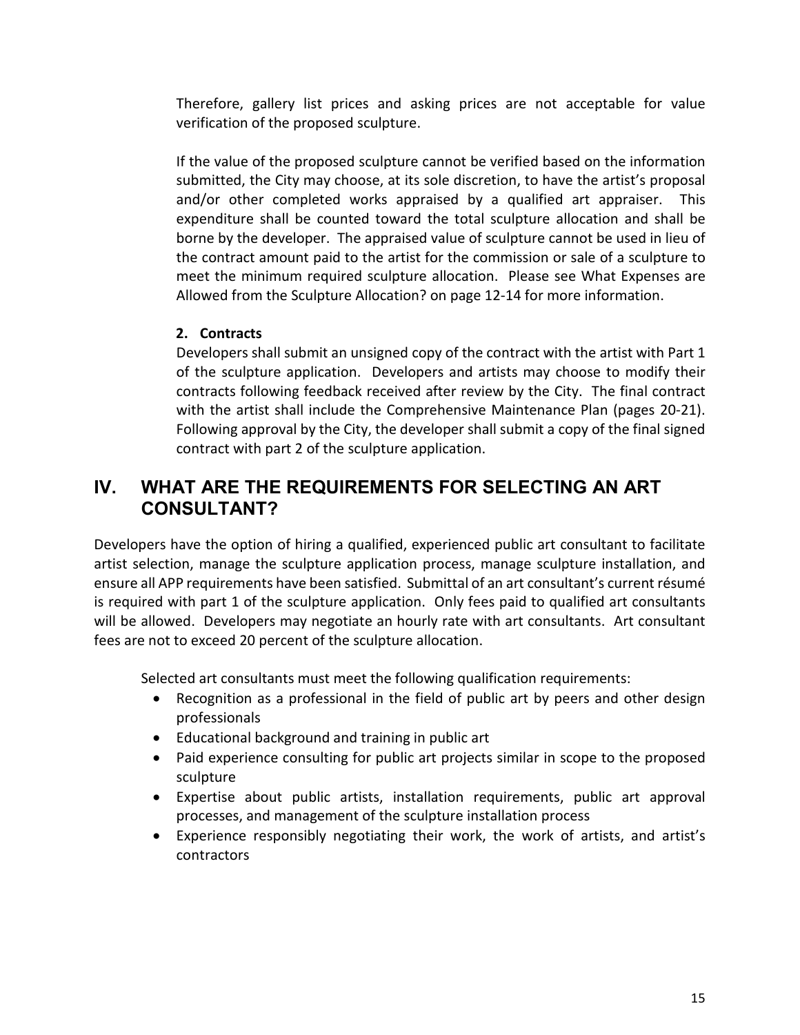Therefore, gallery list prices and asking prices are not acceptable for value verification of the proposed sculpture.

If the value of the proposed sculpture cannot be verified based on the information submitted, the City may choose, at its sole discretion, to have the artist's proposal and/or other completed works appraised by a qualified art appraiser. This expenditure shall be counted toward the total sculpture allocation and shall be borne by the developer. The appraised value of sculpture cannot be used in lieu of the contract amount paid to the artist for the commission or sale of a sculpture to meet the minimum required sculpture allocation. Please see What Expenses are Allowed from the Sculpture Allocation? on page 12-14 for more information.

**2. Contracts**

Developers shall submit an unsigned copy of the contract with the artist with Part 1 of the sculpture application. Developers and artists may choose to modify their contracts following feedback received after review by the City. The final contract with the artist shall include the Comprehensive Maintenance Plan (pages 20-21). Following approval by the City, the developer shall submit a copy of the final signed contract with part 2 of the sculpture application.

## IV. WHAT ARE THE REQUIREMENTS FOR SELECTING AN ART CONSULTANT?

Developers have the option of hiring a qualified, experienced public art consultant to facilitate artist selection, manage the sculpture application process, manage sculpture installation, and ensure all APP requirements have been satisfied. Submittal of an art consultant's current résumé is required with part 1 of the sculpture application. Only fees paid to qualified art consultants will be allowed. Developers may negotiate an hourly rate with art consultants. Art consultant fees are not to exceed 20 percent of the sculpture allocation.

Selected art consultants must meet the following qualification requirements:

- Recognition as a professional in the field of public art by peers and other design professionals
- Educational background and training in public art
- Paid experience consulting for public art projects similar in scope to the proposed sculpture
- Expertise about public artists, installation requirements, public art approval processes, and management of the sculpture installation process
- Experience responsibly negotiating their work, the work of artists, and artist's contractors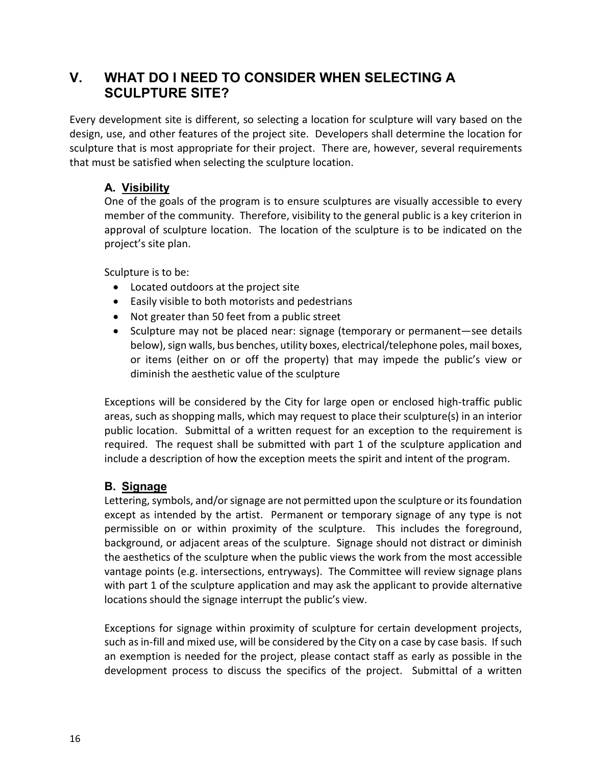## V. WHAT DO I NEED TO CONSIDER WHEN SELECTING A SCULPTURE SITE?

Every development site is different, so selecting a location for sculpture will vary based on the design, use, and other features of the project site. Developers shall determine the location for sculpture that is most appropriate for their project. There are, however, several requirements that must be satisfied when selecting the sculpture location.

### A. Visibility

One of the goals of the program is to ensure sculptures are visually accessible to every member of the community. Therefore, visibility to the general public is a key criterion in approval of sculpture location. The location of the sculpture is to be indicated on the project's site plan.

Sculpture is to be:

- Located outdoors at the project site
- Easily visible to both motorists and pedestrians
- Not greater than 50 feet from a public street
- Sculpture may not be placed near: signage (temporary or permanent—see details below), sign walls, bus benches, utility boxes, electrical/telephone poles, mail boxes, or items (either on or off the property) that may impede the public's view or diminish the aesthetic value of the sculpture

Exceptions will be considered by the City for large open or enclosed high-traffic public areas, such as shopping malls, which may request to place their sculpture(s) in an interior public location. Submittal of a written request for an exception to the requirement is required. The request shall be submitted with part 1 of the sculpture application and include a description of how the exception meets the spirit and intent of the program.

### B. Signage

Lettering, symbols, and/or signage are not permitted upon the sculpture or its foundation except as intended by the artist. Permanent or temporary signage of any type is not permissible on or within proximity of the sculpture. This includes the foreground, background, or adjacent areas of the sculpture. Signage should not distract or diminish the aesthetics of the sculpture when the public views the work from the most accessible vantage points (e.g. intersections, entryways). The Committee will review signage plans with part 1 of the sculpture application and may ask the applicant to provide alternative locations should the signage interrupt the public's view.

Exceptions for signage within proximity of sculpture for certain development projects, such as in-fill and mixed use, will be considered by the City on a case by case basis. If such an exemption is needed for the project, please contact staff as early as possible in the development process to discuss the specifics of the project. Submittal of a written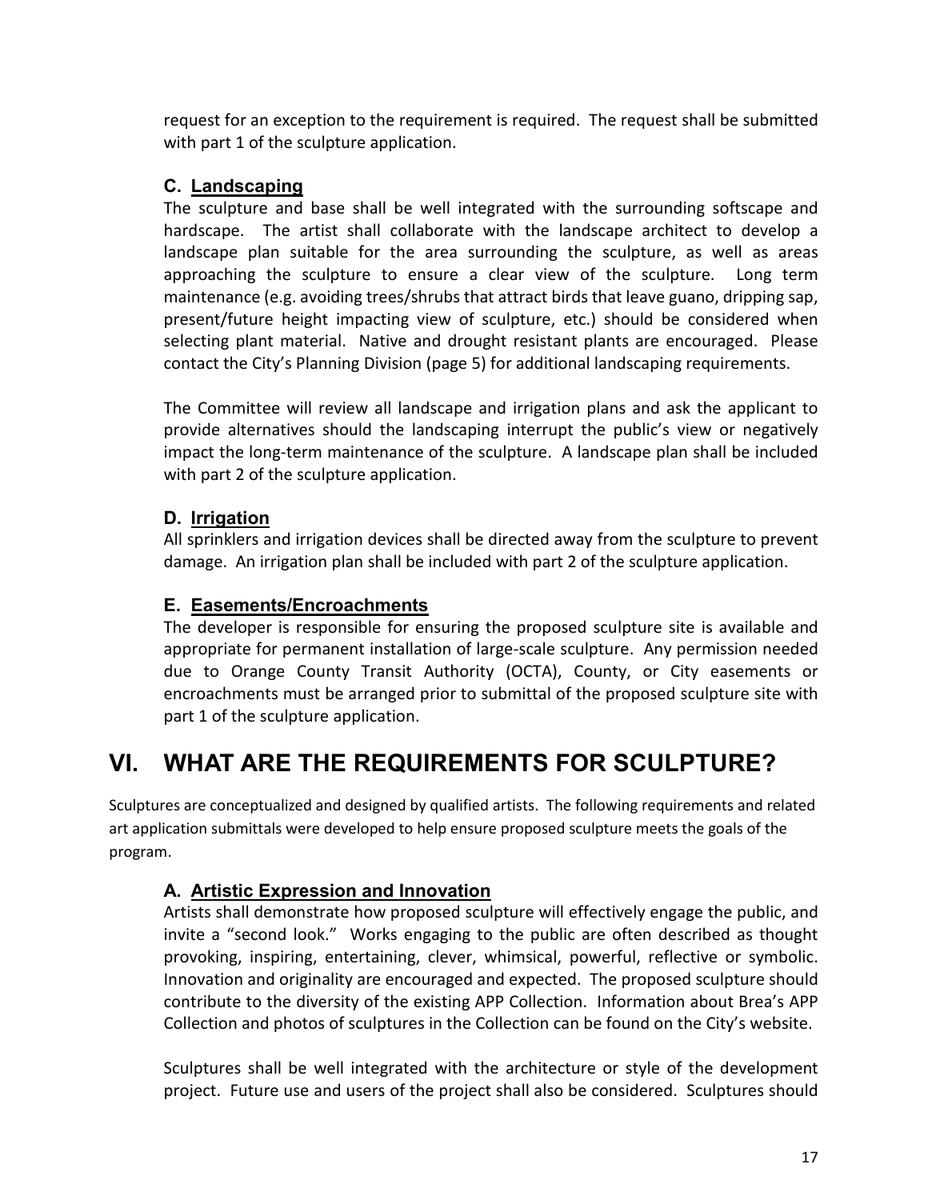request for an exception to the requirement is required. The request shall be submitted with part 1 of the sculpture application.

### C. Landscaping

The sculpture and base shall be well integrated with the surrounding softscape and hardscape. The artist shall collaborate with the landscape architect to develop a landscape plan suitable for the area surrounding the sculpture, as well as areas approaching the sculpture to ensure a clear view of the sculpture. Long term maintenance (e.g. avoiding trees/shrubs that attract birds that leave guano, dripping sap, present/future height impacting view of sculpture, etc.) should be considered when selecting plant material. Native and drought resistant plants are encouraged. Please contact the City's Planning Division (page 5) for additional landscaping requirements.

The Committee will review all landscape and irrigation plans and ask the applicant to provide alternatives should the landscaping interrupt the public's view or negatively impact the long-term maintenance of the sculpture. A landscape plan shall be included with part 2 of the sculpture application.

### D. Irrigation

All sprinklers and irrigation devices shall be directed away from the sculpture to prevent damage. An irrigation plan shall be included with part 2 of the sculpture application.

### E. Easements/Encroachments

The developer is responsible for ensuring the proposed sculpture site is available and appropriate for permanent installation of large-scale sculpture. Any permission needed due to Orange County Transit Authority (OCTA), County, or City easements or encroachments must be arranged prior to submittal of the proposed sculpture site with part 1 of the sculpture application.

## VI. WHAT ARE THE REQUIREMENTS FOR SCULPTURE?

Sculptures are conceptualized and designed by qualified artists. The following requirements and related art application submittals were developed to help ensure proposed sculpture meets the goals of the program.

### A. Artistic Expression and Innovation

Artists shall demonstrate how proposed sculpture will effectively engage the public, and invite a "second look." Works engaging to the public are often described as thought provoking, inspiring, entertaining, clever, whimsical, powerful, reflective or symbolic. Innovation and originality are encouraged and expected. The proposed sculpture should contribute to the diversity of the existing APP Collection. Information about Brea's APP Collection and photos of sculptures in the Collection can be found on the City's website.

Sculptures shall be well integrated with the architecture or style of the development project. Future use and users of the project shall also be considered. Sculptures should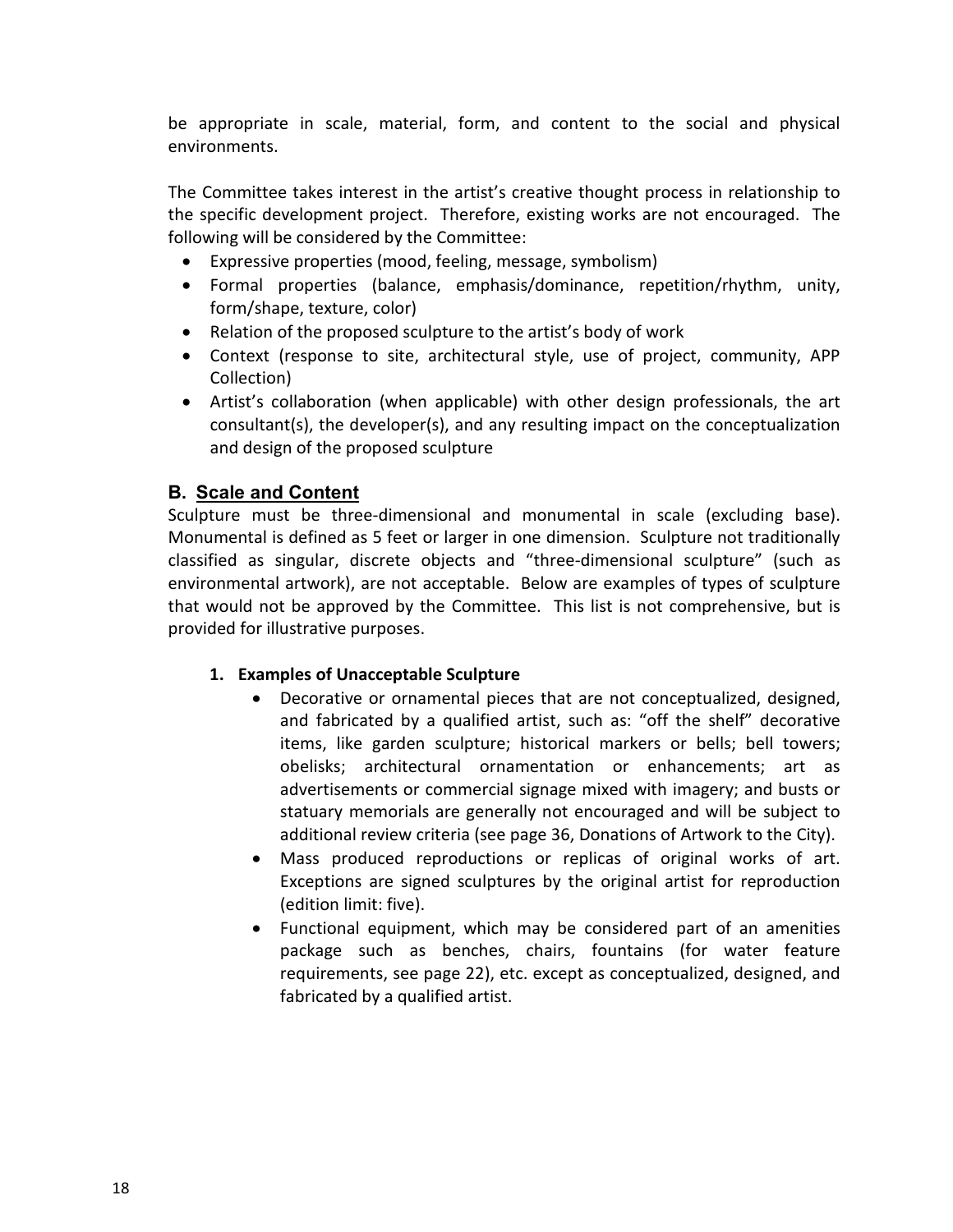be appropriate in scale, material, form, and content to the social and physical environments.

The Committee takes interest in the artist's creative thought process in relationship to the specific development project. Therefore, existing works are not encouraged. The following will be considered by the Committee:

- Expressive properties (mood, feeling, message, symbolism)
- Formal properties (balance, emphasis/dominance, repetition/rhythm, unity, form/shape, texture, color)
- Relation of the proposed sculpture to the artist's body of work
- Context (response to site, architectural style, use of project, community, APP Collection)
- Artist's collaboration (when applicable) with other design professionals, the art consultant(s), the developer(s), and any resulting impact on the conceptualization and design of the proposed sculpture

## B. <u>Scale and Content</u>

Sculpture must be three-dimensional and monumental in scale (excluding base). Monumental is defined as 5 feet or larger in one dimension. Sculpture not traditionally classified as singular, discrete objects and "three-dimensional sculpture" (such as environmental artwork), are not acceptable. Below are examples of types of sculpture that would not be approved by the Committee. This list is not comprehensive, but is provided for illustrative purposes.

### 1. Examples of Unacceptable Sculpture

- Decorative or ornamental pieces that are not conceptualized, designed, and fabricated by a qualified artist, such as: "off the shelf" decorative items, like garden sculpture; historical markers or bells; bell towers; obelisks; architectural ornamentation or enhancements; art as advertisements or commercial signage mixed with imagery; and busts or statuary memorials are generally not encouraged and will be subject to additional review criteria (see page 36, Donations of Artwork to the City).
- Mass produced reproductions or replicas of original works of art. Exceptions are signed sculptures by the original artist for reproduction (edition limit: five).
- Functional equipment, which may be considered part of an amenities package such as benches, chairs, fountains (for water feature requirements, see page 22), etc. except as conceptualized, designed, and fabricated by a qualified artist.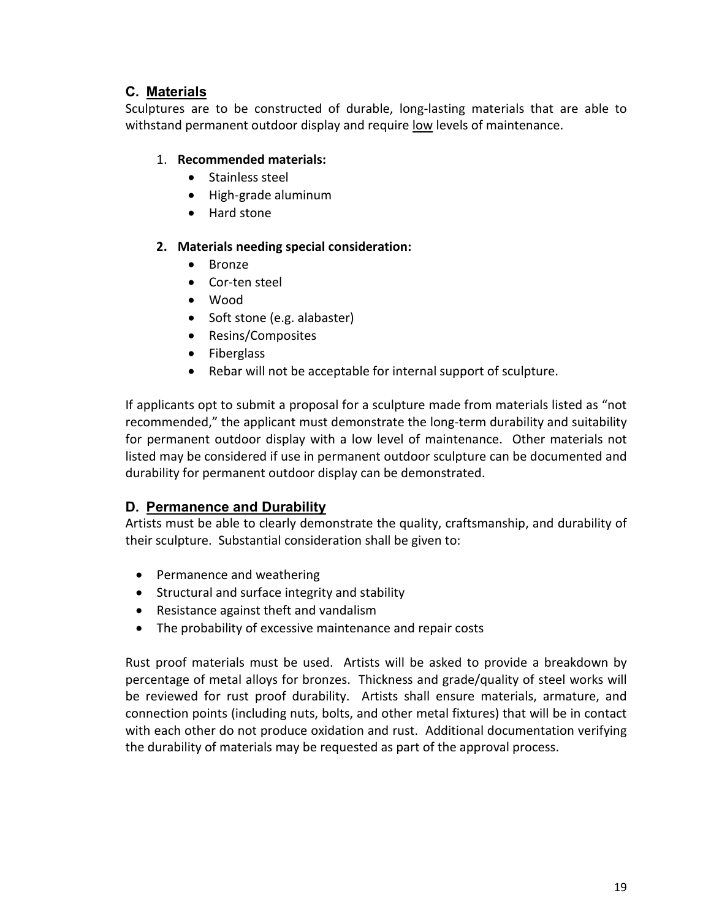## C. Materials

Sculptures are to be constructed of durable, long-lasting materials that are able to withstand permanent outdoor display and require <u>low</u> levels of maintenance.

1. **Recommended materials:**
   - Stainless steel
   - High-grade aluminum
   - Hard stone

2. **Materials needing special consideration:**
   - Bronze
   - Cor-ten steel
   - Wood
   - Soft stone (e.g. alabaster)
   - Resins/Composites
   - Fiberglass
   - Rebar will not be acceptable for internal support of sculpture.

If applicants opt to submit a proposal for a sculpture made from materials listed as "not recommended," the applicant must demonstrate the long-term durability and suitability for permanent outdoor display with a low level of maintenance. Other materials not listed may be considered if use in permanent outdoor sculpture can be documented and durability for permanent outdoor display can be demonstrated.

## D. Permanence and Durability

Artists must be able to clearly demonstrate the quality, craftsmanship, and durability of their sculpture. Substantial consideration shall be given to:

- Permanence and weathering
- Structural and surface integrity and stability
- Resistance against theft and vandalism
- The probability of excessive maintenance and repair costs

Rust proof materials must be used. Artists will be asked to provide a breakdown by percentage of metal alloys for bronzes. Thickness and grade/quality of steel works will be reviewed for rust proof durability. Artists shall ensure materials, armature, and connection points (including nuts, bolts, and other metal fixtures) that will be in contact with each other do not produce oxidation and rust. Additional documentation verifying the durability of materials may be requested as part of the approval process.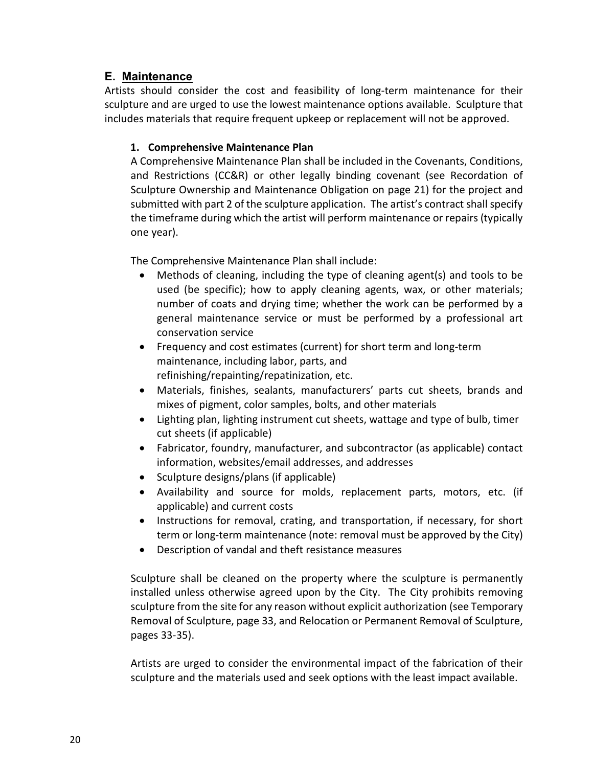## E. Maintenance

Artists should consider the cost and feasibility of long-term maintenance for their sculpture and are urged to use the lowest maintenance options available. Sculpture that includes materials that require frequent upkeep or replacement will not be approved.

### 1. Comprehensive Maintenance Plan

A Comprehensive Maintenance Plan shall be included in the Covenants, Conditions, and Restrictions (CC&R) or other legally binding covenant (see Recordation of Sculpture Ownership and Maintenance Obligation on page 21) for the project and submitted with part 2 of the sculpture application. The artist's contract shall specify the timeframe during which the artist will perform maintenance or repairs (typically one year).

The Comprehensive Maintenance Plan shall include:

- Methods of cleaning, including the type of cleaning agent(s) and tools to be used (be specific); how to apply cleaning agents, wax, or other materials; number of coats and drying time; whether the work can be performed by a general maintenance service or must be performed by a professional art conservation service
- Frequency and cost estimates (current) for short term and long-term maintenance, including labor, parts, and refinishing/repainting/repatinization, etc.
- Materials, finishes, sealants, manufacturers' parts cut sheets, brands and mixes of pigment, color samples, bolts, and other materials
- Lighting plan, lighting instrument cut sheets, wattage and type of bulb, timer cut sheets (if applicable)
- Fabricator, foundry, manufacturer, and subcontractor (as applicable) contact information, websites/email addresses, and addresses
- Sculpture designs/plans (if applicable)
- Availability and source for molds, replacement parts, motors, etc. (if applicable) and current costs
- Instructions for removal, crating, and transportation, if necessary, for short term or long-term maintenance (note: removal must be approved by the City)
- Description of vandal and theft resistance measures

Sculpture shall be cleaned on the property where the sculpture is permanently installed unless otherwise agreed upon by the City. The City prohibits removing sculpture from the site for any reason without explicit authorization (see Temporary Removal of Sculpture, page 33, and Relocation or Permanent Removal of Sculpture, pages 33-35).

Artists are urged to consider the environmental impact of the fabrication of their sculpture and the materials used and seek options with the least impact available.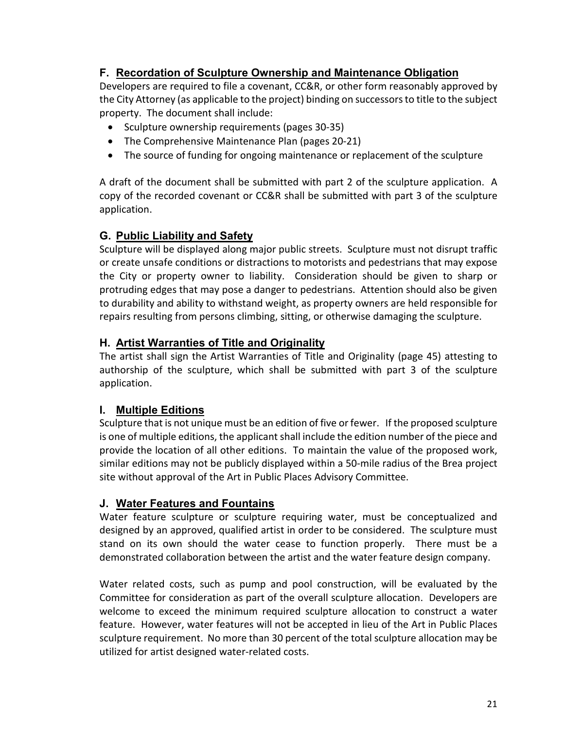### F. Recordation of Sculpture Ownership and Maintenance Obligation

Developers are required to file a covenant, CC&R, or other form reasonably approved by the City Attorney (as applicable to the project) binding on successors to title to the subject property. The document shall include:

- Sculpture ownership requirements (pages 30-35)
- The Comprehensive Maintenance Plan (pages 20-21)
- The source of funding for ongoing maintenance or replacement of the sculpture

A draft of the document shall be submitted with part 2 of the sculpture application. A copy of the recorded covenant or CC&R shall be submitted with part 3 of the sculpture application.

### G. Public Liability and Safety

Sculpture will be displayed along major public streets. Sculpture must not disrupt traffic or create unsafe conditions or distractions to motorists and pedestrians that may expose the City or property owner to liability. Consideration should be given to sharp or protruding edges that may pose a danger to pedestrians. Attention should also be given to durability and ability to withstand weight, as property owners are held responsible for repairs resulting from persons climbing, sitting, or otherwise damaging the sculpture.

### H. Artist Warranties of Title and Originality

The artist shall sign the Artist Warranties of Title and Originality (page 45) attesting to authorship of the sculpture, which shall be submitted with part 3 of the sculpture application.

### I. Multiple Editions

Sculpture that is not unique must be an edition of five or fewer. If the proposed sculpture is one of multiple editions, the applicant shall include the edition number of the piece and provide the location of all other editions. To maintain the value of the proposed work, similar editions may not be publicly displayed within a 50-mile radius of the Brea project site without approval of the Art in Public Places Advisory Committee.

### J. Water Features and Fountains

Water feature sculpture or sculpture requiring water, must be conceptualized and designed by an approved, qualified artist in order to be considered. The sculpture must stand on its own should the water cease to function properly. There must be a demonstrated collaboration between the artist and the water feature design company.

Water related costs, such as pump and pool construction, will be evaluated by the Committee for consideration as part of the overall sculpture allocation. Developers are welcome to exceed the minimum required sculpture allocation to construct a water feature. However, water features will not be accepted in lieu of the Art in Public Places sculpture requirement. No more than 30 percent of the total sculpture allocation may be utilized for artist designed water-related costs.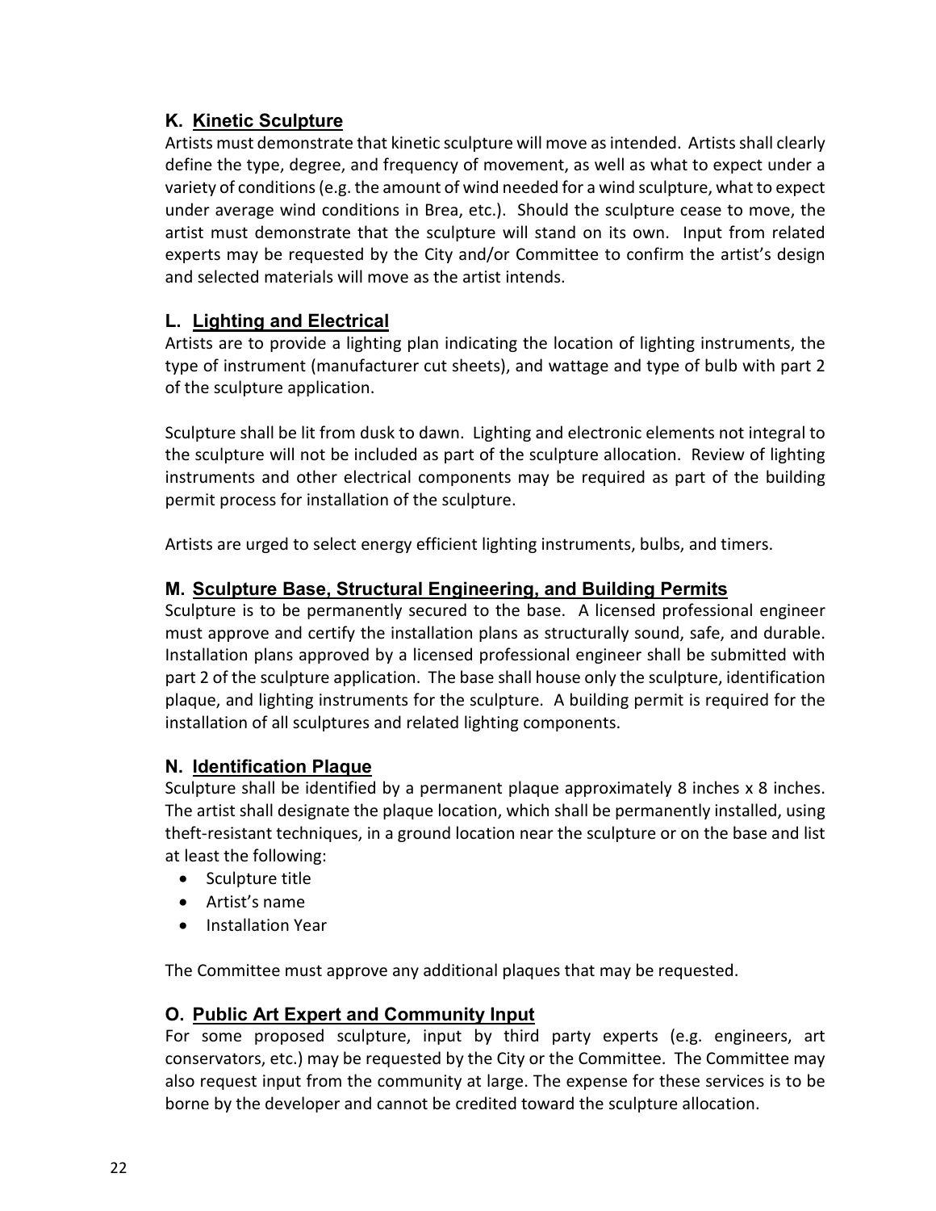## K. Kinetic Sculpture

Artists must demonstrate that kinetic sculpture will move as intended. Artists shall clearly define the type, degree, and frequency of movement, as well as what to expect under a variety of conditions (e.g. the amount of wind needed for a wind sculpture, what to expect under average wind conditions in Brea, etc.). Should the sculpture cease to move, the artist must demonstrate that the sculpture will stand on its own. Input from related experts may be requested by the City and/or Committee to confirm the artist's design and selected materials will move as the artist intends.

## L. Lighting and Electrical

Artists are to provide a lighting plan indicating the location of lighting instruments, the type of instrument (manufacturer cut sheets), and wattage and type of bulb with part 2 of the sculpture application.

Sculpture shall be lit from dusk to dawn. Lighting and electronic elements not integral to the sculpture will not be included as part of the sculpture allocation. Review of lighting instruments and other electrical components may be required as part of the building permit process for installation of the sculpture.

Artists are urged to select energy efficient lighting instruments, bulbs, and timers.

## M. Sculpture Base, Structural Engineering, and Building Permits

Sculpture is to be permanently secured to the base. A licensed professional engineer must approve and certify the installation plans as structurally sound, safe, and durable. Installation plans approved by a licensed professional engineer shall be submitted with part 2 of the sculpture application. The base shall house only the sculpture, identification plaque, and lighting instruments for the sculpture. A building permit is required for the installation of all sculptures and related lighting components.

## N. Identification Plaque

Sculpture shall be identified by a permanent plaque approximately 8 inches x 8 inches. The artist shall designate the plaque location, which shall be permanently installed, using theft-resistant techniques, in a ground location near the sculpture or on the base and list at least the following:

- Sculpture title
- Artist's name
- Installation Year

The Committee must approve any additional plaques that may be requested.

## O. Public Art Expert and Community Input

For some proposed sculpture, input by third party experts (e.g. engineers, art conservators, etc.) may be requested by the City or the Committee. The Committee may also request input from the community at large. The expense for these services is to be borne by the developer and cannot be credited toward the sculpture allocation.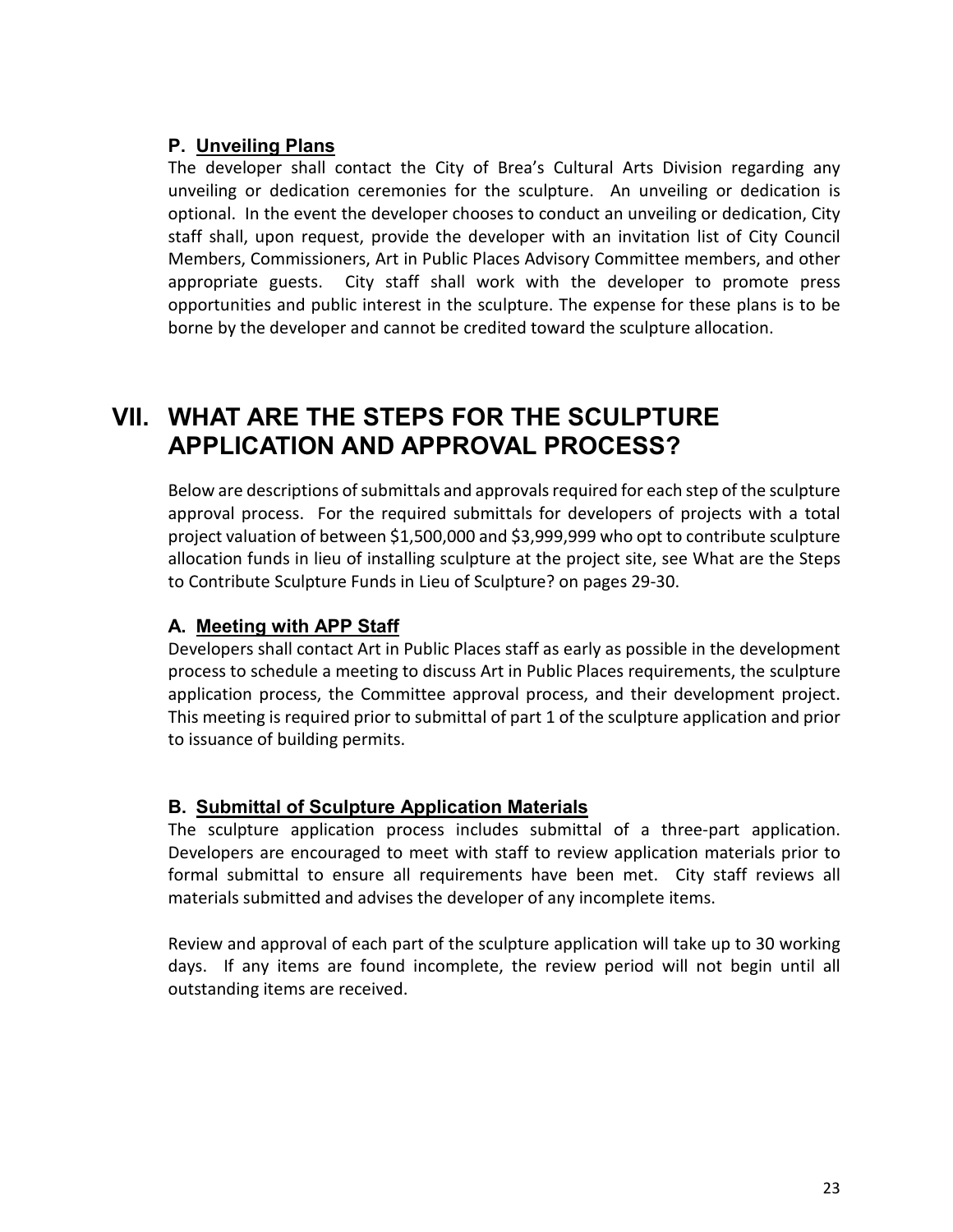### P. Unveiling Plans

The developer shall contact the City of Brea's Cultural Arts Division regarding any unveiling or dedication ceremonies for the sculpture. An unveiling or dedication is optional. In the event the developer chooses to conduct an unveiling or dedication, City staff shall, upon request, provide the developer with an invitation list of City Council Members, Commissioners, Art in Public Places Advisory Committee members, and other appropriate guests. City staff shall work with the developer to promote press opportunities and public interest in the sculpture. The expense for these plans is to be borne by the developer and cannot be credited toward the sculpture allocation.

## VII. WHAT ARE THE STEPS FOR THE SCULPTURE APPLICATION AND APPROVAL PROCESS?

Below are descriptions of submittals and approvals required for each step of the sculpture approval process. For the required submittals for developers of projects with a total project valuation of between $1,500,000 and $3,999,999 who opt to contribute sculpture allocation funds in lieu of installing sculpture at the project site, see What are the Steps to Contribute Sculpture Funds in Lieu of Sculpture? on pages 29-30.

### A. Meeting with APP Staff

Developers shall contact Art in Public Places staff as early as possible in the development process to schedule a meeting to discuss Art in Public Places requirements, the sculpture application process, the Committee approval process, and their development project. This meeting is required prior to submittal of part 1 of the sculpture application and prior to issuance of building permits.

### B. Submittal of Sculpture Application Materials

The sculpture application process includes submittal of a three-part application. Developers are encouraged to meet with staff to review application materials prior to formal submittal to ensure all requirements have been met. City staff reviews all materials submitted and advises the developer of any incomplete items.

Review and approval of each part of the sculpture application will take up to 30 working days. If any items are found incomplete, the review period will not begin until all outstanding items are received.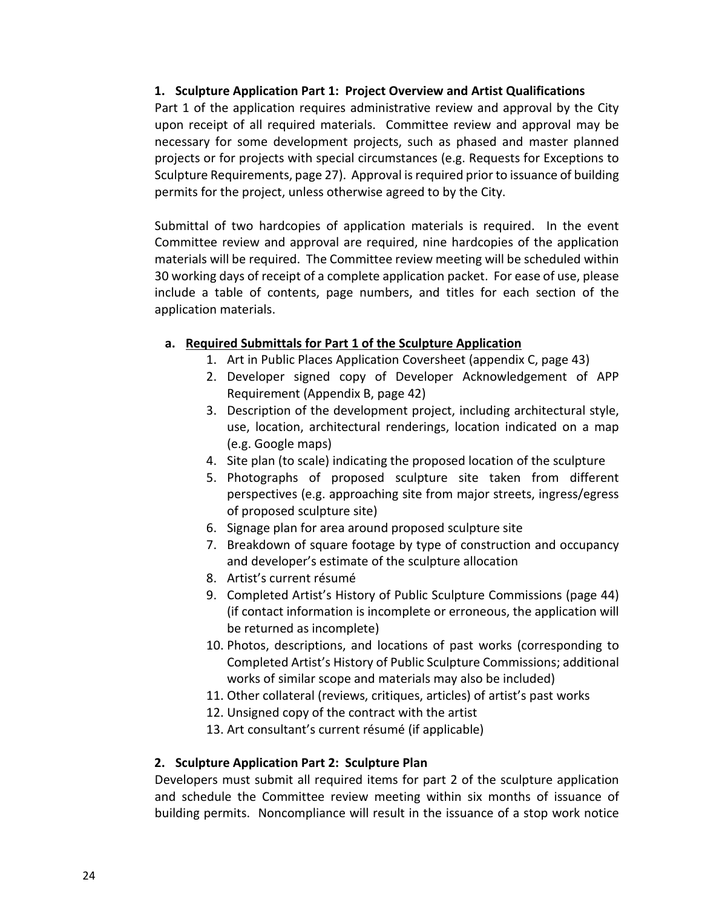### 1. Sculpture Application Part 1: Project Overview and Artist Qualifications

Part 1 of the application requires administrative review and approval by the City upon receipt of all required materials. Committee review and approval may be necessary for some development projects, such as phased and master planned projects or for projects with special circumstances (e.g. Requests for Exceptions to Sculpture Requirements, page 27). Approval is required prior to issuance of building permits for the project, unless otherwise agreed to by the City.

Submittal of two hardcopies of application materials is required. In the event Committee review and approval are required, nine hardcopies of the application materials will be required. The Committee review meeting will be scheduled within 30 working days of receipt of a complete application packet. For ease of use, please include a table of contents, page numbers, and titles for each section of the application materials.

#### a. <u>Required Submittals for Part 1 of the Sculpture Application</u>

1. Art in Public Places Application Coversheet (appendix C, page 43)
2. Developer signed copy of Developer Acknowledgement of APP Requirement (Appendix B, page 42)
3. Description of the development project, including architectural style, use, location, architectural renderings, location indicated on a map (e.g. Google maps)
4. Site plan (to scale) indicating the proposed location of the sculpture
5. Photographs of proposed sculpture site taken from different perspectives (e.g. approaching site from major streets, ingress/egress of proposed sculpture site)
6. Signage plan for area around proposed sculpture site
7. Breakdown of square footage by type of construction and occupancy and developer's estimate of the sculpture allocation
8. Artist's current résumé
9. Completed Artist's History of Public Sculpture Commissions (page 44) (if contact information is incomplete or erroneous, the application will be returned as incomplete)
10. Photos, descriptions, and locations of past works (corresponding to Completed Artist's History of Public Sculpture Commissions; additional works of similar scope and materials may also be included)
11. Other collateral (reviews, critiques, articles) of artist's past works
12. Unsigned copy of the contract with the artist
13. Art consultant's current résumé (if applicable)

### 2. Sculpture Application Part 2: Sculpture Plan

Developers must submit all required items for part 2 of the sculpture application and schedule the Committee review meeting within six months of issuance of building permits. Noncompliance will result in the issuance of a stop work notice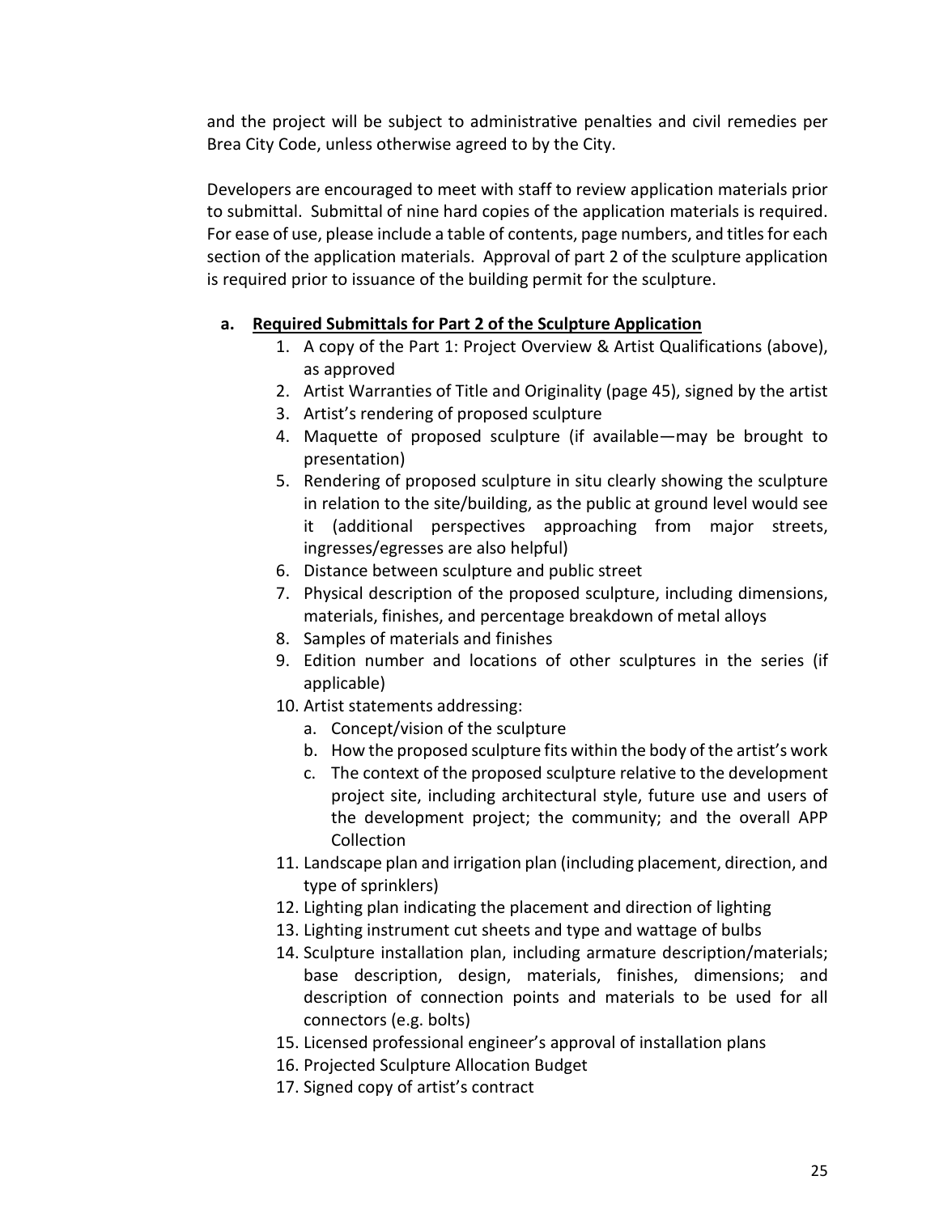and the project will be subject to administrative penalties and civil remedies per Brea City Code, unless otherwise agreed to by the City.

Developers are encouraged to meet with staff to review application materials prior to submittal. Submittal of nine hard copies of the application materials is required. For ease of use, please include a table of contents, page numbers, and titles for each section of the application materials. Approval of part 2 of the sculpture application is required prior to issuance of the building permit for the sculpture.

**a. Required Submittals for Part 2 of the Sculpture Application**

1. A copy of the Part 1: Project Overview & Artist Qualifications (above), as approved
2. Artist Warranties of Title and Originality (page 45), signed by the artist
3. Artist's rendering of proposed sculpture
4. Maquette of proposed sculpture (if available—may be brought to presentation)
5. Rendering of proposed sculpture in situ clearly showing the sculpture in relation to the site/building, as the public at ground level would see it (additional perspectives approaching from major streets, ingresses/egresses are also helpful)
6. Distance between sculpture and public street
7. Physical description of the proposed sculpture, including dimensions, materials, finishes, and percentage breakdown of metal alloys
8. Samples of materials and finishes
9. Edition number and locations of other sculptures in the series (if applicable)
10. Artist statements addressing:
    a. Concept/vision of the sculpture
    b. How the proposed sculpture fits within the body of the artist's work
    c. The context of the proposed sculpture relative to the development project site, including architectural style, future use and users of the development project; the community; and the overall APP Collection
11. Landscape plan and irrigation plan (including placement, direction, and type of sprinklers)
12. Lighting plan indicating the placement and direction of lighting
13. Lighting instrument cut sheets and type and wattage of bulbs
14. Sculpture installation plan, including armature description/materials; base description, design, materials, finishes, dimensions; and description of connection points and materials to be used for all connectors (e.g. bolts)
15. Licensed professional engineer's approval of installation plans
16. Projected Sculpture Allocation Budget
17. Signed copy of artist's contract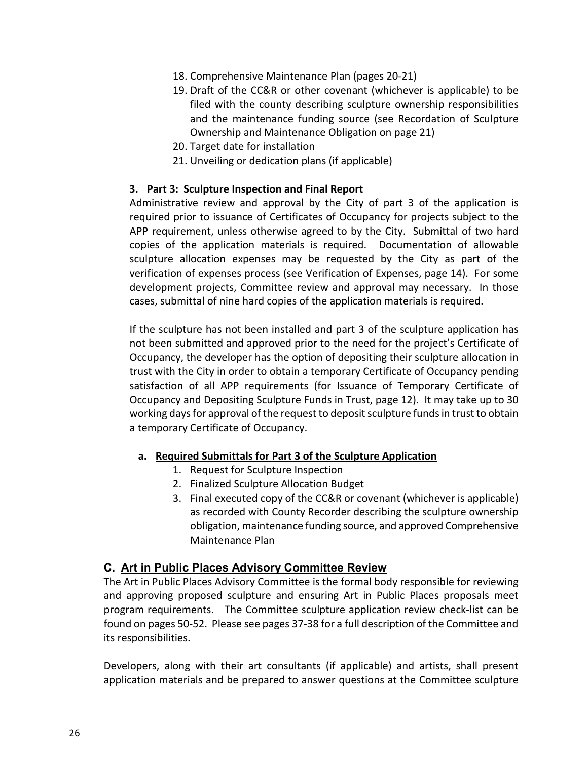18. Comprehensive Maintenance Plan (pages 20-21)
19. Draft of the CC&R or other covenant (whichever is applicable) to be filed with the county describing sculpture ownership responsibilities and the maintenance funding source (see Recordation of Sculpture Ownership and Maintenance Obligation on page 21)
20. Target date for installation
21. Unveiling or dedication plans (if applicable)

**3. Part 3: Sculpture Inspection and Final Report**

Administrative review and approval by the City of part 3 of the application is required prior to issuance of Certificates of Occupancy for projects subject to the APP requirement, unless otherwise agreed to by the City. Submittal of two hard copies of the application materials is required. Documentation of allowable sculpture allocation expenses may be requested by the City as part of the verification of expenses process (see Verification of Expenses, page 14). For some development projects, Committee review and approval may necessary. In those cases, submittal of nine hard copies of the application materials is required.

If the sculpture has not been installed and part 3 of the sculpture application has not been submitted and approved prior to the need for the project's Certificate of Occupancy, the developer has the option of depositing their sculpture allocation in trust with the City in order to obtain a temporary Certificate of Occupancy pending satisfaction of all APP requirements (for Issuance of Temporary Certificate of Occupancy and Depositing Sculpture Funds in Trust, page 12). It may take up to 30 working days for approval of the request to deposit sculpture funds in trust to obtain a temporary Certificate of Occupancy.

**a. Required Submittals for Part 3 of the Sculpture Application**

1. Request for Sculpture Inspection
2. Finalized Sculpture Allocation Budget
3. Final executed copy of the CC&R or covenant (whichever is applicable) as recorded with County Recorder describing the sculpture ownership obligation, maintenance funding source, and approved Comprehensive Maintenance Plan

## C. Art in Public Places Advisory Committee Review

The Art in Public Places Advisory Committee is the formal body responsible for reviewing and approving proposed sculpture and ensuring Art in Public Places proposals meet program requirements. The Committee sculpture application review check-list can be found on pages 50-52. Please see pages 37-38 for a full description of the Committee and its responsibilities.

Developers, along with their art consultants (if applicable) and artists, shall present application materials and be prepared to answer questions at the Committee sculpture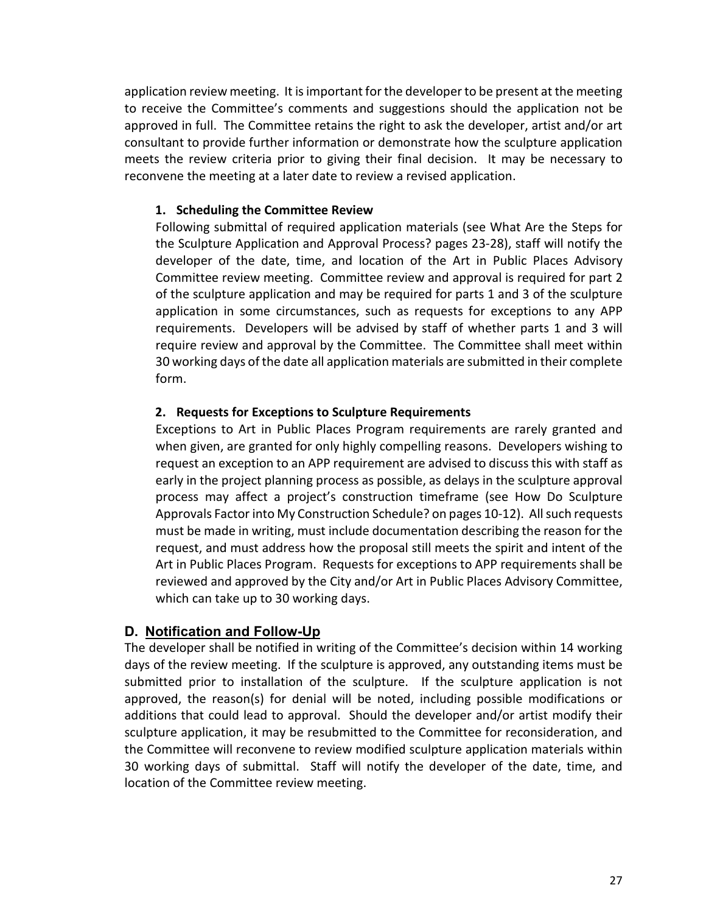application review meeting. It is important for the developer to be present at the meeting to receive the Committee's comments and suggestions should the application not be approved in full. The Committee retains the right to ask the developer, artist and/or art consultant to provide further information or demonstrate how the sculpture application meets the review criteria prior to giving their final decision. It may be necessary to reconvene the meeting at a later date to review a revised application.

#### 1. Scheduling the Committee Review

Following submittal of required application materials (see What Are the Steps for the Sculpture Application and Approval Process? pages 23-28), staff will notify the developer of the date, time, and location of the Art in Public Places Advisory Committee review meeting. Committee review and approval is required for part 2 of the sculpture application and may be required for parts 1 and 3 of the sculpture application in some circumstances, such as requests for exceptions to any APP requirements. Developers will be advised by staff of whether parts 1 and 3 will require review and approval by the Committee. The Committee shall meet within 30 working days of the date all application materials are submitted in their complete form.

#### 2. Requests for Exceptions to Sculpture Requirements

Exceptions to Art in Public Places Program requirements are rarely granted and when given, are granted for only highly compelling reasons. Developers wishing to request an exception to an APP requirement are advised to discuss this with staff as early in the project planning process as possible, as delays in the sculpture approval process may affect a project's construction timeframe (see How Do Sculpture Approvals Factor into My Construction Schedule? on pages 10-12). All such requests must be made in writing, must include documentation describing the reason for the request, and must address how the proposal still meets the spirit and intent of the Art in Public Places Program. Requests for exceptions to APP requirements shall be reviewed and approved by the City and/or Art in Public Places Advisory Committee, which can take up to 30 working days.

### D. Notification and Follow-Up

The developer shall be notified in writing of the Committee's decision within 14 working days of the review meeting. If the sculpture is approved, any outstanding items must be submitted prior to installation of the sculpture. If the sculpture application is not approved, the reason(s) for denial will be noted, including possible modifications or additions that could lead to approval. Should the developer and/or artist modify their sculpture application, it may be resubmitted to the Committee for reconsideration, and the Committee will reconvene to review modified sculpture application materials within 30 working days of submittal. Staff will notify the developer of the date, time, and location of the Committee review meeting.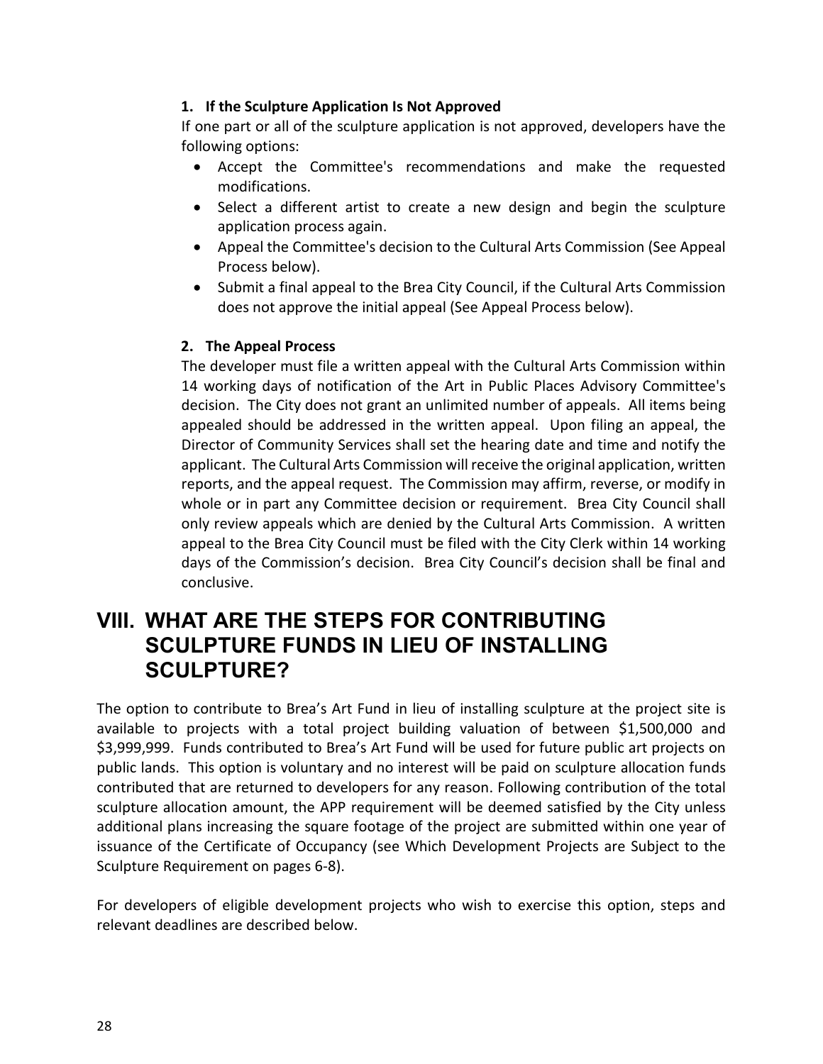### 1. If the Sculpture Application Is Not Approved

If one part or all of the sculpture application is not approved, developers have the following options:

- Accept the Committee's recommendations and make the requested modifications.
- Select a different artist to create a new design and begin the sculpture application process again.
- Appeal the Committee's decision to the Cultural Arts Commission (See Appeal Process below).
- Submit a final appeal to the Brea City Council, if the Cultural Arts Commission does not approve the initial appeal (See Appeal Process below).

### 2. The Appeal Process

The developer must file a written appeal with the Cultural Arts Commission within 14 working days of notification of the Art in Public Places Advisory Committee's decision. The City does not grant an unlimited number of appeals. All items being appealed should be addressed in the written appeal. Upon filing an appeal, the Director of Community Services shall set the hearing date and time and notify the applicant. The Cultural Arts Commission will receive the original application, written reports, and the appeal request. The Commission may affirm, reverse, or modify in whole or in part any Committee decision or requirement. Brea City Council shall only review appeals which are denied by the Cultural Arts Commission. A written appeal to the Brea City Council must be filed with the City Clerk within 14 working days of the Commission's decision. Brea City Council's decision shall be final and conclusive.

## VIII. WHAT ARE THE STEPS FOR CONTRIBUTING SCULPTURE FUNDS IN LIEU OF INSTALLING SCULPTURE?

The option to contribute to Brea's Art Fund in lieu of installing sculpture at the project site is available to projects with a total project building valuation of between $1,500,000 and $3,999,999. Funds contributed to Brea's Art Fund will be used for future public art projects on public lands. This option is voluntary and no interest will be paid on sculpture allocation funds contributed that are returned to developers for any reason. Following contribution of the total sculpture allocation amount, the APP requirement will be deemed satisfied by the City unless additional plans increasing the square footage of the project are submitted within one year of issuance of the Certificate of Occupancy (see Which Development Projects are Subject to the Sculpture Requirement on pages 6-8).

For developers of eligible development projects who wish to exercise this option, steps and relevant deadlines are described below.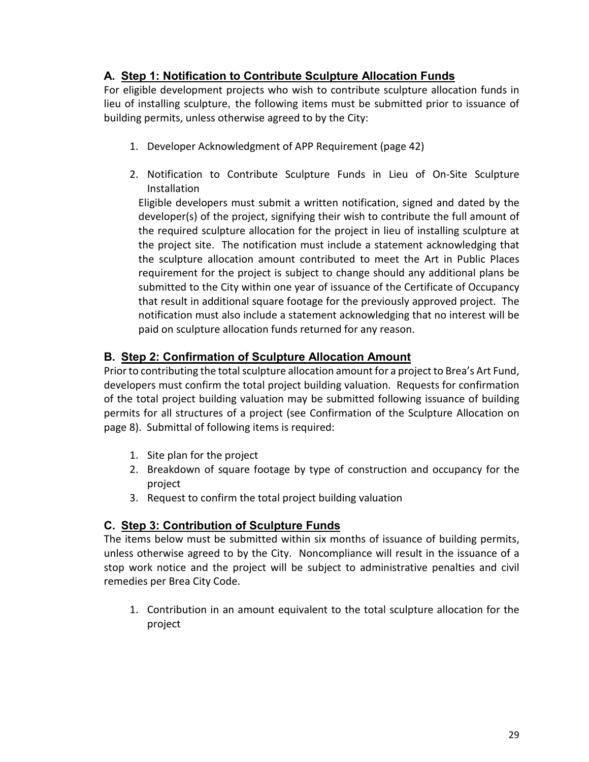## A. Step 1: Notification to Contribute Sculpture Allocation Funds

For eligible development projects who wish to contribute sculpture allocation funds in lieu of installing sculpture, the following items must be submitted prior to issuance of building permits, unless otherwise agreed to by the City:

1. Developer Acknowledgment of APP Requirement (page 42)

2. Notification to Contribute Sculpture Funds in Lieu of On-Site Sculpture Installation

   Eligible developers must submit a written notification, signed and dated by the developer(s) of the project, signifying their wish to contribute the full amount of the required sculpture allocation for the project in lieu of installing sculpture at the project site. The notification must include a statement acknowledging that the sculpture allocation amount contributed to meet the Art in Public Places requirement for the project is subject to change should any additional plans be submitted to the City within one year of issuance of the Certificate of Occupancy that result in additional square footage for the previously approved project. The notification must also include a statement acknowledging that no interest will be paid on sculpture allocation funds returned for any reason.

## B. Step 2: Confirmation of Sculpture Allocation Amount

Prior to contributing the total sculpture allocation amount for a project to Brea's Art Fund, developers must confirm the total project building valuation. Requests for confirmation of the total project building valuation may be submitted following issuance of building permits for all structures of a project (see Confirmation of the Sculpture Allocation on page 8). Submittal of following items is required:

1. Site plan for the project
2. Breakdown of square footage by type of construction and occupancy for the project
3. Request to confirm the total project building valuation

## C. Step 3: Contribution of Sculpture Funds

The items below must be submitted within six months of issuance of building permits, unless otherwise agreed to by the City. Noncompliance will result in the issuance of a stop work notice and the project will be subject to administrative penalties and civil remedies per Brea City Code.

1. Contribution in an amount equivalent to the total sculpture allocation for the project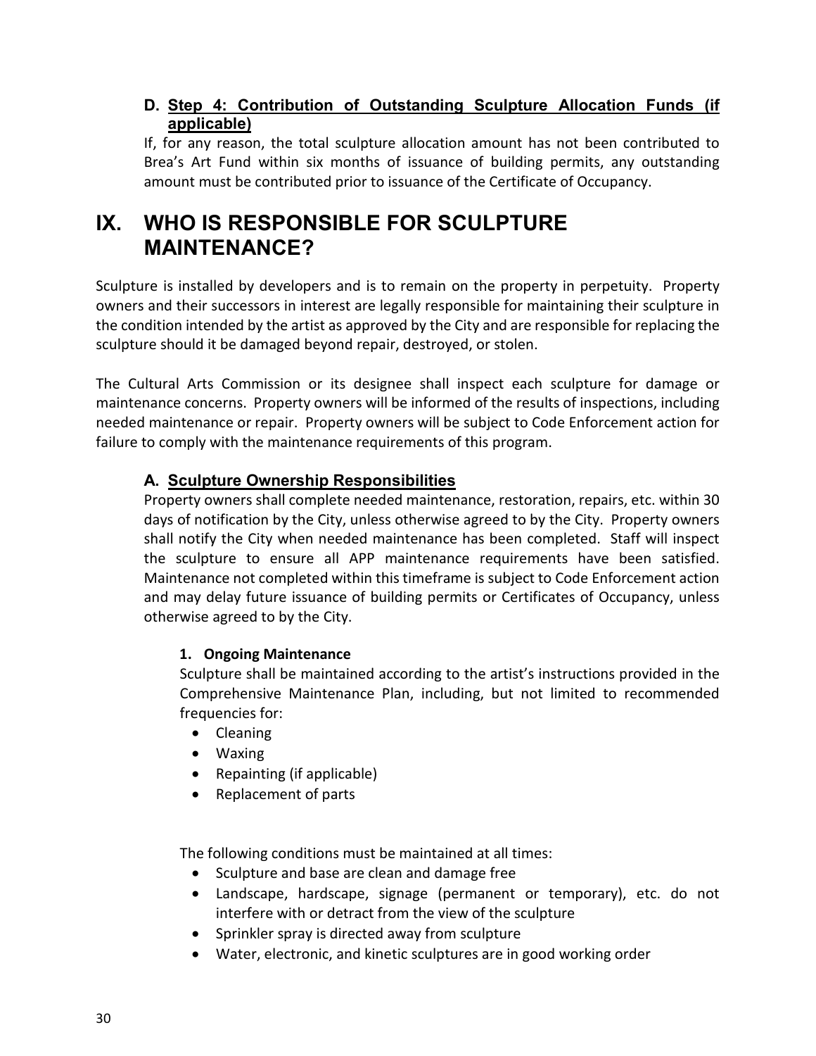### D. Step 4: Contribution of Outstanding Sculpture Allocation Funds (if applicable)

If, for any reason, the total sculpture allocation amount has not been contributed to Brea's Art Fund within six months of issuance of building permits, any outstanding amount must be contributed prior to issuance of the Certificate of Occupancy.

# IX. WHO IS RESPONSIBLE FOR SCULPTURE MAINTENANCE?

Sculpture is installed by developers and is to remain on the property in perpetuity. Property owners and their successors in interest are legally responsible for maintaining their sculpture in the condition intended by the artist as approved by the City and are responsible for replacing the sculpture should it be damaged beyond repair, destroyed, or stolen.

The Cultural Arts Commission or its designee shall inspect each sculpture for damage or maintenance concerns. Property owners will be informed of the results of inspections, including needed maintenance or repair. Property owners will be subject to Code Enforcement action for failure to comply with the maintenance requirements of this program.

### A. Sculpture Ownership Responsibilities

Property owners shall complete needed maintenance, restoration, repairs, etc. within 30 days of notification by the City, unless otherwise agreed to by the City. Property owners shall notify the City when needed maintenance has been completed. Staff will inspect the sculpture to ensure all APP maintenance requirements have been satisfied. Maintenance not completed within this timeframe is subject to Code Enforcement action and may delay future issuance of building permits or Certificates of Occupancy, unless otherwise agreed to by the City.

#### 1. Ongoing Maintenance

Sculpture shall be maintained according to the artist's instructions provided in the Comprehensive Maintenance Plan, including, but not limited to recommended frequencies for:

- Cleaning
- Waxing
- Repainting (if applicable)
- Replacement of parts

The following conditions must be maintained at all times:

- Sculpture and base are clean and damage free
- Landscape, hardscape, signage (permanent or temporary), etc. do not interfere with or detract from the view of the sculpture
- Sprinkler spray is directed away from sculpture
- Water, electronic, and kinetic sculptures are in good working order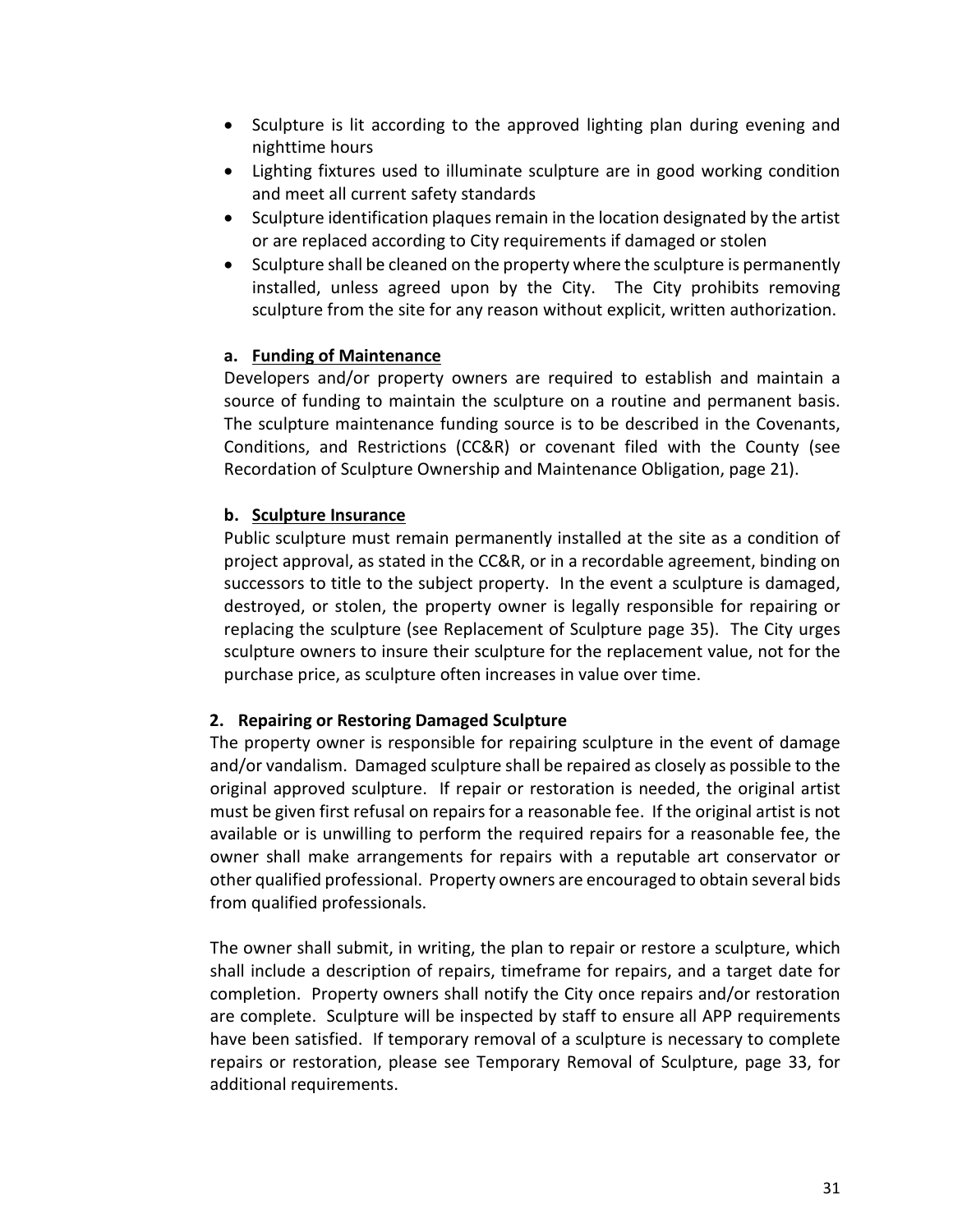- Sculpture is lit according to the approved lighting plan during evening and nighttime hours
- Lighting fixtures used to illuminate sculpture are in good working condition and meet all current safety standards
- Sculpture identification plaques remain in the location designated by the artist or are replaced according to City requirements if damaged or stolen
- Sculpture shall be cleaned on the property where the sculpture is permanently installed, unless agreed upon by the City. The City prohibits removing sculpture from the site for any reason without explicit, written authorization.

**a. <u>Funding of Maintenance</u>**

Developers and/or property owners are required to establish and maintain a source of funding to maintain the sculpture on a routine and permanent basis. The sculpture maintenance funding source is to be described in the Covenants, Conditions, and Restrictions (CC&R) or covenant filed with the County (see Recordation of Sculpture Ownership and Maintenance Obligation, page 21).

**b. <u>Sculpture Insurance</u>**

Public sculpture must remain permanently installed at the site as a condition of project approval, as stated in the CC&R, or in a recordable agreement, binding on successors to title to the subject property. In the event a sculpture is damaged, destroyed, or stolen, the property owner is legally responsible for repairing or replacing the sculpture (see Replacement of Sculpture page 35). The City urges sculpture owners to insure their sculpture for the replacement value, not for the purchase price, as sculpture often increases in value over time.

**2. Repairing or Restoring Damaged Sculpture**

The property owner is responsible for repairing sculpture in the event of damage and/or vandalism. Damaged sculpture shall be repaired as closely as possible to the original approved sculpture. If repair or restoration is needed, the original artist must be given first refusal on repairs for a reasonable fee. If the original artist is not available or is unwilling to perform the required repairs for a reasonable fee, the owner shall make arrangements for repairs with a reputable art conservator or other qualified professional. Property owners are encouraged to obtain several bids from qualified professionals.

The owner shall submit, in writing, the plan to repair or restore a sculpture, which shall include a description of repairs, timeframe for repairs, and a target date for completion. Property owners shall notify the City once repairs and/or restoration are complete. Sculpture will be inspected by staff to ensure all APP requirements have been satisfied. If temporary removal of a sculpture is necessary to complete repairs or restoration, please see Temporary Removal of Sculpture, page 33, for additional requirements.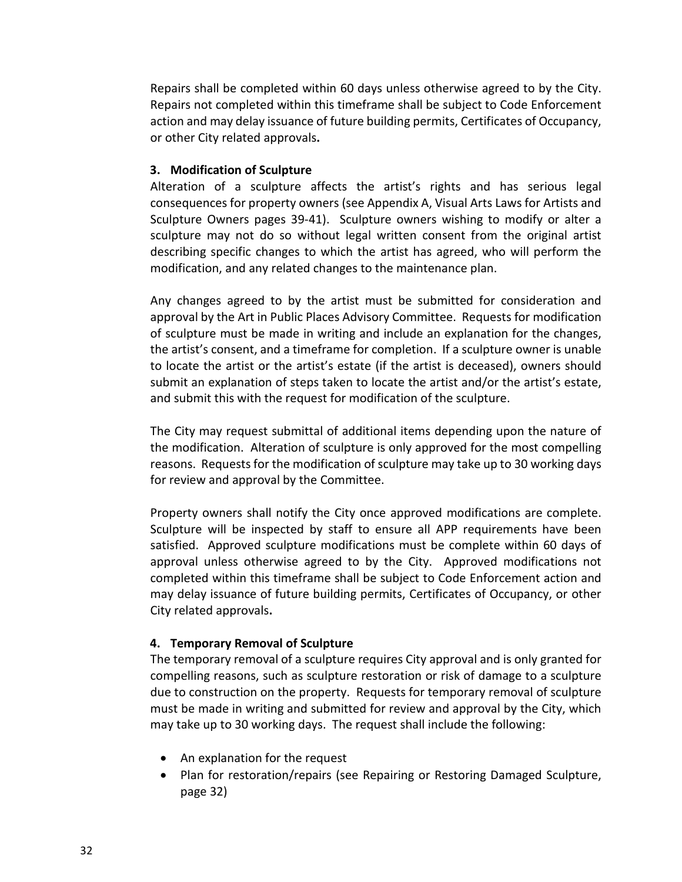Repairs shall be completed within 60 days unless otherwise agreed to by the City. Repairs not completed within this timeframe shall be subject to Code Enforcement action and may delay issuance of future building permits, Certificates of Occupancy, or other City related approvals**.**

**3. Modification of Sculpture**

Alteration of a sculpture affects the artist's rights and has serious legal consequences for property owners (see Appendix A, Visual Arts Laws for Artists and Sculpture Owners pages 39-41). Sculpture owners wishing to modify or alter a sculpture may not do so without legal written consent from the original artist describing specific changes to which the artist has agreed, who will perform the modification, and any related changes to the maintenance plan.

Any changes agreed to by the artist must be submitted for consideration and approval by the Art in Public Places Advisory Committee. Requests for modification of sculpture must be made in writing and include an explanation for the changes, the artist's consent, and a timeframe for completion. If a sculpture owner is unable to locate the artist or the artist's estate (if the artist is deceased), owners should submit an explanation of steps taken to locate the artist and/or the artist's estate, and submit this with the request for modification of the sculpture.

The City may request submittal of additional items depending upon the nature of the modification. Alteration of sculpture is only approved for the most compelling reasons. Requests for the modification of sculpture may take up to 30 working days for review and approval by the Committee.

Property owners shall notify the City once approved modifications are complete. Sculpture will be inspected by staff to ensure all APP requirements have been satisfied. Approved sculpture modifications must be complete within 60 days of approval unless otherwise agreed to by the City. Approved modifications not completed within this timeframe shall be subject to Code Enforcement action and may delay issuance of future building permits, Certificates of Occupancy, or other City related approvals**.**

**4. Temporary Removal of Sculpture**

The temporary removal of a sculpture requires City approval and is only granted for compelling reasons, such as sculpture restoration or risk of damage to a sculpture due to construction on the property. Requests for temporary removal of sculpture must be made in writing and submitted for review and approval by the City, which may take up to 30 working days. The request shall include the following:

- An explanation for the request
- Plan for restoration/repairs (see Repairing or Restoring Damaged Sculpture, page 32)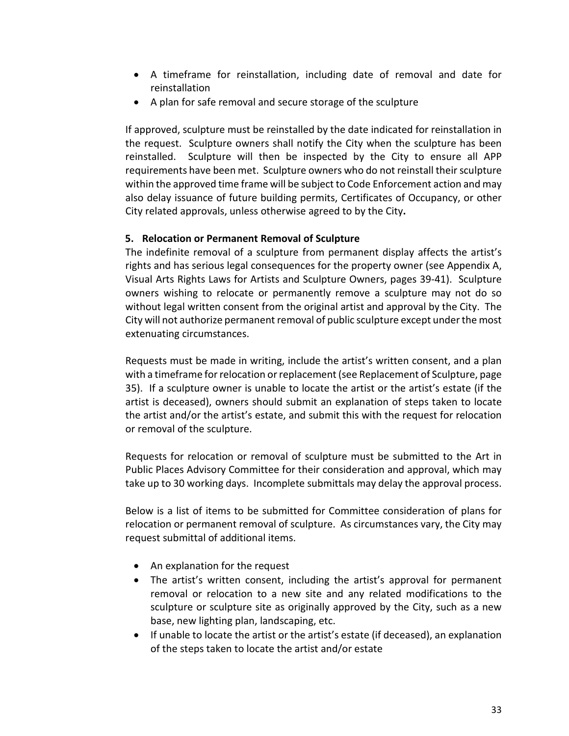- A timeframe for reinstallation, including date of removal and date for reinstallation
- A plan for safe removal and secure storage of the sculpture

If approved, sculpture must be reinstalled by the date indicated for reinstallation in the request. Sculpture owners shall notify the City when the sculpture has been reinstalled. Sculpture will then be inspected by the City to ensure all APP requirements have been met. Sculpture owners who do not reinstall their sculpture within the approved time frame will be subject to Code Enforcement action and may also delay issuance of future building permits, Certificates of Occupancy, or other City related approvals, unless otherwise agreed to by the City**.**

**5. Relocation or Permanent Removal of Sculpture**

The indefinite removal of a sculpture from permanent display affects the artist's rights and has serious legal consequences for the property owner (see Appendix A, Visual Arts Rights Laws for Artists and Sculpture Owners, pages 39-41). Sculpture owners wishing to relocate or permanently remove a sculpture may not do so without legal written consent from the original artist and approval by the City. The City will not authorize permanent removal of public sculpture except under the most extenuating circumstances.

Requests must be made in writing, include the artist's written consent, and a plan with a timeframe for relocation or replacement (see Replacement of Sculpture, page 35). If a sculpture owner is unable to locate the artist or the artist's estate (if the artist is deceased), owners should submit an explanation of steps taken to locate the artist and/or the artist's estate, and submit this with the request for relocation or removal of the sculpture.

Requests for relocation or removal of sculpture must be submitted to the Art in Public Places Advisory Committee for their consideration and approval, which may take up to 30 working days. Incomplete submittals may delay the approval process.

Below is a list of items to be submitted for Committee consideration of plans for relocation or permanent removal of sculpture. As circumstances vary, the City may request submittal of additional items.

- An explanation for the request
- The artist's written consent, including the artist's approval for permanent removal or relocation to a new site and any related modifications to the sculpture or sculpture site as originally approved by the City, such as a new base, new lighting plan, landscaping, etc.
- If unable to locate the artist or the artist's estate (if deceased), an explanation of the steps taken to locate the artist and/or estate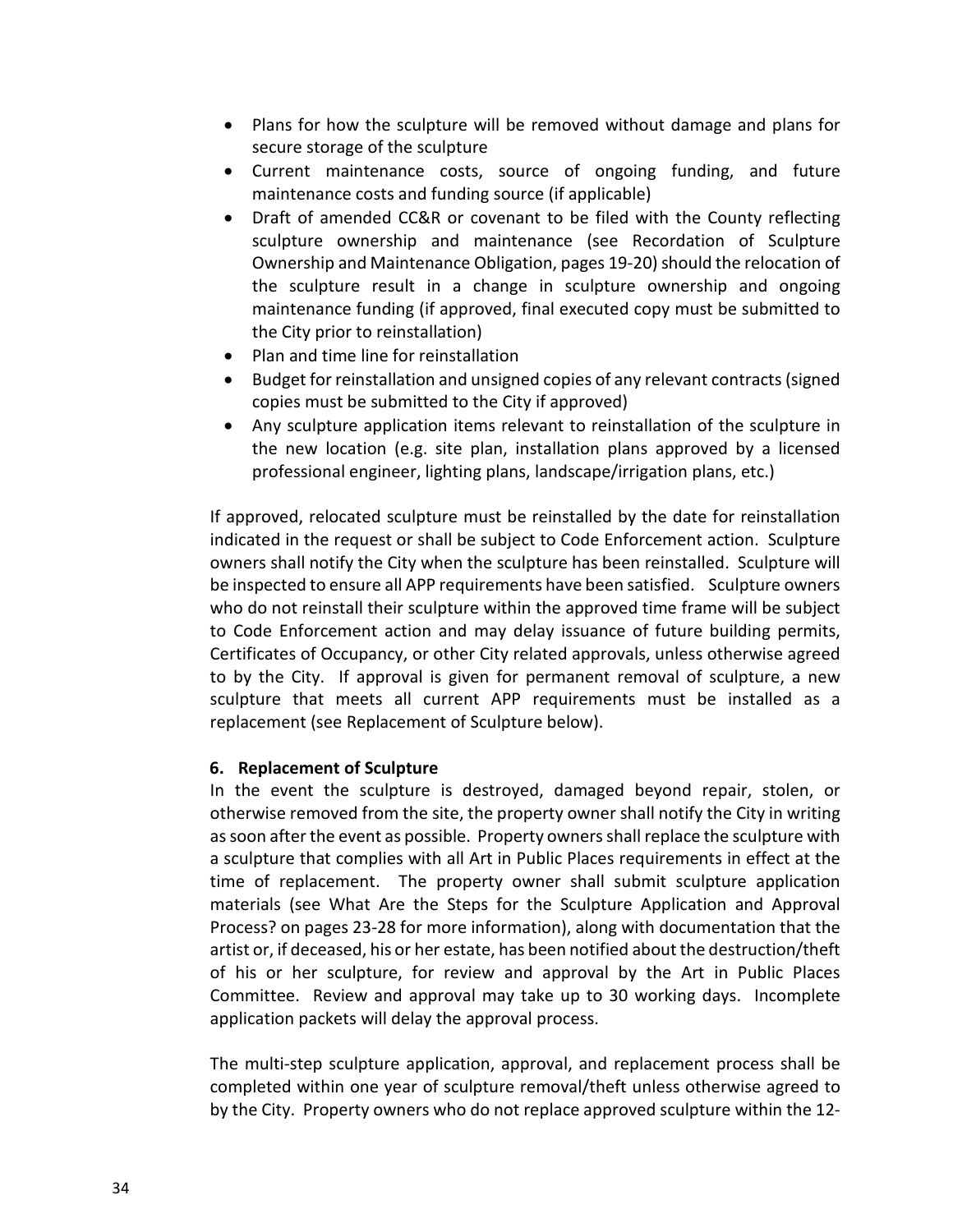- Plans for how the sculpture will be removed without damage and plans for secure storage of the sculpture
- Current maintenance costs, source of ongoing funding, and future maintenance costs and funding source (if applicable)
- Draft of amended CC&R or covenant to be filed with the County reflecting sculpture ownership and maintenance (see Recordation of Sculpture Ownership and Maintenance Obligation, pages 19-20) should the relocation of the sculpture result in a change in sculpture ownership and ongoing maintenance funding (if approved, final executed copy must be submitted to the City prior to reinstallation)
- Plan and time line for reinstallation
- Budget for reinstallation and unsigned copies of any relevant contracts (signed copies must be submitted to the City if approved)
- Any sculpture application items relevant to reinstallation of the sculpture in the new location (e.g. site plan, installation plans approved by a licensed professional engineer, lighting plans, landscape/irrigation plans, etc.)

If approved, relocated sculpture must be reinstalled by the date for reinstallation indicated in the request or shall be subject to Code Enforcement action. Sculpture owners shall notify the City when the sculpture has been reinstalled. Sculpture will be inspected to ensure all APP requirements have been satisfied. Sculpture owners who do not reinstall their sculpture within the approved time frame will be subject to Code Enforcement action and may delay issuance of future building permits, Certificates of Occupancy, or other City related approvals, unless otherwise agreed to by the City. If approval is given for permanent removal of sculpture, a new sculpture that meets all current APP requirements must be installed as a replacement (see Replacement of Sculpture below).

**6. Replacement of Sculpture**

In the event the sculpture is destroyed, damaged beyond repair, stolen, or otherwise removed from the site, the property owner shall notify the City in writing as soon after the event as possible. Property owners shall replace the sculpture with a sculpture that complies with all Art in Public Places requirements in effect at the time of replacement. The property owner shall submit sculpture application materials (see What Are the Steps for the Sculpture Application and Approval Process? on pages 23-28 for more information), along with documentation that the artist or, if deceased, his or her estate, has been notified about the destruction/theft of his or her sculpture, for review and approval by the Art in Public Places Committee. Review and approval may take up to 30 working days. Incomplete application packets will delay the approval process.

The multi-step sculpture application, approval, and replacement process shall be completed within one year of sculpture removal/theft unless otherwise agreed to by the City. Property owners who do not replace approved sculpture within the 12-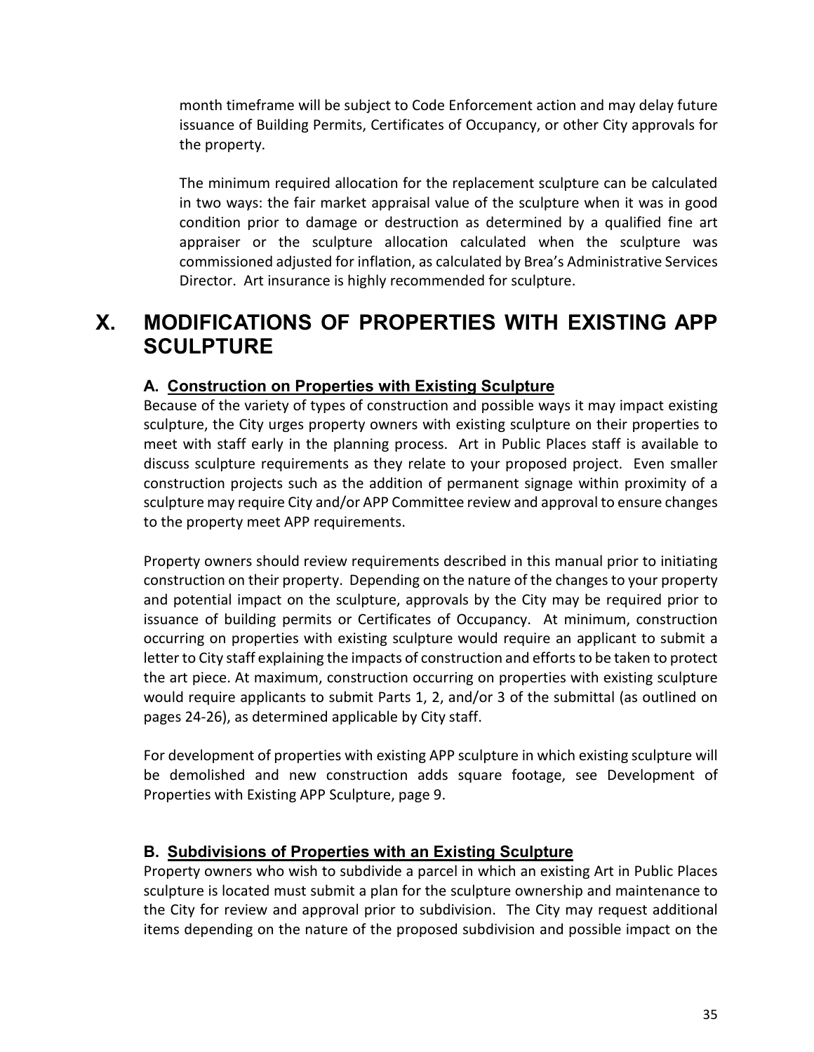month timeframe will be subject to Code Enforcement action and may delay future issuance of Building Permits, Certificates of Occupancy, or other City approvals for the property.

The minimum required allocation for the replacement sculpture can be calculated in two ways: the fair market appraisal value of the sculpture when it was in good condition prior to damage or destruction as determined by a qualified fine art appraiser or the sculpture allocation calculated when the sculpture was commissioned adjusted for inflation, as calculated by Brea's Administrative Services Director. Art insurance is highly recommended for sculpture.

# X. MODIFICATIONS OF PROPERTIES WITH EXISTING APP SCULPTURE

### A. Construction on Properties with Existing Sculpture

Because of the variety of types of construction and possible ways it may impact existing sculpture, the City urges property owners with existing sculpture on their properties to meet with staff early in the planning process. Art in Public Places staff is available to discuss sculpture requirements as they relate to your proposed project. Even smaller construction projects such as the addition of permanent signage within proximity of a sculpture may require City and/or APP Committee review and approval to ensure changes to the property meet APP requirements.

Property owners should review requirements described in this manual prior to initiating construction on their property. Depending on the nature of the changes to your property and potential impact on the sculpture, approvals by the City may be required prior to issuance of building permits or Certificates of Occupancy. At minimum, construction occurring on properties with existing sculpture would require an applicant to submit a letter to City staff explaining the impacts of construction and efforts to be taken to protect the art piece. At maximum, construction occurring on properties with existing sculpture would require applicants to submit Parts 1, 2, and/or 3 of the submittal (as outlined on pages 24-26), as determined applicable by City staff.

For development of properties with existing APP sculpture in which existing sculpture will be demolished and new construction adds square footage, see Development of Properties with Existing APP Sculpture, page 9.

### B. Subdivisions of Properties with an Existing Sculpture

Property owners who wish to subdivide a parcel in which an existing Art in Public Places sculpture is located must submit a plan for the sculpture ownership and maintenance to the City for review and approval prior to subdivision. The City may request additional items depending on the nature of the proposed subdivision and possible impact on the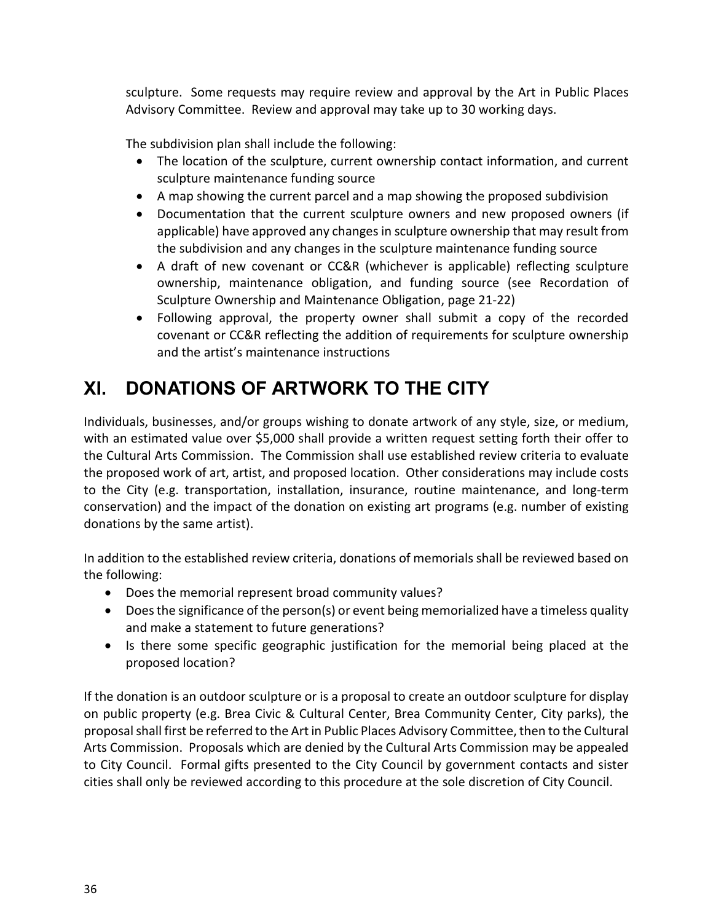sculpture. Some requests may require review and approval by the Art in Public Places Advisory Committee. Review and approval may take up to 30 working days.

The subdivision plan shall include the following:

- The location of the sculpture, current ownership contact information, and current sculpture maintenance funding source
- A map showing the current parcel and a map showing the proposed subdivision
- Documentation that the current sculpture owners and new proposed owners (if applicable) have approved any changes in sculpture ownership that may result from the subdivision and any changes in the sculpture maintenance funding source
- A draft of new covenant or CC&R (whichever is applicable) reflecting sculpture ownership, maintenance obligation, and funding source (see Recordation of Sculpture Ownership and Maintenance Obligation, page 21-22)
- Following approval, the property owner shall submit a copy of the recorded covenant or CC&R reflecting the addition of requirements for sculpture ownership and the artist's maintenance instructions

# XI. DONATIONS OF ARTWORK TO THE CITY

Individuals, businesses, and/or groups wishing to donate artwork of any style, size, or medium, with an estimated value over $5,000 shall provide a written request setting forth their offer to the Cultural Arts Commission. The Commission shall use established review criteria to evaluate the proposed work of art, artist, and proposed location. Other considerations may include costs to the City (e.g. transportation, installation, insurance, routine maintenance, and long-term conservation) and the impact of the donation on existing art programs (e.g. number of existing donations by the same artist).

In addition to the established review criteria, donations of memorials shall be reviewed based on the following:

- Does the memorial represent broad community values?
- Does the significance of the person(s) or event being memorialized have a timeless quality and make a statement to future generations?
- Is there some specific geographic justification for the memorial being placed at the proposed location?

If the donation is an outdoor sculpture or is a proposal to create an outdoor sculpture for display on public property (e.g. Brea Civic & Cultural Center, Brea Community Center, City parks), the proposal shall first be referred to the Art in Public Places Advisory Committee, then to the Cultural Arts Commission. Proposals which are denied by the Cultural Arts Commission may be appealed to City Council. Formal gifts presented to the City Council by government contacts and sister cities shall only be reviewed according to this procedure at the sole discretion of City Council.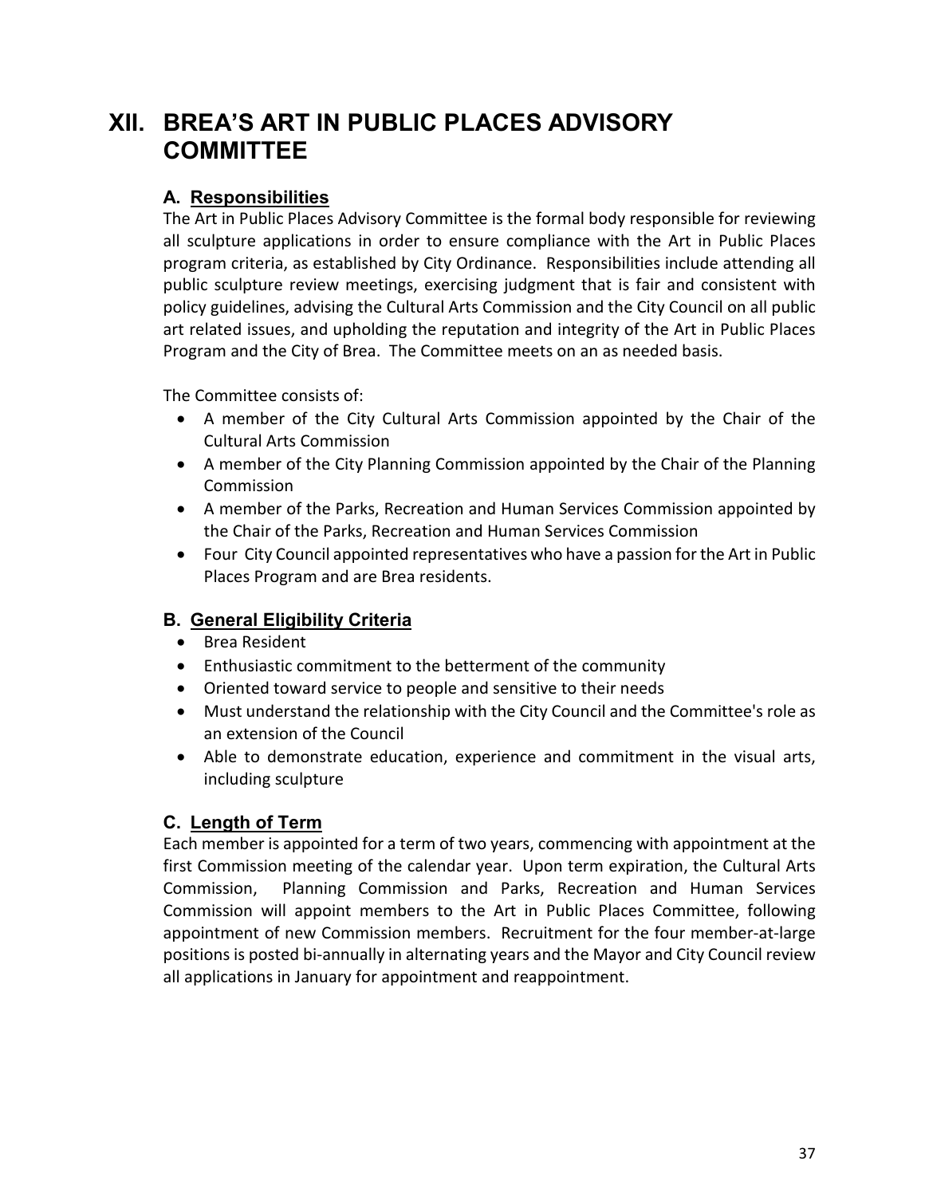# XII. BREA'S ART IN PUBLIC PLACES ADVISORY COMMITTEE

### A. Responsibilities

The Art in Public Places Advisory Committee is the formal body responsible for reviewing all sculpture applications in order to ensure compliance with the Art in Public Places program criteria, as established by City Ordinance. Responsibilities include attending all public sculpture review meetings, exercising judgment that is fair and consistent with policy guidelines, advising the Cultural Arts Commission and the City Council on all public art related issues, and upholding the reputation and integrity of the Art in Public Places Program and the City of Brea. The Committee meets on an as needed basis.

The Committee consists of:

- A member of the City Cultural Arts Commission appointed by the Chair of the Cultural Arts Commission
- A member of the City Planning Commission appointed by the Chair of the Planning Commission
- A member of the Parks, Recreation and Human Services Commission appointed by the Chair of the Parks, Recreation and Human Services Commission
- Four City Council appointed representatives who have a passion for the Art in Public Places Program and are Brea residents.

### B. General Eligibility Criteria

- Brea Resident
- Enthusiastic commitment to the betterment of the community
- Oriented toward service to people and sensitive to their needs
- Must understand the relationship with the City Council and the Committee's role as an extension of the Council
- Able to demonstrate education, experience and commitment in the visual arts, including sculpture

### C. Length of Term

Each member is appointed for a term of two years, commencing with appointment at the first Commission meeting of the calendar year. Upon term expiration, the Cultural Arts Commission, Planning Commission and Parks, Recreation and Human Services Commission will appoint members to the Art in Public Places Committee, following appointment of new Commission members. Recruitment for the four member-at-large positions is posted bi-annually in alternating years and the Mayor and City Council review all applications in January for appointment and reappointment.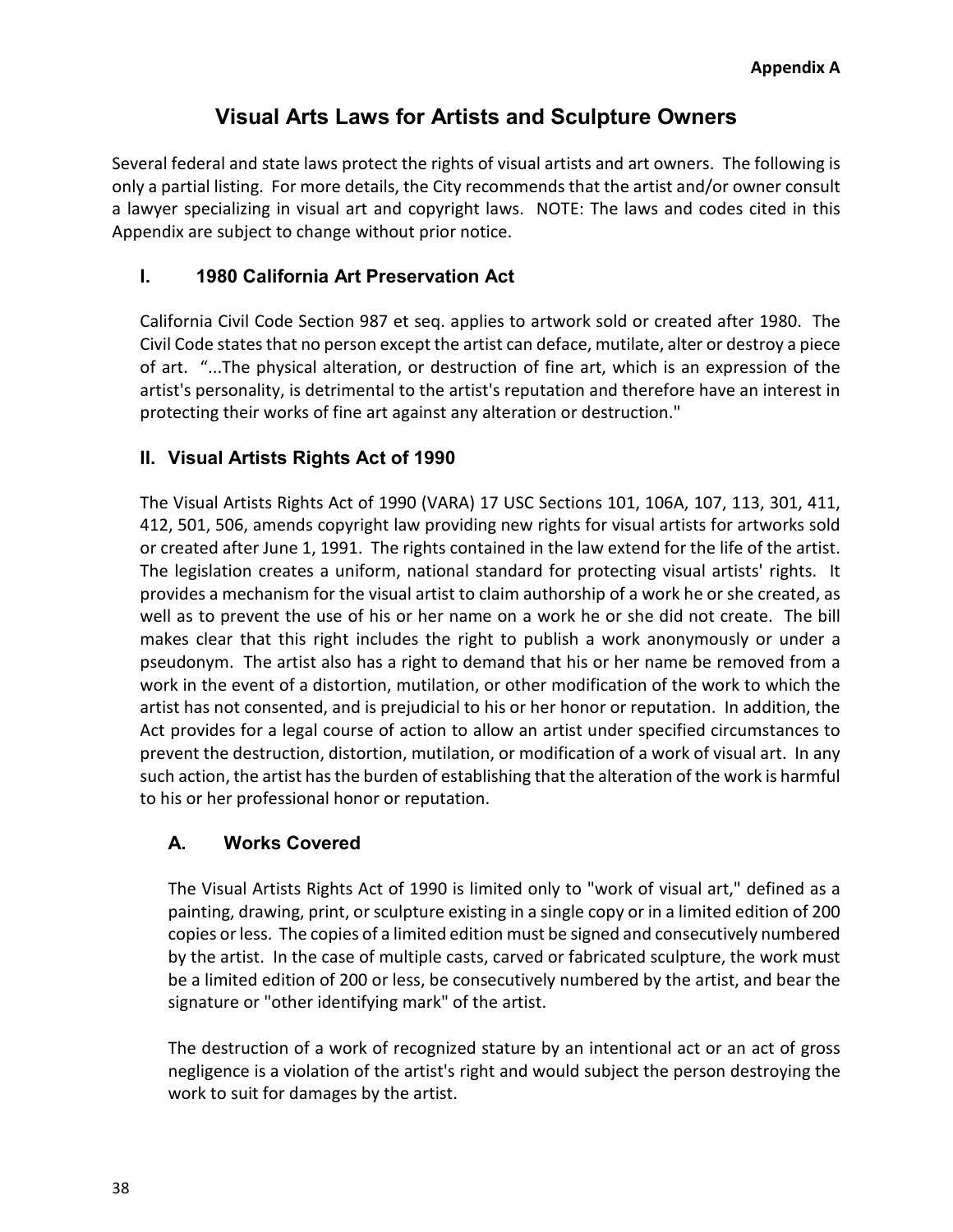**Appendix A**

# Visual Arts Laws for Artists and Sculpture Owners

Several federal and state laws protect the rights of visual artists and art owners. The following is only a partial listing. For more details, the City recommends that the artist and/or owner consult a lawyer specializing in visual art and copyright laws. NOTE: The laws and codes cited in this Appendix are subject to change without prior notice.

## I. 1980 California Art Preservation Act

California Civil Code Section 987 et seq. applies to artwork sold or created after 1980. The Civil Code states that no person except the artist can deface, mutilate, alter or destroy a piece of art. "...The physical alteration, or destruction of fine art, which is an expression of the artist's personality, is detrimental to the artist's reputation and therefore have an interest in protecting their works of fine art against any alteration or destruction."

## II. Visual Artists Rights Act of 1990

The Visual Artists Rights Act of 1990 (VARA) 17 USC Sections 101, 106A, 107, 113, 301, 411, 412, 501, 506, amends copyright law providing new rights for visual artists for artworks sold or created after June 1, 1991. The rights contained in the law extend for the life of the artist. The legislation creates a uniform, national standard for protecting visual artists' rights. It provides a mechanism for the visual artist to claim authorship of a work he or she created, as well as to prevent the use of his or her name on a work he or she did not create. The bill makes clear that this right includes the right to publish a work anonymously or under a pseudonym. The artist also has a right to demand that his or her name be removed from a work in the event of a distortion, mutilation, or other modification of the work to which the artist has not consented, and is prejudicial to his or her honor or reputation. In addition, the Act provides for a legal course of action to allow an artist under specified circumstances to prevent the destruction, distortion, mutilation, or modification of a work of visual art. In any such action, the artist has the burden of establishing that the alteration of the work is harmful to his or her professional honor or reputation.

### A. Works Covered

The Visual Artists Rights Act of 1990 is limited only to "work of visual art," defined as a painting, drawing, print, or sculpture existing in a single copy or in a limited edition of 200 copies or less. The copies of a limited edition must be signed and consecutively numbered by the artist. In the case of multiple casts, carved or fabricated sculpture, the work must be a limited edition of 200 or less, be consecutively numbered by the artist, and bear the signature or "other identifying mark" of the artist.

The destruction of a work of recognized stature by an intentional act or an act of gross negligence is a violation of the artist's right and would subject the person destroying the work to suit for damages by the artist.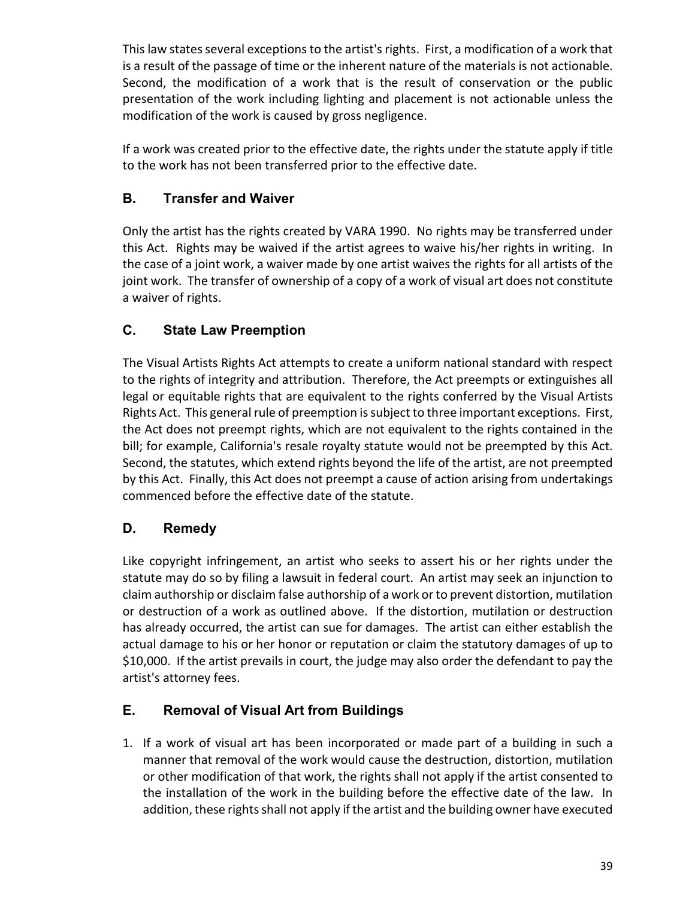This law states several exceptions to the artist's rights. First, a modification of a work that is a result of the passage of time or the inherent nature of the materials is not actionable. Second, the modification of a work that is the result of conservation or the public presentation of the work including lighting and placement is not actionable unless the modification of the work is caused by gross negligence.

If a work was created prior to the effective date, the rights under the statute apply if title to the work has not been transferred prior to the effective date.

### B. Transfer and Waiver

Only the artist has the rights created by VARA 1990. No rights may be transferred under this Act. Rights may be waived if the artist agrees to waive his/her rights in writing. In the case of a joint work, a waiver made by one artist waives the rights for all artists of the joint work. The transfer of ownership of a copy of a work of visual art does not constitute a waiver of rights.

### C. State Law Preemption

The Visual Artists Rights Act attempts to create a uniform national standard with respect to the rights of integrity and attribution. Therefore, the Act preempts or extinguishes all legal or equitable rights that are equivalent to the rights conferred by the Visual Artists Rights Act. This general rule of preemption is subject to three important exceptions. First, the Act does not preempt rights, which are not equivalent to the rights contained in the bill; for example, California's resale royalty statute would not be preempted by this Act. Second, the statutes, which extend rights beyond the life of the artist, are not preempted by this Act. Finally, this Act does not preempt a cause of action arising from undertakings commenced before the effective date of the statute.

### D. Remedy

Like copyright infringement, an artist who seeks to assert his or her rights under the statute may do so by filing a lawsuit in federal court. An artist may seek an injunction to claim authorship or disclaim false authorship of a work or to prevent distortion, mutilation or destruction of a work as outlined above. If the distortion, mutilation or destruction has already occurred, the artist can sue for damages. The artist can either establish the actual damage to his or her honor or reputation or claim the statutory damages of up to $10,000. If the artist prevails in court, the judge may also order the defendant to pay the artist's attorney fees.

### E. Removal of Visual Art from Buildings

1. If a work of visual art has been incorporated or made part of a building in such a manner that removal of the work would cause the destruction, distortion, mutilation or other modification of that work, the rights shall not apply if the artist consented to the installation of the work in the building before the effective date of the law. In addition, these rights shall not apply if the artist and the building owner have executed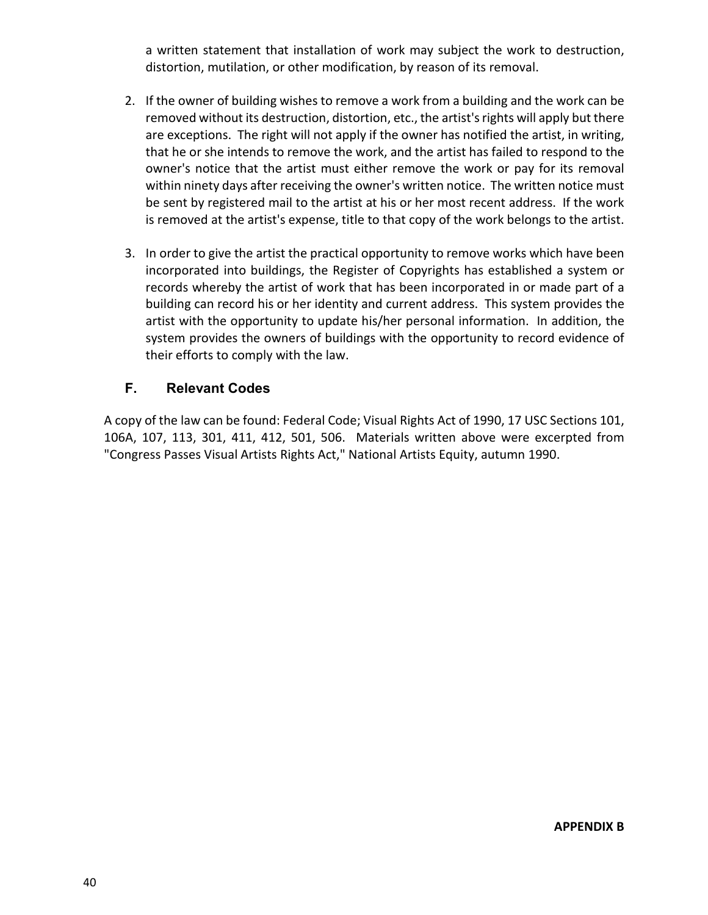a written statement that installation of work may subject the work to destruction, distortion, mutilation, or other modification, by reason of its removal.

2. If the owner of building wishes to remove a work from a building and the work can be removed without its destruction, distortion, etc., the artist's rights will apply but there are exceptions. The right will not apply if the owner has notified the artist, in writing, that he or she intends to remove the work, and the artist has failed to respond to the owner's notice that the artist must either remove the work or pay for its removal within ninety days after receiving the owner's written notice. The written notice must be sent by registered mail to the artist at his or her most recent address. If the work is removed at the artist's expense, title to that copy of the work belongs to the artist.

3. In order to give the artist the practical opportunity to remove works which have been incorporated into buildings, the Register of Copyrights has established a system or records whereby the artist of work that has been incorporated in or made part of a building can record his or her identity and current address. This system provides the artist with the opportunity to update his/her personal information. In addition, the system provides the owners of buildings with the opportunity to record evidence of their efforts to comply with the law.

## F. Relevant Codes

A copy of the law can be found: Federal Code; Visual Rights Act of 1990, 17 USC Sections 101, 106A, 107, 113, 301, 411, 412, 501, 506. Materials written above were excerpted from "Congress Passes Visual Artists Rights Act," National Artists Equity, autumn 1990.

**APPENDIX B**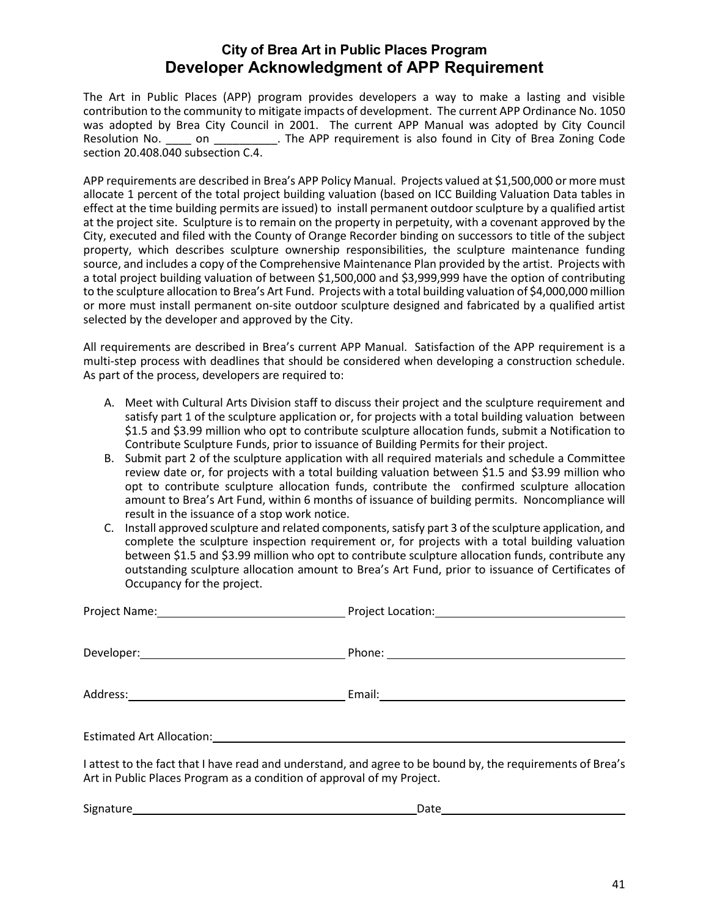### City of Brea Art in Public Places Program

## Developer Acknowledgment of APP Requirement

The Art in Public Places (APP) program provides developers a way to make a lasting and visible contribution to the community to mitigate impacts of development. The current APP Ordinance No. 1050 was adopted by Brea City Council in 2001. The current APP Manual was adopted by City Council Resolution No. ____ on __________. The APP requirement is also found in City of Brea Zoning Code section 20.408.040 subsection C.4.

APP requirements are described in Brea's APP Policy Manual. Projects valued at $1,500,000 or more must allocate 1 percent of the total project building valuation (based on ICC Building Valuation Data tables in effect at the time building permits are issued) to install permanent outdoor sculpture by a qualified artist at the project site. Sculpture is to remain on the property in perpetuity, with a covenant approved by the City, executed and filed with the County of Orange Recorder binding on successors to title of the subject property, which describes sculpture ownership responsibilities, the sculpture maintenance funding source, and includes a copy of the Comprehensive Maintenance Plan provided by the artist. Projects with a total project building valuation of between $1,500,000 and $3,999,999 have the option of contributing to the sculpture allocation to Brea's Art Fund. Projects with a total building valuation of $4,000,000 million or more must install permanent on-site outdoor sculpture designed and fabricated by a qualified artist selected by the developer and approved by the City.

All requirements are described in Brea's current APP Manual. Satisfaction of the APP requirement is a multi-step process with deadlines that should be considered when developing a construction schedule. As part of the process, developers are required to:

A. Meet with Cultural Arts Division staff to discuss their project and the sculpture requirement and satisfy part 1 of the sculpture application or, for projects with a total building valuation between $1.5 and $3.99 million who opt to contribute sculpture allocation funds, submit a Notification to Contribute Sculpture Funds, prior to issuance of Building Permits for their project.

B. Submit part 2 of the sculpture application with all required materials and schedule a Committee review date or, for projects with a total building valuation between $1.5 and $3.99 million who opt to contribute sculpture allocation funds, contribute the confirmed sculpture allocation amount to Brea's Art Fund, within 6 months of issuance of building permits. Noncompliance will result in the issuance of a stop work notice.

C. Install approved sculpture and related components, satisfy part 3 of the sculpture application, and complete the sculpture inspection requirement or, for projects with a total building valuation between $1.5 and $3.99 million who opt to contribute sculpture allocation funds, contribute any outstanding sculpture allocation amount to Brea's Art Fund, prior to issuance of Certificates of Occupancy for the project.

Project Name:______________________________ Project Location:______________________________

Developer:______________________________ Phone: ______________________________

Address:______________________________ Email:______________________________

Estimated Art Allocation:____________________________________________________________

I attest to the fact that I have read and understand, and agree to be bound by, the requirements of Brea's Art in Public Places Program as a condition of approval of my Project.

Signature______________________________________________ Date______________________________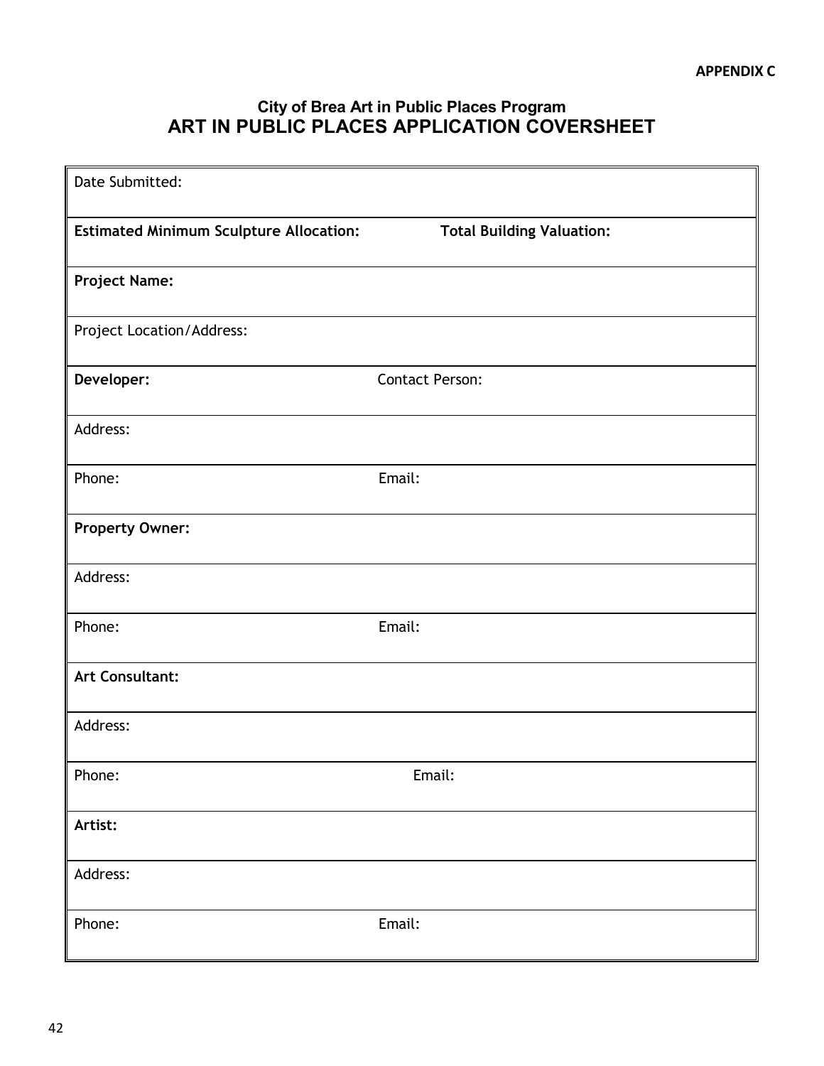**APPENDIX C**

## City of Brea Art in Public Places Program
# ART IN PUBLIC PLACES APPLICATION COVERSHEET

| | |
|---|---|
| Date Submitted: | |
| **Estimated Minimum Sculpture Allocation:** | **Total Building Valuation:** |
| **Project Name:** | |
| Project Location/Address: | |
| **Developer:** | Contact Person: |
| Address: | |
| Phone: | Email: |
| **Property Owner:** | |
| Address: | |
| Phone: | Email: |
| **Art Consultant:** | |
| Address: | |
| Phone: | Email: |
| **Artist:** | |
| Address: | |
| Phone: | Email: |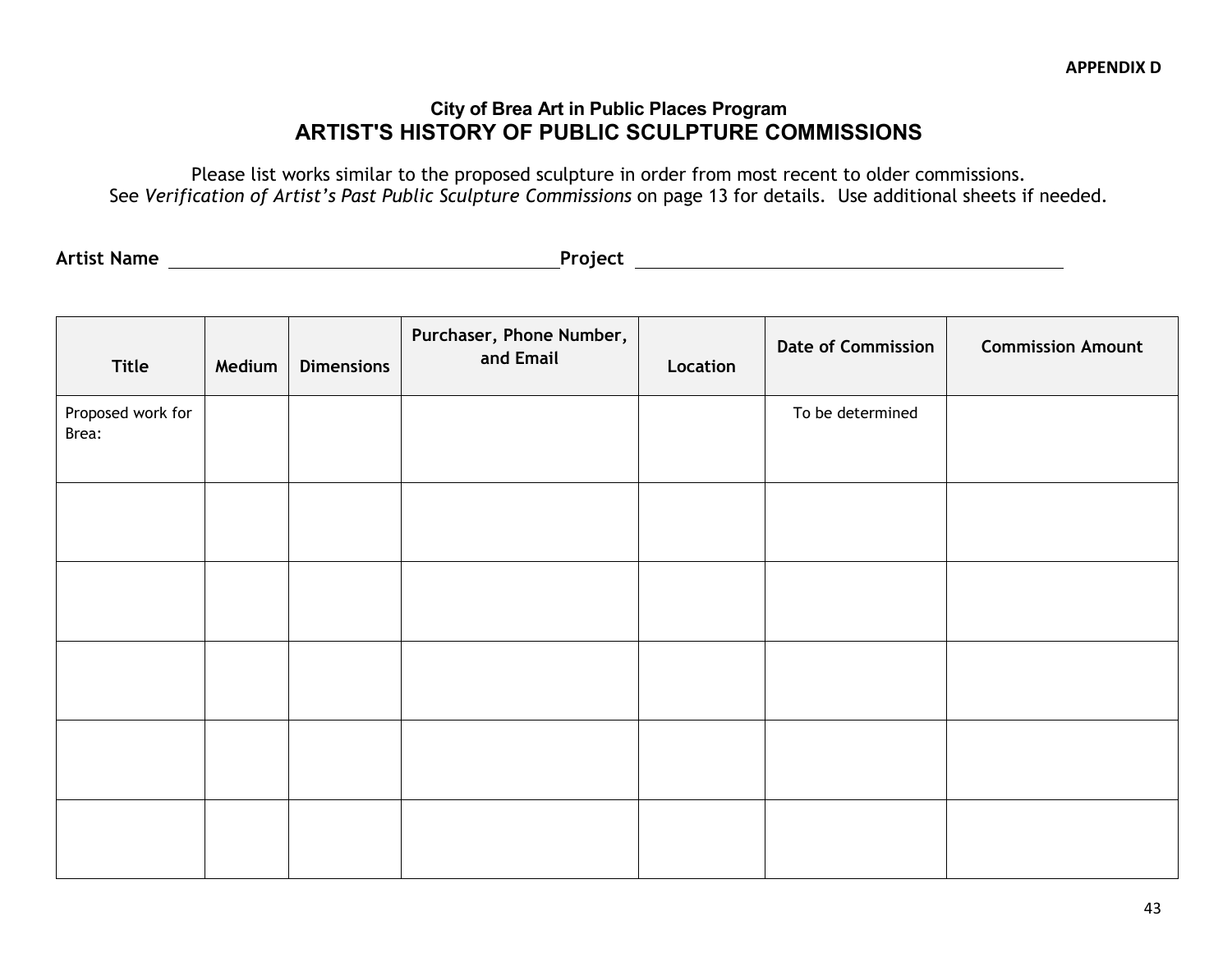**APPENDIX D**

**City of Brea Art in Public Places Program**

# ARTIST'S HISTORY OF PUBLIC SCULPTURE COMMISSIONS

Please list works similar to the proposed sculpture in order from most recent to older commissions.
See *Verification of Artist's Past Public Sculpture Commissions* on page 13 for details. Use additional sheets if needed.

**Artist Name** ______________________________ **Project** ______________________________

| Title | Medium | Dimensions | Purchaser, Phone Number, and Email | Location | Date of Commission | Commission Amount |
|---|---|---|---|---|---|---|
| Proposed work for Brea: | | | | | To be determined | |
| | | | | | | |
| | | | | | | |
| | | | | | | |
| | | | | | | |
| | | | | | | |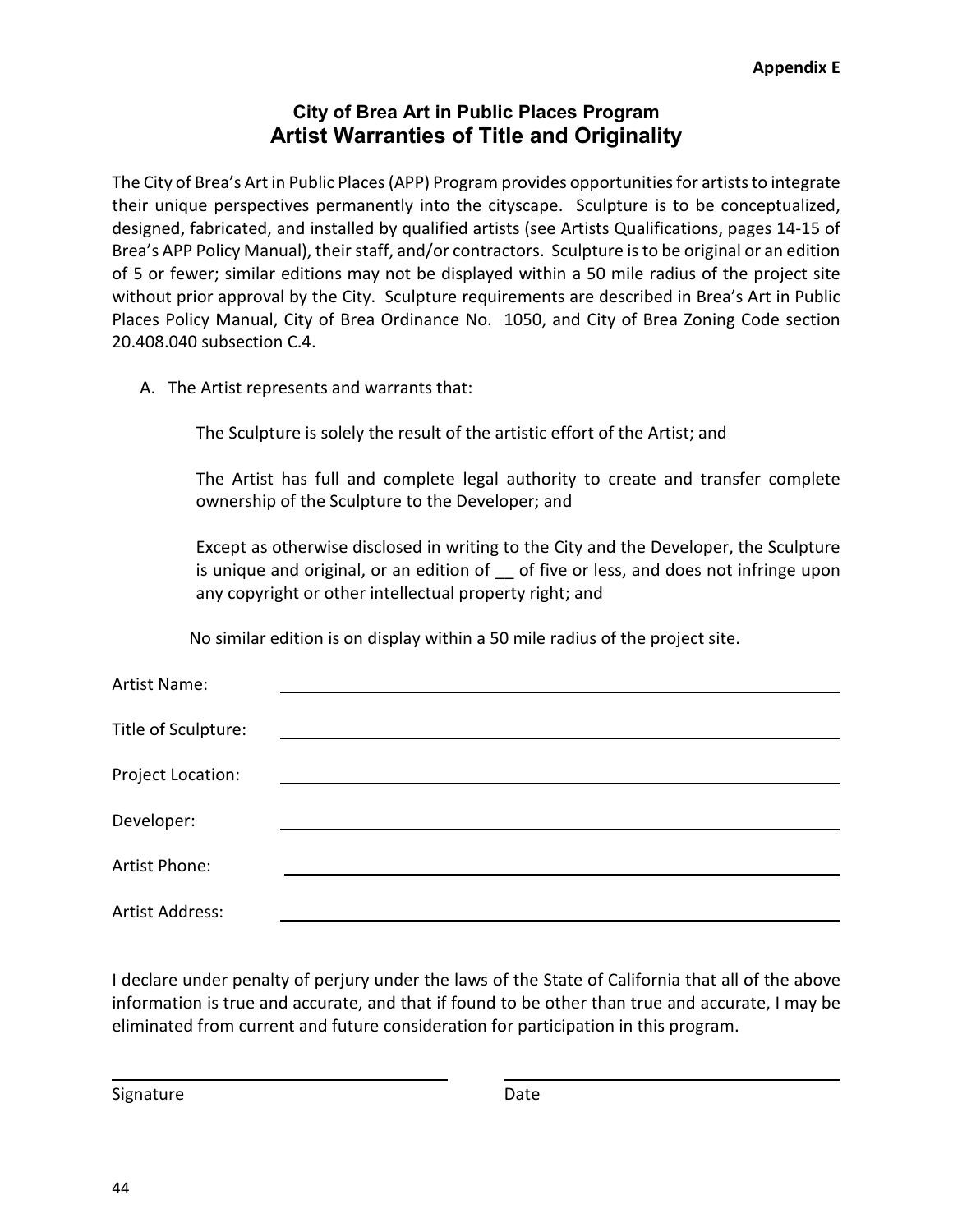**Appendix E**

## City of Brea Art in Public Places Program
# Artist Warranties of Title and Originality

The City of Brea's Art in Public Places (APP) Program provides opportunities for artists to integrate their unique perspectives permanently into the cityscape. Sculpture is to be conceptualized, designed, fabricated, and installed by qualified artists (see Artists Qualifications, pages 14-15 of Brea's APP Policy Manual), their staff, and/or contractors. Sculpture is to be original or an edition of 5 or fewer; similar editions may not be displayed within a 50 mile radius of the project site without prior approval by the City. Sculpture requirements are described in Brea's Art in Public Places Policy Manual, City of Brea Ordinance No. 1050, and City of Brea Zoning Code section 20.408.040 subsection C.4.

A. The Artist represents and warrants that:

The Sculpture is solely the result of the artistic effort of the Artist; and

The Artist has full and complete legal authority to create and transfer complete ownership of the Sculpture to the Developer; and

Except as otherwise disclosed in writing to the City and the Developer, the Sculpture is unique and original, or an edition of __ of five or less, and does not infringe upon any copyright or other intellectual property right; and

No similar edition is on display within a 50 mile radius of the project site.

Artist Name: ______________________________

Title of Sculpture: ______________________________

Project Location: ______________________________

Developer: ______________________________

Artist Phone: ______________________________

Artist Address: ______________________________

I declare under penalty of perjury under the laws of the State of California that all of the above information is true and accurate, and that if found to be other than true and accurate, I may be eliminated from current and future consideration for participation in this program.

______________________________ ______________________________

Signature Date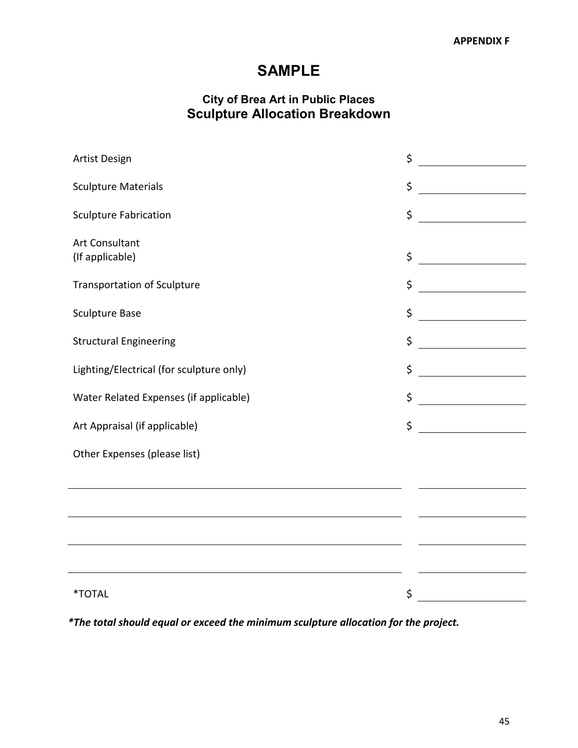APPENDIX F

# SAMPLE

## City of Brea Art in Public Places
## Sculpture Allocation Breakdown

| | |
|---|---|
| Artist Design | $ ______________ |
| Sculpture Materials | $ ______________ |
| Sculpture Fabrication | $ ______________ |
| Art Consultant (If applicable) | $ ______________ |
| Transportation of Sculpture | $ ______________ |
| Sculpture Base | $ ______________ |
| Structural Engineering | $ ______________ |
| Lighting/Electrical (for sculpture only) | $ ______________ |
| Water Related Expenses (if applicable) | $ ______________ |
| Art Appraisal (if applicable) | $ ______________ |
| Other Expenses (please list) | |
| ______________________________ | ______________ |
| ______________________________ | ______________ |
| ______________________________ | ______________ |
| ______________________________ | ______________ |
| *TOTAL | $ ______________ |

***The total should equal or exceed the minimum sculpture allocation for the project.***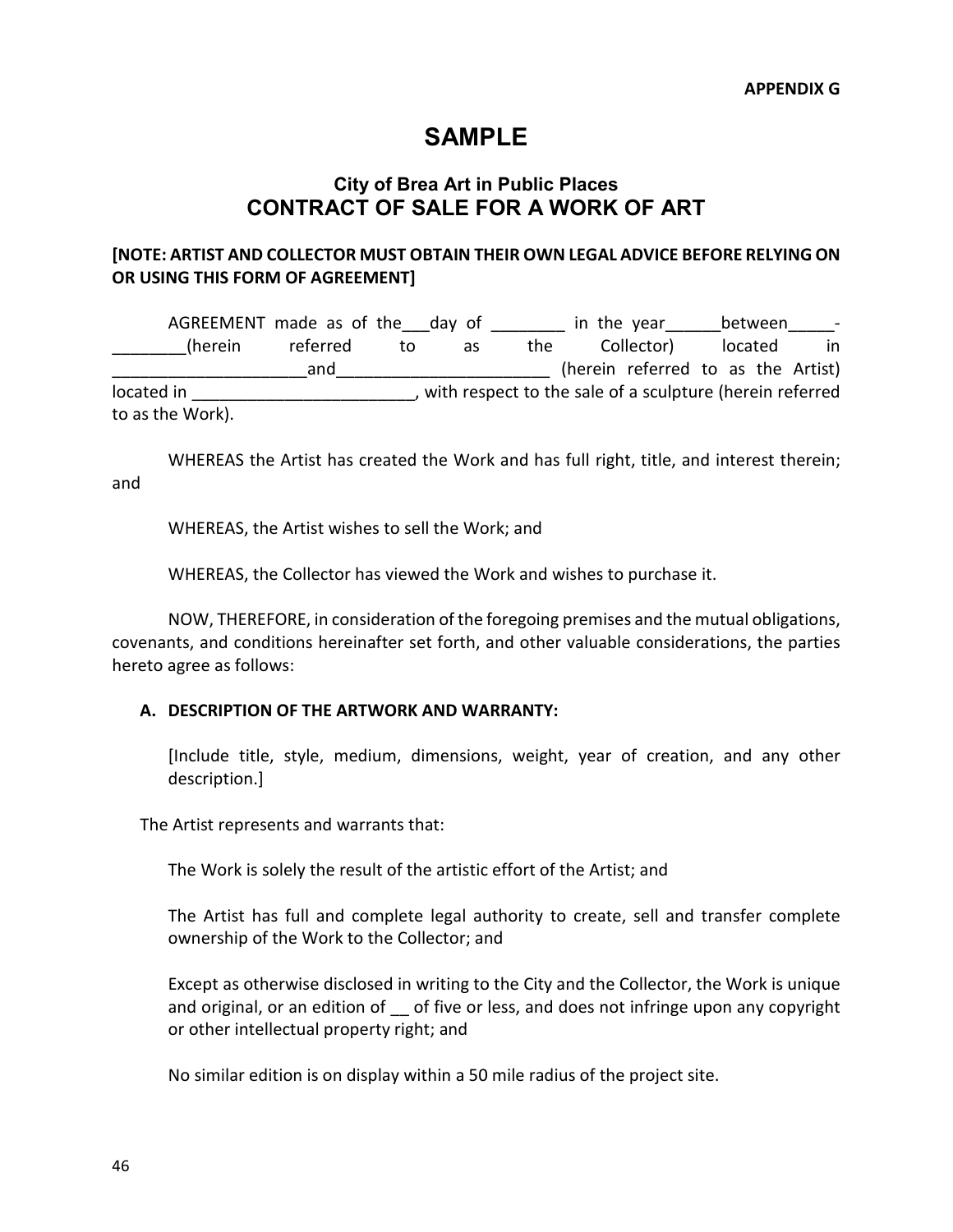**APPENDIX G**

# SAMPLE

### City of Brea Art in Public Places
## CONTRACT OF SALE FOR A WORK OF ART

**[NOTE: ARTIST AND COLLECTOR MUST OBTAIN THEIR OWN LEGAL ADVICE BEFORE RELYING ON OR USING THIS FORM OF AGREEMENT]**

AGREEMENT made as of the___day of ________ in the year______between_____-________(herein referred to as the Collector) located in _____________________and______________________ (herein referred to as the Artist) located in _______________________, with respect to the sale of a sculpture (herein referred to as the Work).

WHEREAS the Artist has created the Work and has full right, title, and interest therein; and

WHEREAS, the Artist wishes to sell the Work; and

WHEREAS, the Collector has viewed the Work and wishes to purchase it.

NOW, THEREFORE, in consideration of the foregoing premises and the mutual obligations, covenants, and conditions hereinafter set forth, and other valuable considerations, the parties hereto agree as follows:

**A. DESCRIPTION OF THE ARTWORK AND WARRANTY:**

[Include title, style, medium, dimensions, weight, year of creation, and any other description.]

The Artist represents and warrants that:

The Work is solely the result of the artistic effort of the Artist; and

The Artist has full and complete legal authority to create, sell and transfer complete ownership of the Work to the Collector; and

Except as otherwise disclosed in writing to the City and the Collector, the Work is unique and original, or an edition of __ of five or less, and does not infringe upon any copyright or other intellectual property right; and

No similar edition is on display within a 50 mile radius of the project site.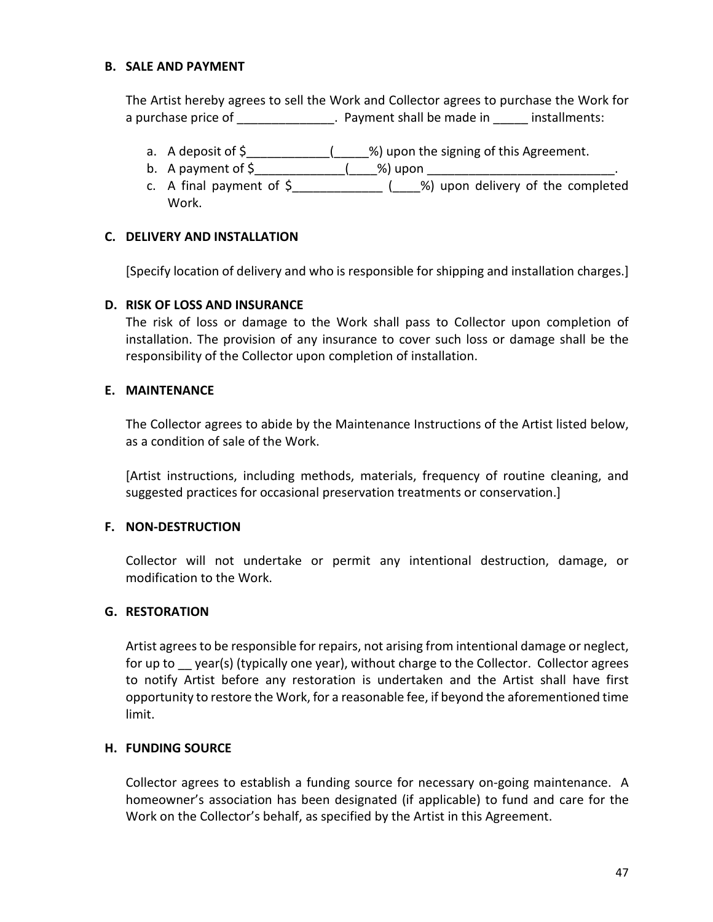### B. SALE AND PAYMENT

The Artist hereby agrees to sell the Work and Collector agrees to purchase the Work for a purchase price of ______________. Payment shall be made in _____ installments:

a. A deposit of $____________(_____%) upon the signing of this Agreement.
b. A payment of $_____________(____%) upon ___________________________.
c. A final payment of $_____________ (____%) upon delivery of the completed Work.

### C. DELIVERY AND INSTALLATION

[Specify location of delivery and who is responsible for shipping and installation charges.]

### D. RISK OF LOSS AND INSURANCE

The risk of loss or damage to the Work shall pass to Collector upon completion of installation. The provision of any insurance to cover such loss or damage shall be the responsibility of the Collector upon completion of installation.

### E. MAINTENANCE

The Collector agrees to abide by the Maintenance Instructions of the Artist listed below, as a condition of sale of the Work.

[Artist instructions, including methods, materials, frequency of routine cleaning, and suggested practices for occasional preservation treatments or conservation.]

### F. NON-DESTRUCTION

Collector will not undertake or permit any intentional destruction, damage, or modification to the Work.

### G. RESTORATION

Artist agrees to be responsible for repairs, not arising from intentional damage or neglect, for up to __ year(s) (typically one year), without charge to the Collector. Collector agrees to notify Artist before any restoration is undertaken and the Artist shall have first opportunity to restore the Work, for a reasonable fee, if beyond the aforementioned time limit.

### H. FUNDING SOURCE

Collector agrees to establish a funding source for necessary on-going maintenance. A homeowner's association has been designated (if applicable) to fund and care for the Work on the Collector's behalf, as specified by the Artist in this Agreement.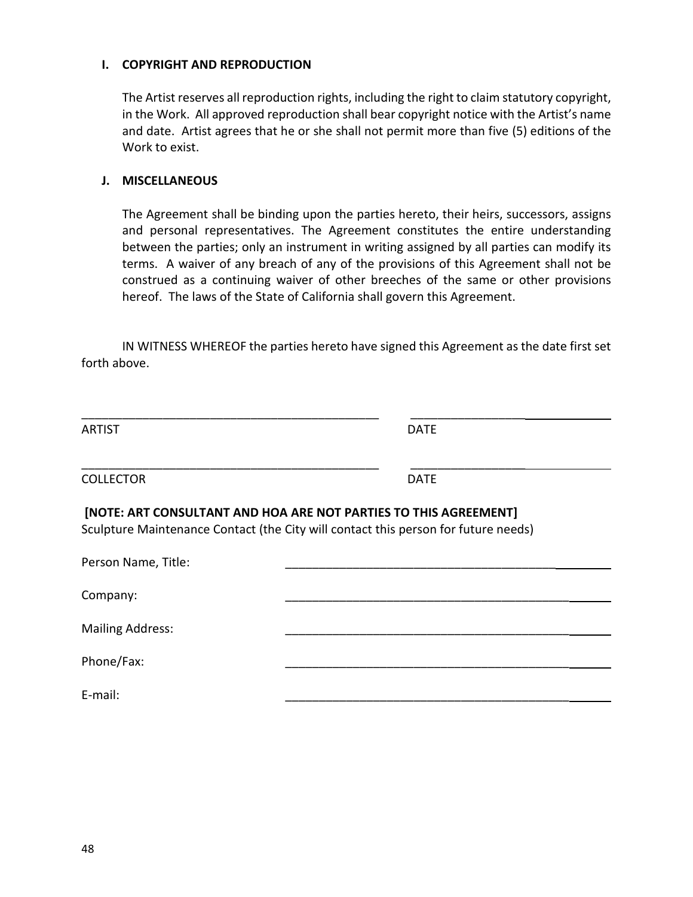### I. COPYRIGHT AND REPRODUCTION

The Artist reserves all reproduction rights, including the right to claim statutory copyright, in the Work. All approved reproduction shall bear copyright notice with the Artist's name and date. Artist agrees that he or she shall not permit more than five (5) editions of the Work to exist.

### J. MISCELLANEOUS

The Agreement shall be binding upon the parties hereto, their heirs, successors, assigns and personal representatives. The Agreement constitutes the entire understanding between the parties; only an instrument in writing assigned by all parties can modify its terms. A waiver of any breach of any of the provisions of this Agreement shall not be construed as a continuing waiver of other breeches of the same or other provisions hereof. The laws of the State of California shall govern this Agreement.

IN WITNESS WHEREOF the parties hereto have signed this Agreement as the date first set forth above.

_____________________________________________ ______________________________

ARTIST DATE

_____________________________________________ ______________________________

COLLECTOR DATE

**[NOTE: ART CONSULTANT AND HOA ARE NOT PARTIES TO THIS AGREEMENT]**

Sculpture Maintenance Contact (the City will contact this person for future needs)

Person Name, Title: _____________________________________________

Company: _____________________________________________

Mailing Address: _____________________________________________

Phone/Fax: _____________________________________________

E-mail: _____________________________________________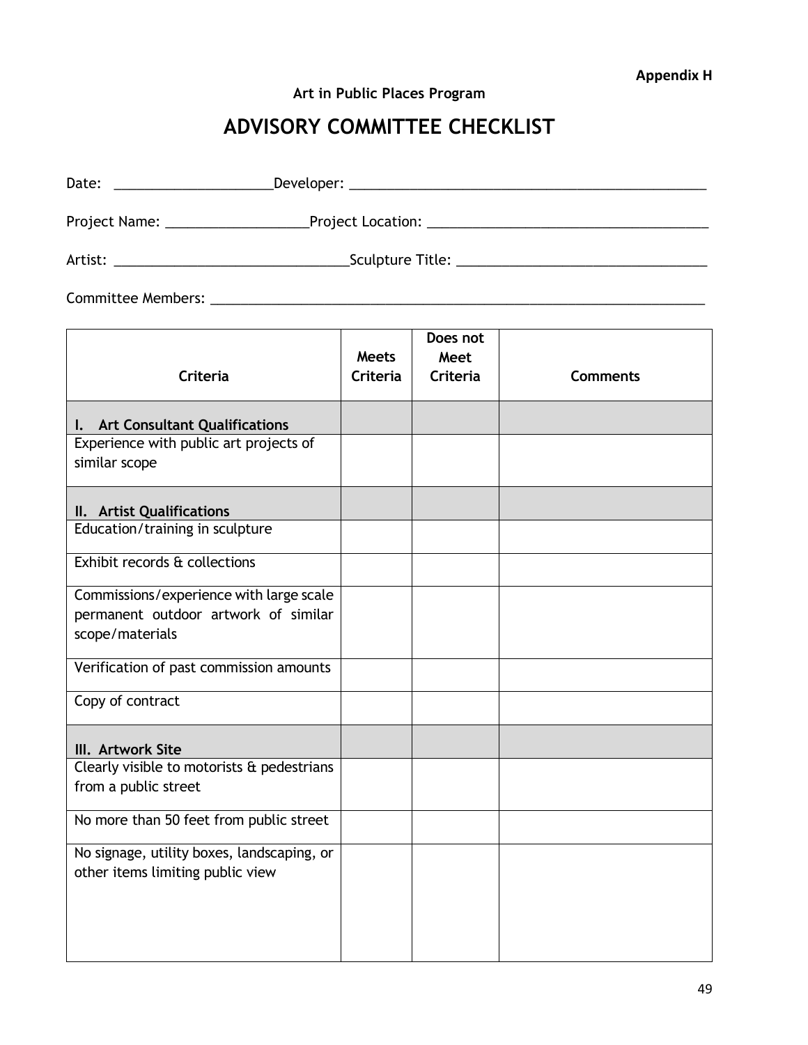**Appendix H**

**Art in Public Places Program**

# ADVISORY COMMITTEE CHECKLIST

Date: ____________________Developer: ______________________________________________

Project Name: __________________Project Location: ____________________________________

Artist: ______________________________Sculpture Title: ________________________________

Committee Members: __________________________________________________________________

| Criteria | Meets Criteria | Does not Meet Criteria | Comments |
|---|---|---|---|
| **I. Art Consultant Qualifications** | | | |
| Experience with public art projects of similar scope | | | |
| **II. Artist Qualifications** | | | |
| Education/training in sculpture | | | |
| Exhibit records & collections | | | |
| Commissions/experience with large scale permanent outdoor artwork of similar scope/materials | | | |
| Verification of past commission amounts | | | |
| Copy of contract | | | |
| **III. Artwork Site** | | | |
| Clearly visible to motorists & pedestrians from a public street | | | |
| No more than 50 feet from public street | | | |
| No signage, utility boxes, landscaping, or other items limiting public view | | | |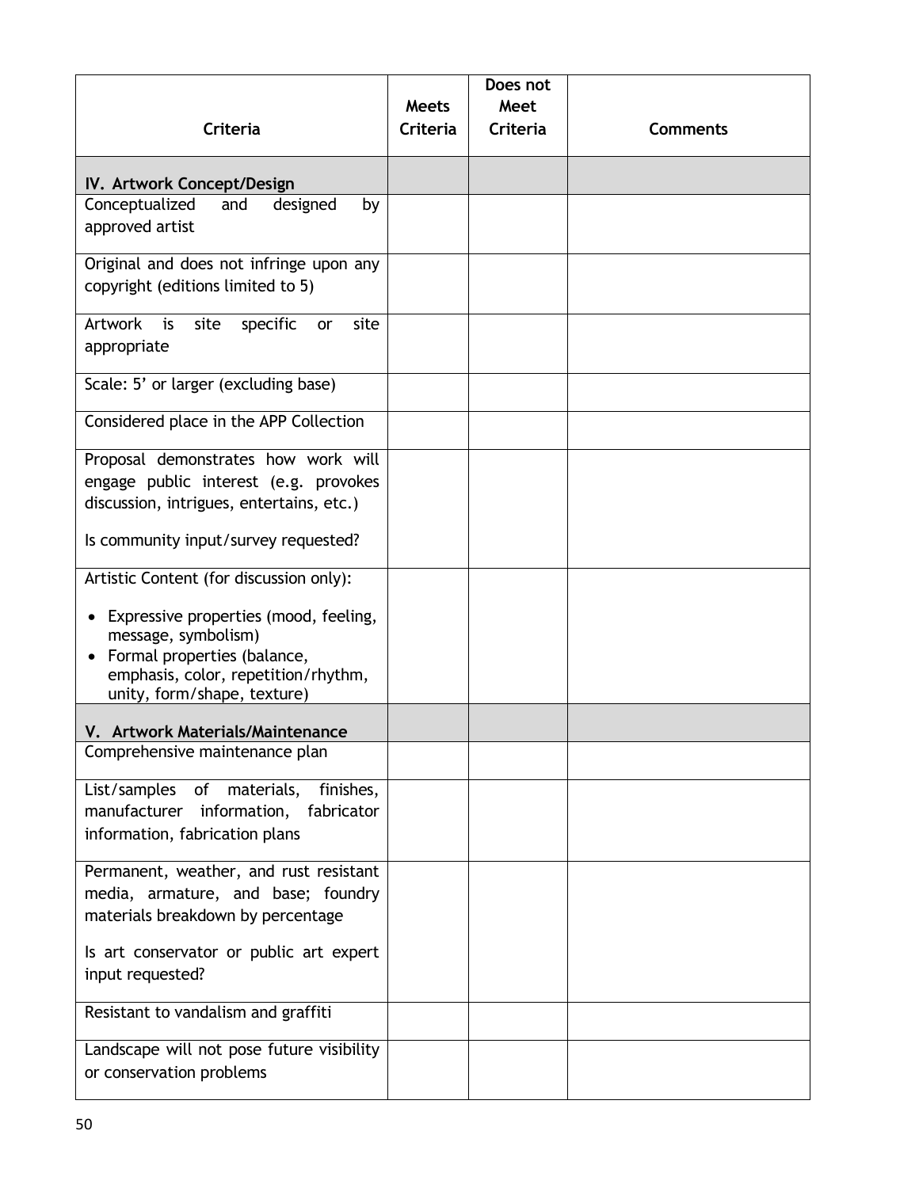| Criteria | Meets Criteria | Does not Meet Criteria | Comments |
|---|---|---|---|
| **IV. Artwork Concept/Design** | | | |
| Conceptualized and designed by approved artist | | | |
| Original and does not infringe upon any copyright (editions limited to 5) | | | |
| Artwork is site specific or site appropriate | | | |
| Scale: 5' or larger (excluding base) | | | |
| Considered place in the APP Collection | | | |
| Proposal demonstrates how work will engage public interest (e.g. provokes discussion, intrigues, entertains, etc.)<br><br>Is community input/survey requested? | | | |
| Artistic Content (for discussion only):<br>• Expressive properties (mood, feeling, message, symbolism)<br>• Formal properties (balance, emphasis, color, repetition/rhythm, unity, form/shape, texture) | | | |
| **V. Artwork Materials/Maintenance** | | | |
| Comprehensive maintenance plan | | | |
| List/samples of materials, finishes, manufacturer information, fabricator information, fabrication plans | | | |
| Permanent, weather, and rust resistant media, armature, and base; foundry materials breakdown by percentage<br><br>Is art conservator or public art expert input requested? | | | |
| Resistant to vandalism and graffiti | | | |
| Landscape will not pose future visibility or conservation problems | | | |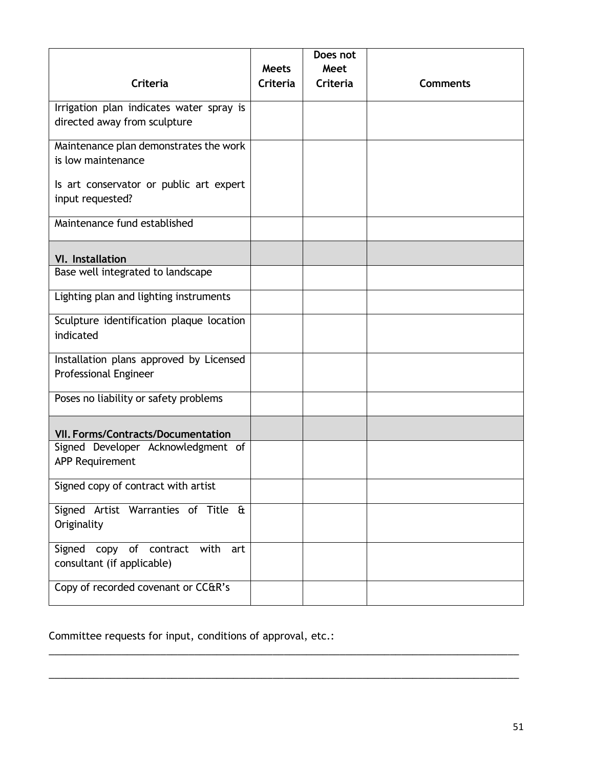| Criteria | Meets Criteria | Does not Meet Criteria | Comments |
|---|---|---|---|
| Irrigation plan indicates water spray is directed away from sculpture | | | |
| Maintenance plan demonstrates the work is low maintenance<br><br>Is art conservator or public art expert input requested? | | | |
| Maintenance fund established | | | |
| **VI. Installation** | | | |
| Base well integrated to landscape | | | |
| Lighting plan and lighting instruments | | | |
| Sculpture identification plaque location indicated | | | |
| Installation plans approved by Licensed Professional Engineer | | | |
| Poses no liability or safety problems | | | |
| **VII. Forms/Contracts/Documentation** | | | |
| Signed Developer Acknowledgment of APP Requirement | | | |
| Signed copy of contract with artist | | | |
| Signed Artist Warranties of Title & Originality | | | |
| Signed copy of contract with art consultant (if applicable) | | | |
| Copy of recorded covenant or CC&R's | | | |

Committee requests for input, conditions of approval, etc.:

______________________________________________________________________________

______________________________________________________________________________